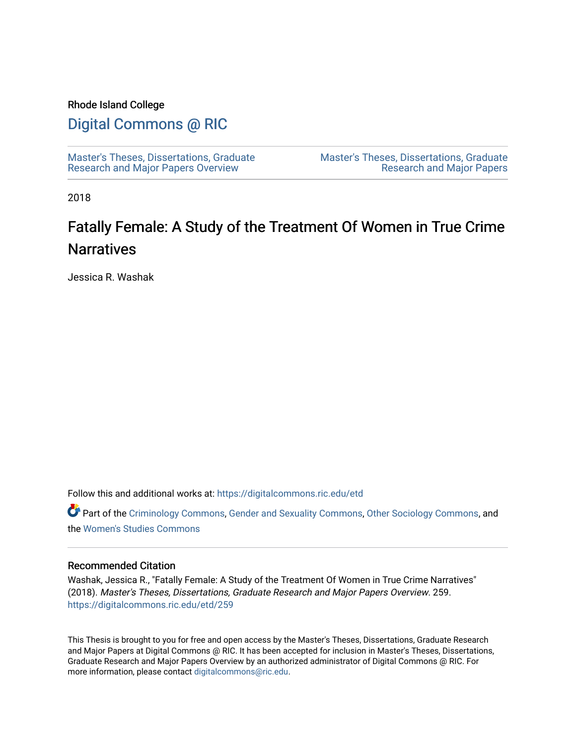Rhode Island College

# Digital Commons @ RIC

Master's Theses, Dissertations, Graduate Research and Major Papers Overview

Master's Theses, Dissertations, Graduate Research and Major Papers

2018

## Fatally Female: A Study of the Treatment Of Women in True Crime Narratives

Jessica R. Washak

Follow this and additional works at: https://digitalcommons.ric.edu/etd

Part of the Criminology Commons, Gender and Sexuality Commons, Other Sociology Commons, and the Women's Studies Commons

### Recommended Citation

Washak, Jessica R., "Fatally Female: A Study of the Treatment Of Women in True Crime Narratives" (2018). *Master's Theses, Dissertations, Graduate Research and Major Papers Overview*. 259. https://digitalcommons.ric.edu/etd/259

This Thesis is brought to you for free and open access by the Master's Theses, Dissertations, Graduate Research and Major Papers at Digital Commons @ RIC. It has been accepted for inclusion in Master's Theses, Dissertations, Graduate Research and Major Papers Overview by an authorized administrator of Digital Commons @ RIC. For more information, please contact digitalcommons@ric.edu.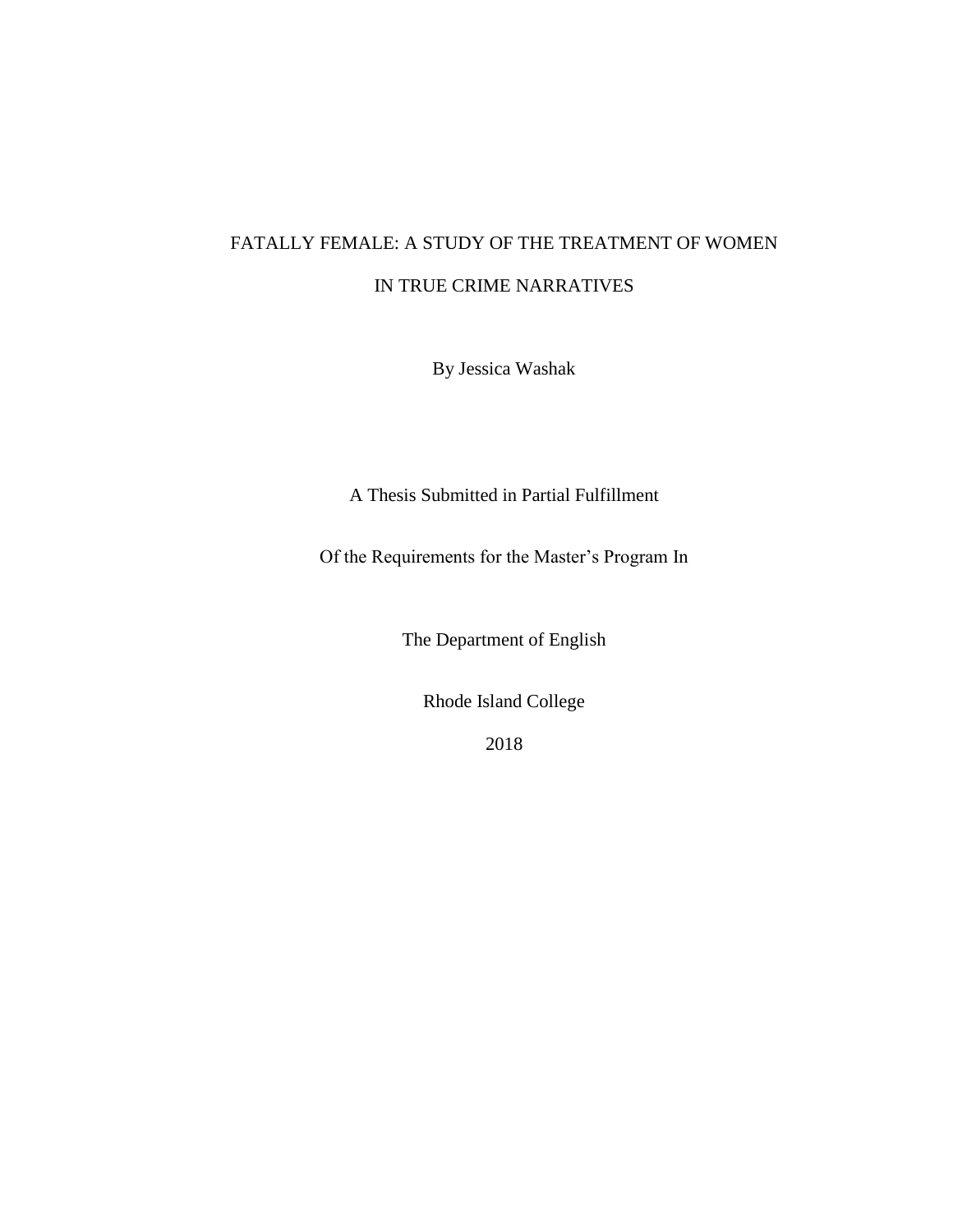# FATALLY FEMALE: A STUDY OF THE TREATMENT OF WOMEN IN TRUE CRIME NARRATIVES

By Jessica Washak

A Thesis Submitted in Partial Fulfillment

Of the Requirements for the Master's Program In

The Department of English

Rhode Island College

2018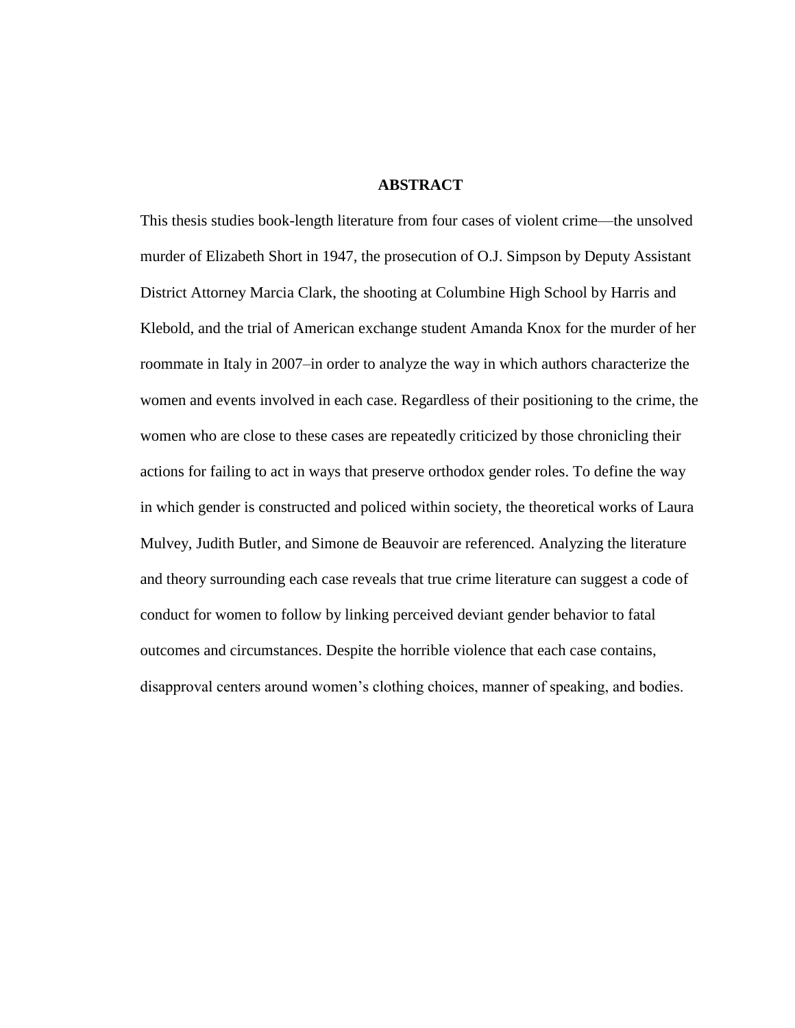## ABSTRACT

This thesis studies book-length literature from four cases of violent crime—the unsolved murder of Elizabeth Short in 1947, the prosecution of O.J. Simpson by Deputy Assistant District Attorney Marcia Clark, the shooting at Columbine High School by Harris and Klebold, and the trial of American exchange student Amanda Knox for the murder of her roommate in Italy in 2007–in order to analyze the way in which authors characterize the women and events involved in each case. Regardless of their positioning to the crime, the women who are close to these cases are repeatedly criticized by those chronicling their actions for failing to act in ways that preserve orthodox gender roles. To define the way in which gender is constructed and policed within society, the theoretical works of Laura Mulvey, Judith Butler, and Simone de Beauvoir are referenced. Analyzing the literature and theory surrounding each case reveals that true crime literature can suggest a code of conduct for women to follow by linking perceived deviant gender behavior to fatal outcomes and circumstances. Despite the horrible violence that each case contains, disapproval centers around women's clothing choices, manner of speaking, and bodies.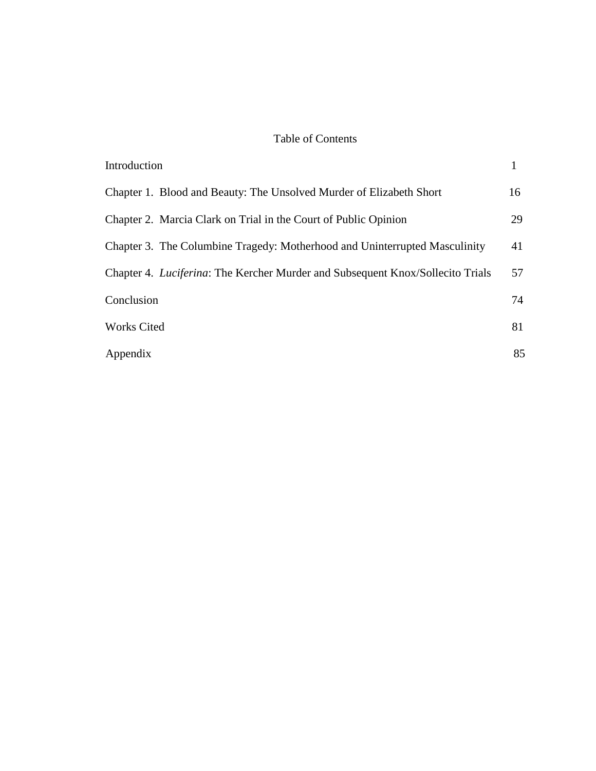# Table of Contents

| | |
|---|---|
| Introduction | 1 |
| Chapter 1. Blood and Beauty: The Unsolved Murder of Elizabeth Short | 16 |
| Chapter 2. Marcia Clark on Trial in the Court of Public Opinion | 29 |
| Chapter 3. The Columbine Tragedy: Motherhood and Uninterrupted Masculinity | 41 |
| Chapter 4. *Luciferina*: The Kercher Murder and Subsequent Knox/Sollecito Trials | 57 |
| Conclusion | 74 |
| Works Cited | 81 |
| Appendix | 85 |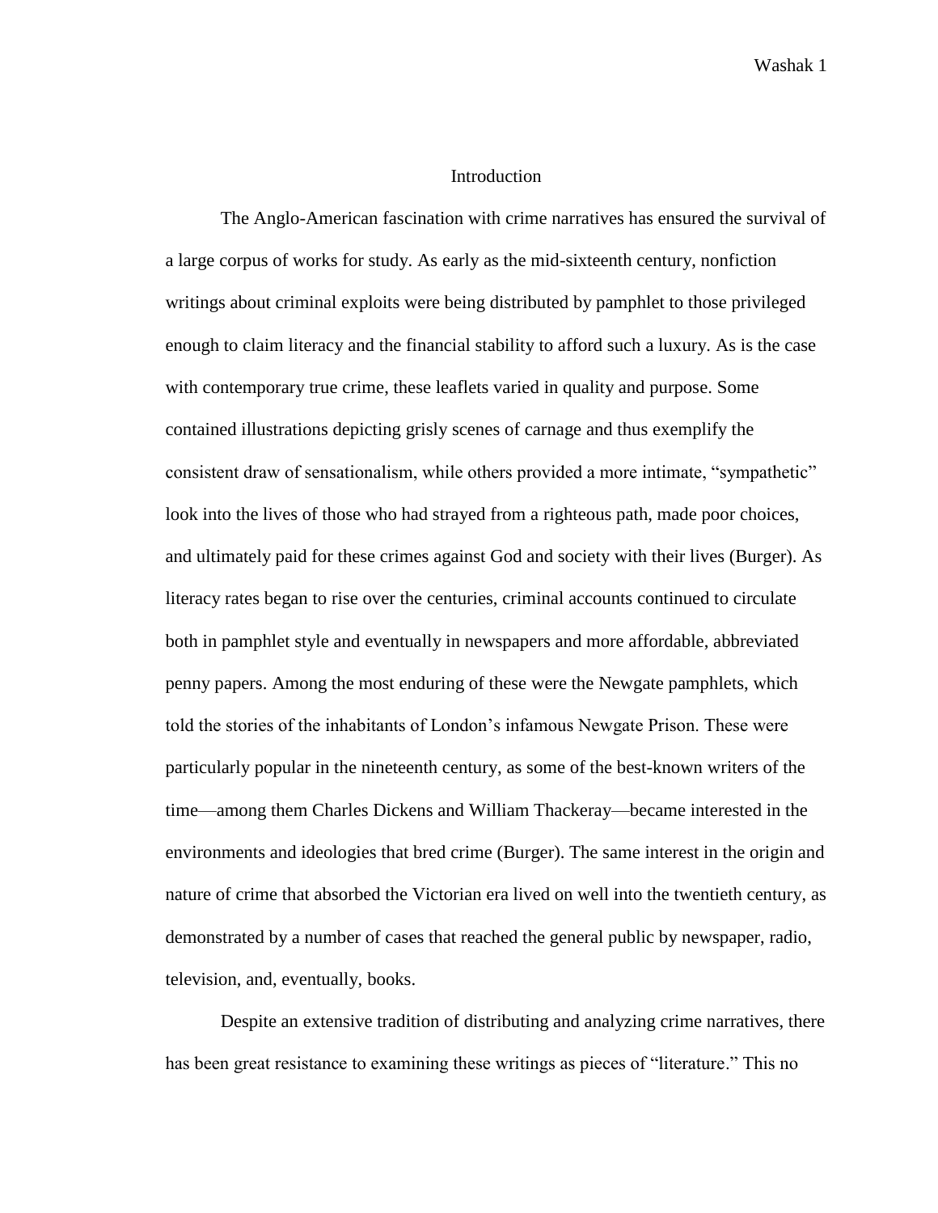# Introduction

The Anglo-American fascination with crime narratives has ensured the survival of a large corpus of works for study. As early as the mid-sixteenth century, nonfiction writings about criminal exploits were being distributed by pamphlet to those privileged enough to claim literacy and the financial stability to afford such a luxury. As is the case with contemporary true crime, these leaflets varied in quality and purpose. Some contained illustrations depicting grisly scenes of carnage and thus exemplify the consistent draw of sensationalism, while others provided a more intimate, "sympathetic" look into the lives of those who had strayed from a righteous path, made poor choices, and ultimately paid for these crimes against God and society with their lives (Burger). As literacy rates began to rise over the centuries, criminal accounts continued to circulate both in pamphlet style and eventually in newspapers and more affordable, abbreviated penny papers. Among the most enduring of these were the Newgate pamphlets, which told the stories of the inhabitants of London's infamous Newgate Prison. These were particularly popular in the nineteenth century, as some of the best-known writers of the time—among them Charles Dickens and William Thackeray—became interested in the environments and ideologies that bred crime (Burger). The same interest in the origin and nature of crime that absorbed the Victorian era lived on well into the twentieth century, as demonstrated by a number of cases that reached the general public by newspaper, radio, television, and, eventually, books.

Despite an extensive tradition of distributing and analyzing crime narratives, there has been great resistance to examining these writings as pieces of "literature." This no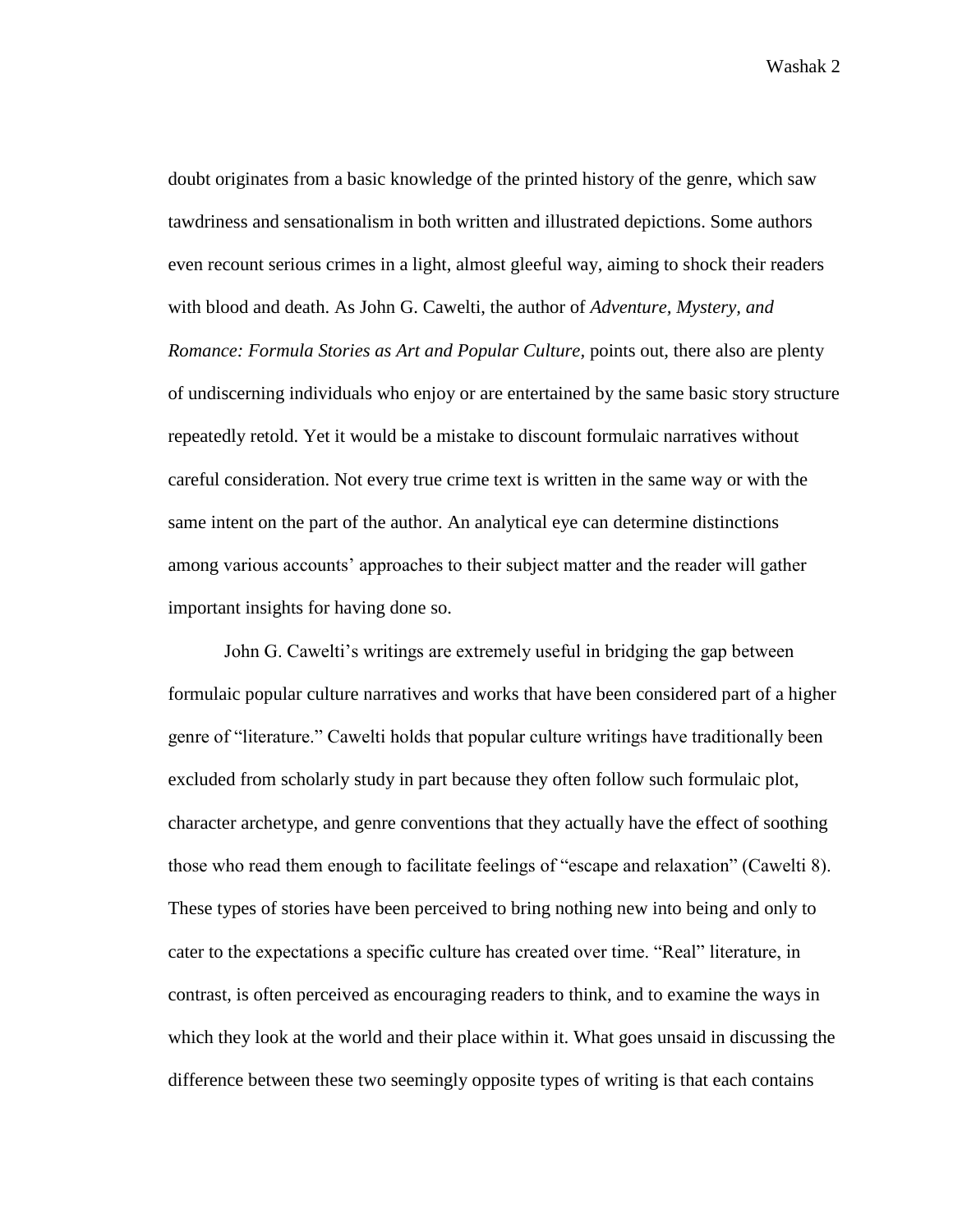doubt originates from a basic knowledge of the printed history of the genre, which saw tawdriness and sensationalism in both written and illustrated depictions. Some authors even recount serious crimes in a light, almost gleeful way, aiming to shock their readers with blood and death. As John G. Cawelti, the author of *Adventure, Mystery, and Romance: Formula Stories as Art and Popular Culture,* points out, there also are plenty of undiscerning individuals who enjoy or are entertained by the same basic story structure repeatedly retold. Yet it would be a mistake to discount formulaic narratives without careful consideration. Not every true crime text is written in the same way or with the same intent on the part of the author. An analytical eye can determine distinctions among various accounts' approaches to their subject matter and the reader will gather important insights for having done so.

John G. Cawelti's writings are extremely useful in bridging the gap between formulaic popular culture narratives and works that have been considered part of a higher genre of "literature." Cawelti holds that popular culture writings have traditionally been excluded from scholarly study in part because they often follow such formulaic plot, character archetype, and genre conventions that they actually have the effect of soothing those who read them enough to facilitate feelings of "escape and relaxation" (Cawelti 8). These types of stories have been perceived to bring nothing new into being and only to cater to the expectations a specific culture has created over time. "Real" literature, in contrast, is often perceived as encouraging readers to think, and to examine the ways in which they look at the world and their place within it. What goes unsaid in discussing the difference between these two seemingly opposite types of writing is that each contains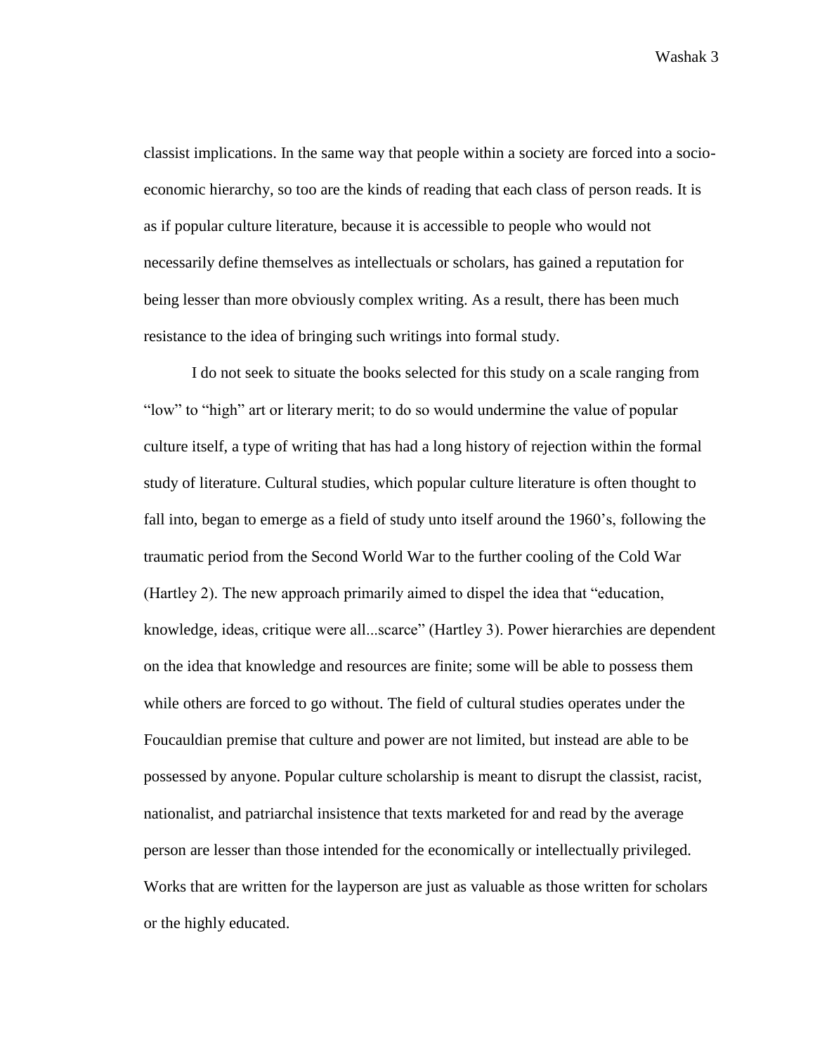classist implications. In the same way that people within a society are forced into a socio-economic hierarchy, so too are the kinds of reading that each class of person reads. It is as if popular culture literature, because it is accessible to people who would not necessarily define themselves as intellectuals or scholars, has gained a reputation for being lesser than more obviously complex writing. As a result, there has been much resistance to the idea of bringing such writings into formal study.

I do not seek to situate the books selected for this study on a scale ranging from "low" to "high" art or literary merit; to do so would undermine the value of popular culture itself, a type of writing that has had a long history of rejection within the formal study of literature. Cultural studies, which popular culture literature is often thought to fall into, began to emerge as a field of study unto itself around the 1960's, following the traumatic period from the Second World War to the further cooling of the Cold War (Hartley 2). The new approach primarily aimed to dispel the idea that "education, knowledge, ideas, critique were all...scarce" (Hartley 3). Power hierarchies are dependent on the idea that knowledge and resources are finite; some will be able to possess them while others are forced to go without. The field of cultural studies operates under the Foucauldian premise that culture and power are not limited, but instead are able to be possessed by anyone. Popular culture scholarship is meant to disrupt the classist, racist, nationalist, and patriarchal insistence that texts marketed for and read by the average person are lesser than those intended for the economically or intellectually privileged. Works that are written for the layperson are just as valuable as those written for scholars or the highly educated.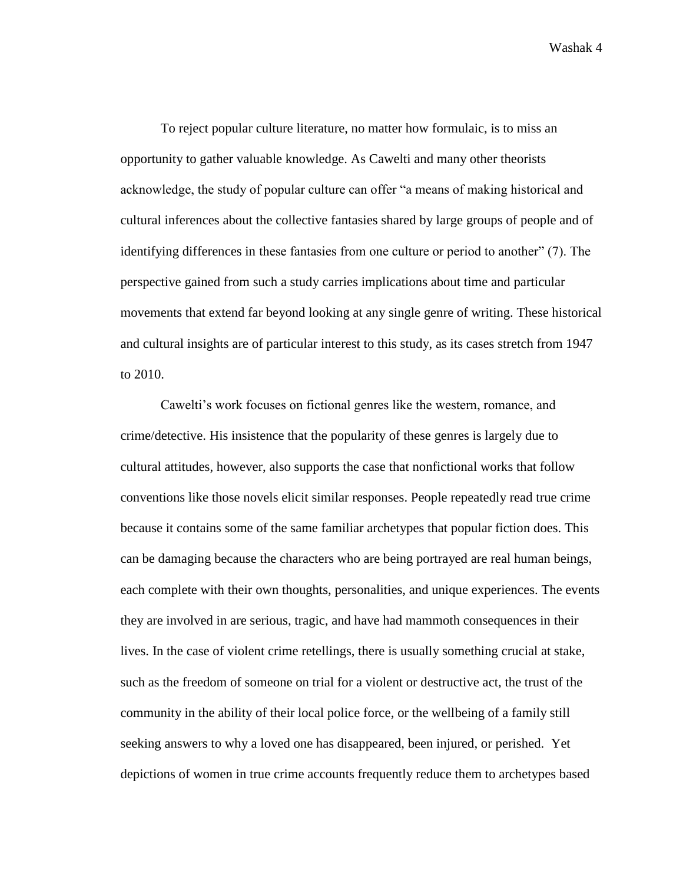To reject popular culture literature, no matter how formulaic, is to miss an opportunity to gather valuable knowledge. As Cawelti and many other theorists acknowledge, the study of popular culture can offer "a means of making historical and cultural inferences about the collective fantasies shared by large groups of people and of identifying differences in these fantasies from one culture or period to another" (7). The perspective gained from such a study carries implications about time and particular movements that extend far beyond looking at any single genre of writing. These historical and cultural insights are of particular interest to this study, as its cases stretch from 1947 to 2010.

Cawelti's work focuses on fictional genres like the western, romance, and crime/detective. His insistence that the popularity of these genres is largely due to cultural attitudes, however, also supports the case that nonfictional works that follow conventions like those novels elicit similar responses. People repeatedly read true crime because it contains some of the same familiar archetypes that popular fiction does. This can be damaging because the characters who are being portrayed are real human beings, each complete with their own thoughts, personalities, and unique experiences. The events they are involved in are serious, tragic, and have had mammoth consequences in their lives. In the case of violent crime retellings, there is usually something crucial at stake, such as the freedom of someone on trial for a violent or destructive act, the trust of the community in the ability of their local police force, or the wellbeing of a family still seeking answers to why a loved one has disappeared, been injured, or perished. Yet depictions of women in true crime accounts frequently reduce them to archetypes based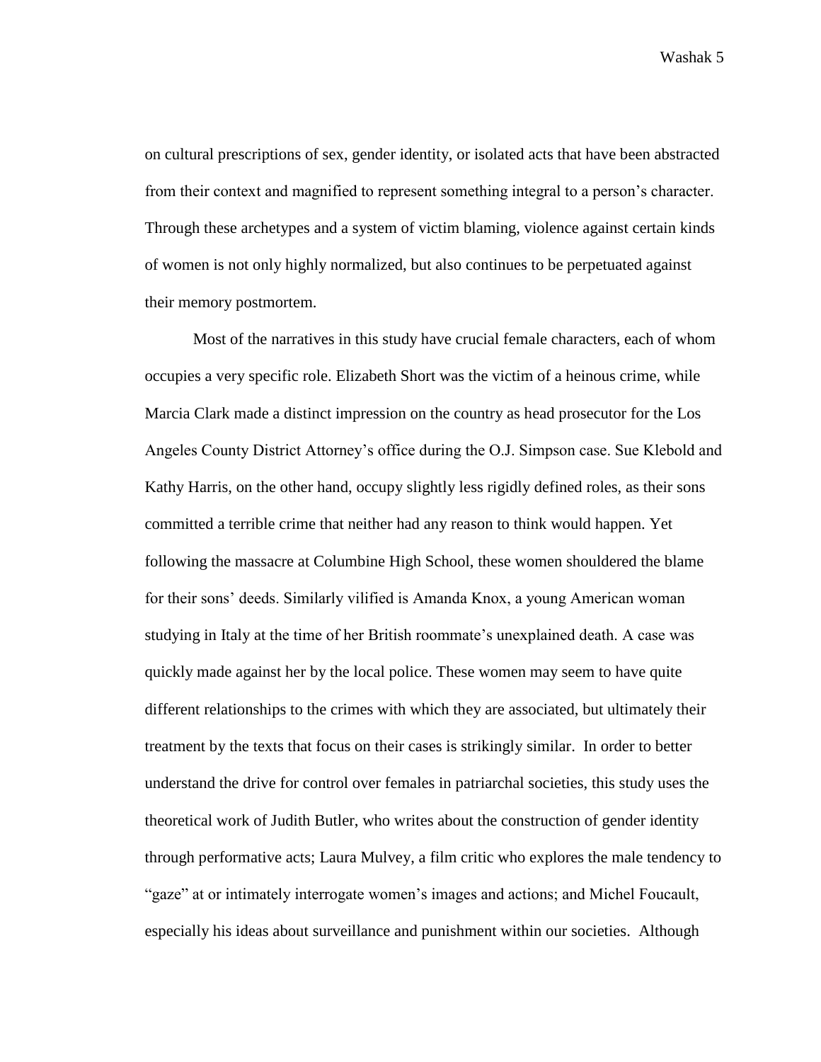on cultural prescriptions of sex, gender identity, or isolated acts that have been abstracted from their context and magnified to represent something integral to a person's character. Through these archetypes and a system of victim blaming, violence against certain kinds of women is not only highly normalized, but also continues to be perpetuated against their memory postmortem.

Most of the narratives in this study have crucial female characters, each of whom occupies a very specific role. Elizabeth Short was the victim of a heinous crime, while Marcia Clark made a distinct impression on the country as head prosecutor for the Los Angeles County District Attorney's office during the O.J. Simpson case. Sue Klebold and Kathy Harris, on the other hand, occupy slightly less rigidly defined roles, as their sons committed a terrible crime that neither had any reason to think would happen. Yet following the massacre at Columbine High School, these women shouldered the blame for their sons' deeds. Similarly vilified is Amanda Knox, a young American woman studying in Italy at the time of her British roommate's unexplained death. A case was quickly made against her by the local police. These women may seem to have quite different relationships to the crimes with which they are associated, but ultimately their treatment by the texts that focus on their cases is strikingly similar. In order to better understand the drive for control over females in patriarchal societies, this study uses the theoretical work of Judith Butler, who writes about the construction of gender identity through performative acts; Laura Mulvey, a film critic who explores the male tendency to "gaze" at or intimately interrogate women's images and actions; and Michel Foucault, especially his ideas about surveillance and punishment within our societies. Although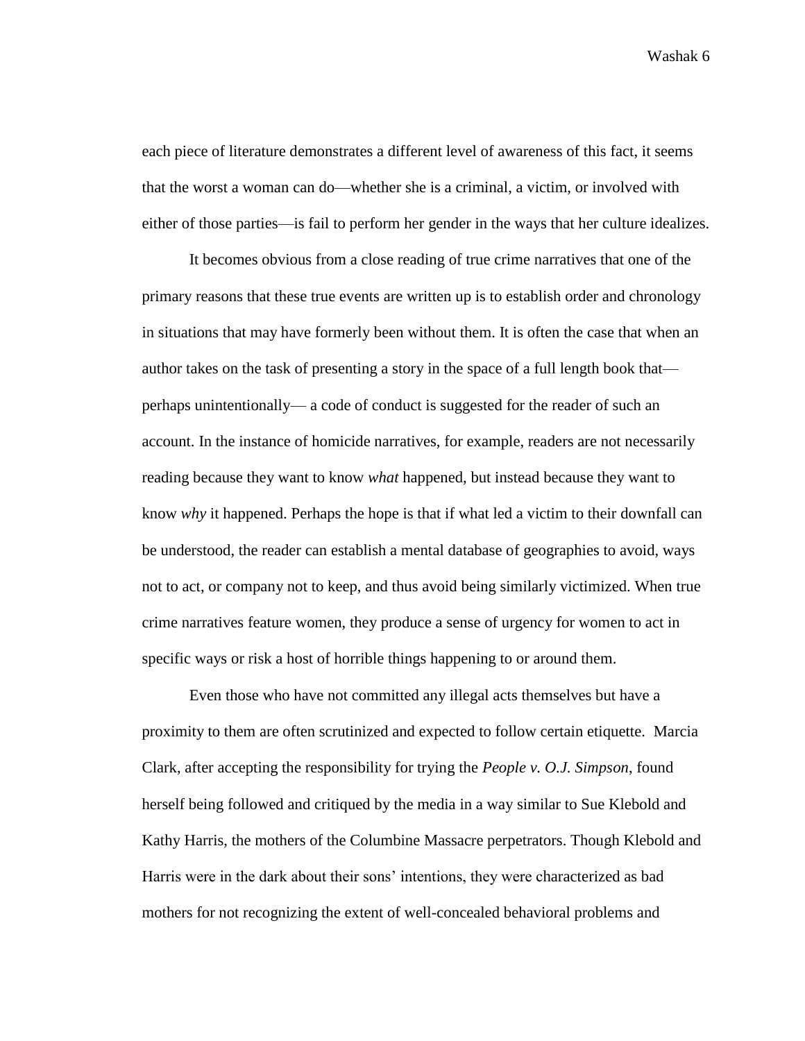each piece of literature demonstrates a different level of awareness of this fact, it seems that the worst a woman can do—whether she is a criminal, a victim, or involved with either of those parties—is fail to perform her gender in the ways that her culture idealizes.

It becomes obvious from a close reading of true crime narratives that one of the primary reasons that these true events are written up is to establish order and chronology in situations that may have formerly been without them. It is often the case that when an author takes on the task of presenting a story in the space of a full length book that—perhaps unintentionally— a code of conduct is suggested for the reader of such an account. In the instance of homicide narratives, for example, readers are not necessarily reading because they want to know *what* happened, but instead because they want to know *why* it happened. Perhaps the hope is that if what led a victim to their downfall can be understood, the reader can establish a mental database of geographies to avoid, ways not to act, or company not to keep, and thus avoid being similarly victimized. When true crime narratives feature women, they produce a sense of urgency for women to act in specific ways or risk a host of horrible things happening to or around them.

Even those who have not committed any illegal acts themselves but have a proximity to them are often scrutinized and expected to follow certain etiquette. Marcia Clark, after accepting the responsibility for trying the *People v. O.J. Simpson*, found herself being followed and critiqued by the media in a way similar to Sue Klebold and Kathy Harris, the mothers of the Columbine Massacre perpetrators. Though Klebold and Harris were in the dark about their sons' intentions, they were characterized as bad mothers for not recognizing the extent of well-concealed behavioral problems and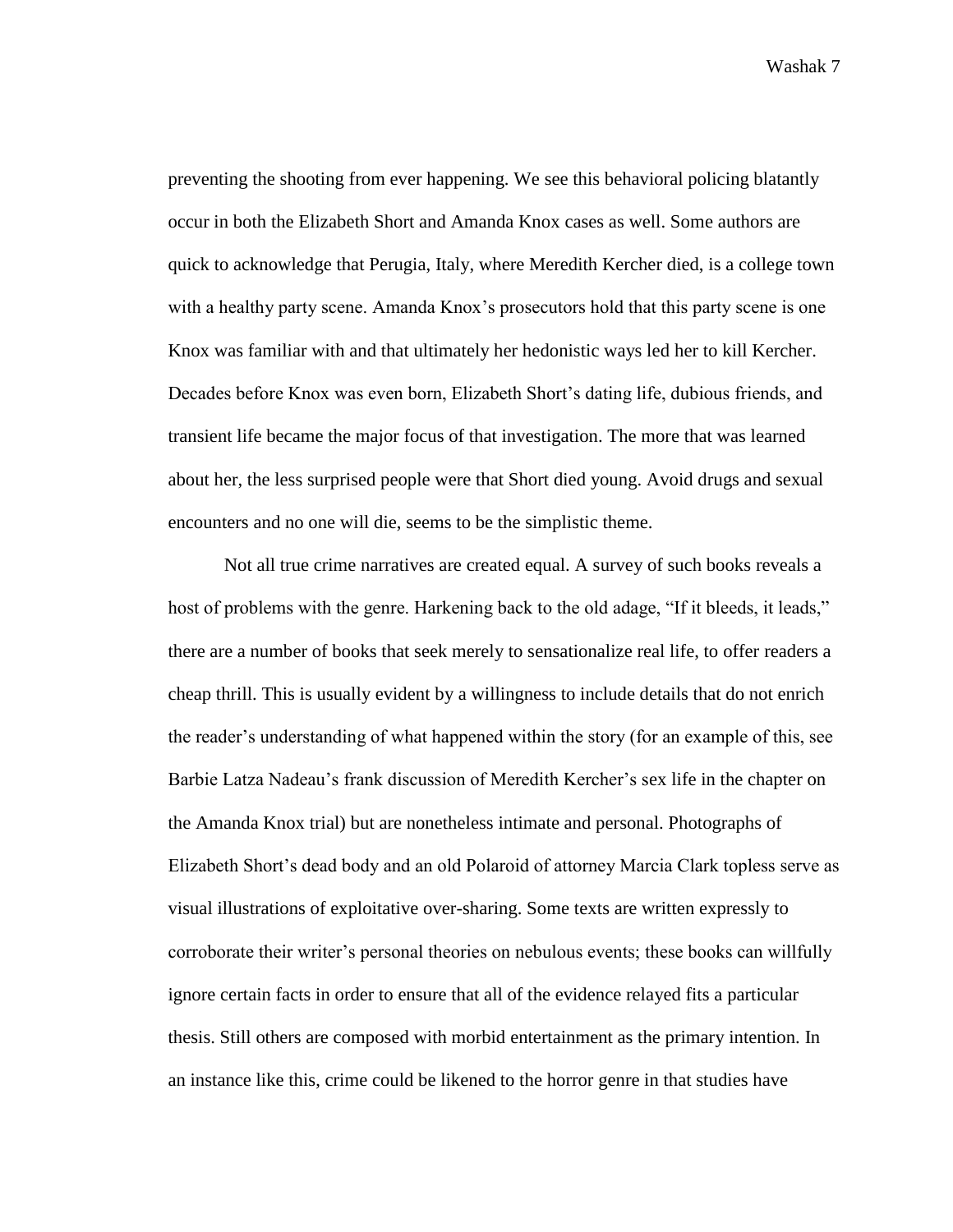preventing the shooting from ever happening. We see this behavioral policing blatantly occur in both the Elizabeth Short and Amanda Knox cases as well. Some authors are quick to acknowledge that Perugia, Italy, where Meredith Kercher died, is a college town with a healthy party scene. Amanda Knox's prosecutors hold that this party scene is one Knox was familiar with and that ultimately her hedonistic ways led her to kill Kercher. Decades before Knox was even born, Elizabeth Short's dating life, dubious friends, and transient life became the major focus of that investigation. The more that was learned about her, the less surprised people were that Short died young. Avoid drugs and sexual encounters and no one will die, seems to be the simplistic theme.

Not all true crime narratives are created equal. A survey of such books reveals a host of problems with the genre. Harkening back to the old adage, "If it bleeds, it leads," there are a number of books that seek merely to sensationalize real life, to offer readers a cheap thrill. This is usually evident by a willingness to include details that do not enrich the reader's understanding of what happened within the story (for an example of this, see Barbie Latza Nadeau's frank discussion of Meredith Kercher's sex life in the chapter on the Amanda Knox trial) but are nonetheless intimate and personal. Photographs of Elizabeth Short's dead body and an old Polaroid of attorney Marcia Clark topless serve as visual illustrations of exploitative over-sharing. Some texts are written expressly to corroborate their writer's personal theories on nebulous events; these books can willfully ignore certain facts in order to ensure that all of the evidence relayed fits a particular thesis. Still others are composed with morbid entertainment as the primary intention. In an instance like this, crime could be likened to the horror genre in that studies have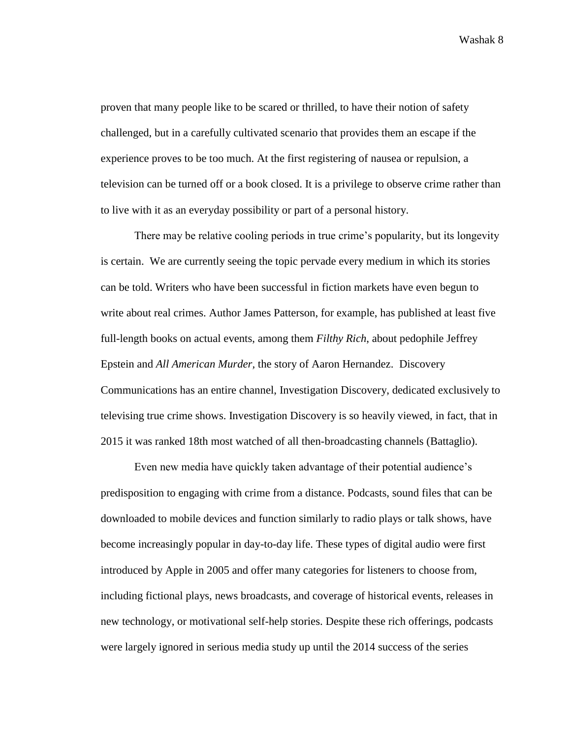proven that many people like to be scared or thrilled, to have their notion of safety challenged, but in a carefully cultivated scenario that provides them an escape if the experience proves to be too much. At the first registering of nausea or repulsion, a television can be turned off or a book closed. It is a privilege to observe crime rather than to live with it as an everyday possibility or part of a personal history.

There may be relative cooling periods in true crime's popularity, but its longevity is certain. We are currently seeing the topic pervade every medium in which its stories can be told. Writers who have been successful in fiction markets have even begun to write about real crimes. Author James Patterson, for example, has published at least five full-length books on actual events, among them *Filthy Rich*, about pedophile Jeffrey Epstein and *All American Murder,* the story of Aaron Hernandez. Discovery Communications has an entire channel, Investigation Discovery, dedicated exclusively to televising true crime shows. Investigation Discovery is so heavily viewed, in fact, that in 2015 it was ranked 18th most watched of all then-broadcasting channels (Battaglio).

Even new media have quickly taken advantage of their potential audience's predisposition to engaging with crime from a distance. Podcasts, sound files that can be downloaded to mobile devices and function similarly to radio plays or talk shows, have become increasingly popular in day-to-day life. These types of digital audio were first introduced by Apple in 2005 and offer many categories for listeners to choose from, including fictional plays, news broadcasts, and coverage of historical events, releases in new technology, or motivational self-help stories. Despite these rich offerings, podcasts were largely ignored in serious media study up until the 2014 success of the series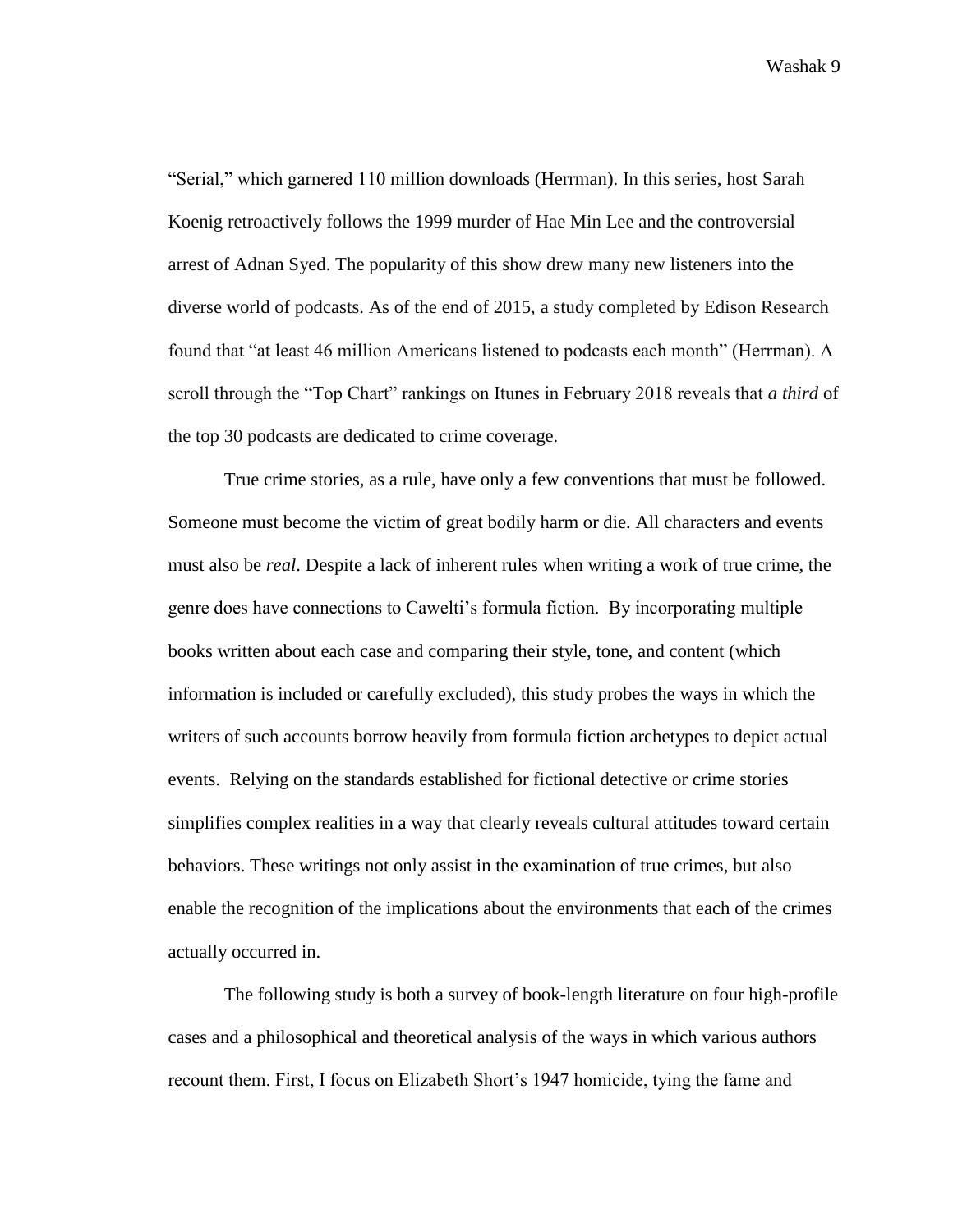"Serial," which garnered 110 million downloads (Herrman). In this series, host Sarah Koenig retroactively follows the 1999 murder of Hae Min Lee and the controversial arrest of Adnan Syed. The popularity of this show drew many new listeners into the diverse world of podcasts. As of the end of 2015, a study completed by Edison Research found that "at least 46 million Americans listened to podcasts each month" (Herrman). A scroll through the "Top Chart" rankings on Itunes in February 2018 reveals that *a third* of the top 30 podcasts are dedicated to crime coverage.

True crime stories, as a rule, have only a few conventions that must be followed. Someone must become the victim of great bodily harm or die. All characters and events must also be *real*. Despite a lack of inherent rules when writing a work of true crime, the genre does have connections to Cawelti's formula fiction. By incorporating multiple books written about each case and comparing their style, tone, and content (which information is included or carefully excluded), this study probes the ways in which the writers of such accounts borrow heavily from formula fiction archetypes to depict actual events. Relying on the standards established for fictional detective or crime stories simplifies complex realities in a way that clearly reveals cultural attitudes toward certain behaviors. These writings not only assist in the examination of true crimes, but also enable the recognition of the implications about the environments that each of the crimes actually occurred in.

The following study is both a survey of book-length literature on four high-profile cases and a philosophical and theoretical analysis of the ways in which various authors recount them. First, I focus on Elizabeth Short's 1947 homicide, tying the fame and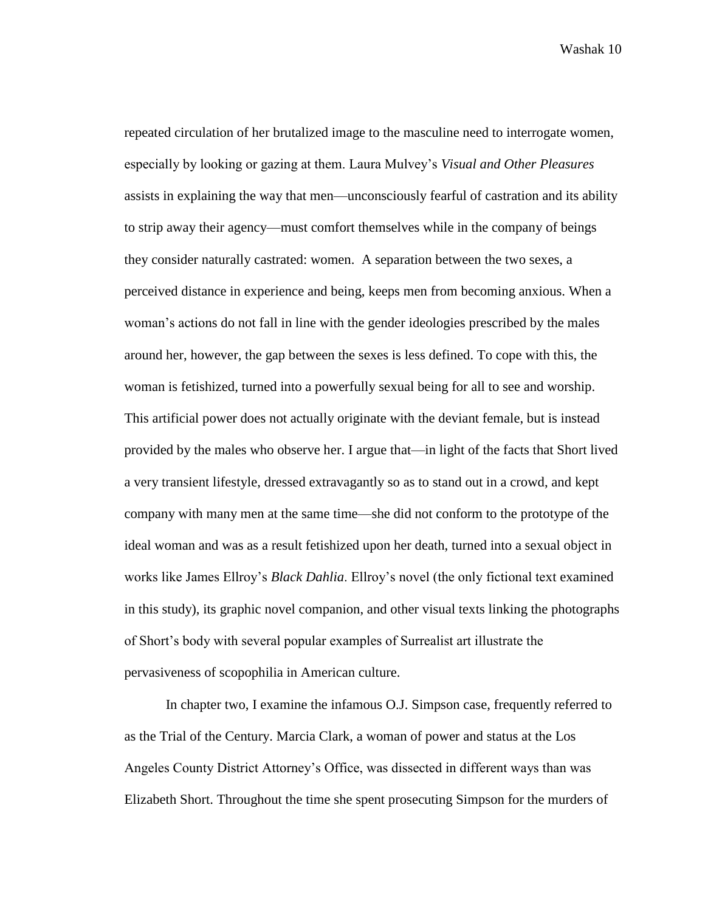repeated circulation of her brutalized image to the masculine need to interrogate women, especially by looking or gazing at them. Laura Mulvey's *Visual and Other Pleasures* assists in explaining the way that men—unconsciously fearful of castration and its ability to strip away their agency—must comfort themselves while in the company of beings they consider naturally castrated: women. A separation between the two sexes, a perceived distance in experience and being, keeps men from becoming anxious. When a woman's actions do not fall in line with the gender ideologies prescribed by the males around her, however, the gap between the sexes is less defined. To cope with this, the woman is fetishized, turned into a powerfully sexual being for all to see and worship. This artificial power does not actually originate with the deviant female, but is instead provided by the males who observe her. I argue that—in light of the facts that Short lived a very transient lifestyle, dressed extravagantly so as to stand out in a crowd, and kept company with many men at the same time—she did not conform to the prototype of the ideal woman and was as a result fetishized upon her death, turned into a sexual object in works like James Ellroy's *Black Dahlia*. Ellroy's novel (the only fictional text examined in this study), its graphic novel companion, and other visual texts linking the photographs of Short's body with several popular examples of Surrealist art illustrate the pervasiveness of scopophilia in American culture.

In chapter two, I examine the infamous O.J. Simpson case, frequently referred to as the Trial of the Century. Marcia Clark, a woman of power and status at the Los Angeles County District Attorney's Office, was dissected in different ways than was Elizabeth Short. Throughout the time she spent prosecuting Simpson for the murders of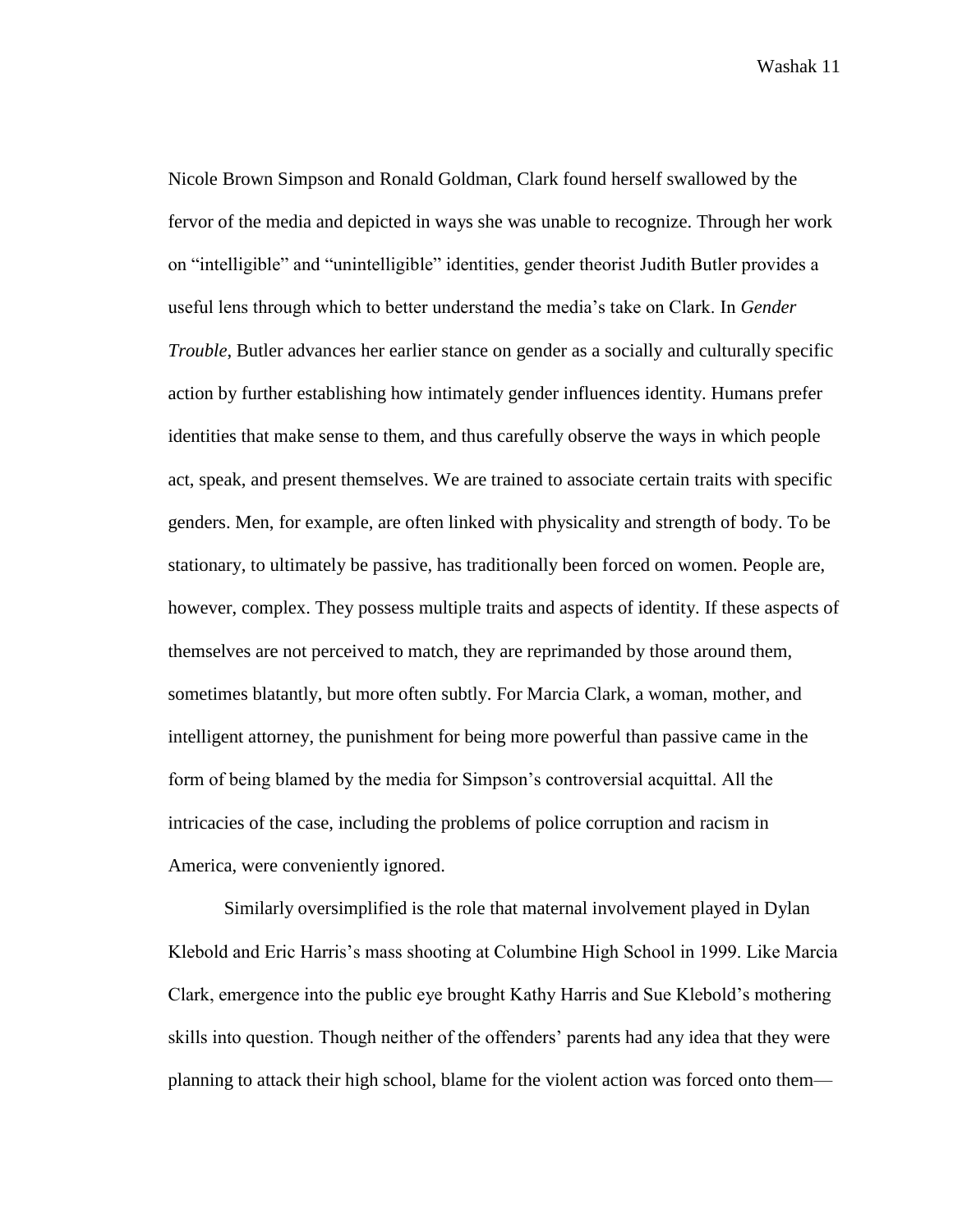Nicole Brown Simpson and Ronald Goldman, Clark found herself swallowed by the fervor of the media and depicted in ways she was unable to recognize. Through her work on "intelligible" and "unintelligible" identities, gender theorist Judith Butler provides a useful lens through which to better understand the media's take on Clark. In *Gender Trouble*, Butler advances her earlier stance on gender as a socially and culturally specific action by further establishing how intimately gender influences identity. Humans prefer identities that make sense to them, and thus carefully observe the ways in which people act, speak, and present themselves. We are trained to associate certain traits with specific genders. Men, for example, are often linked with physicality and strength of body. To be stationary, to ultimately be passive, has traditionally been forced on women. People are, however, complex. They possess multiple traits and aspects of identity. If these aspects of themselves are not perceived to match, they are reprimanded by those around them, sometimes blatantly, but more often subtly. For Marcia Clark, a woman, mother, and intelligent attorney, the punishment for being more powerful than passive came in the form of being blamed by the media for Simpson's controversial acquittal. All the intricacies of the case, including the problems of police corruption and racism in America, were conveniently ignored.

Similarly oversimplified is the role that maternal involvement played in Dylan Klebold and Eric Harris's mass shooting at Columbine High School in 1999. Like Marcia Clark, emergence into the public eye brought Kathy Harris and Sue Klebold's mothering skills into question. Though neither of the offenders' parents had any idea that they were planning to attack their high school, blame for the violent action was forced onto them—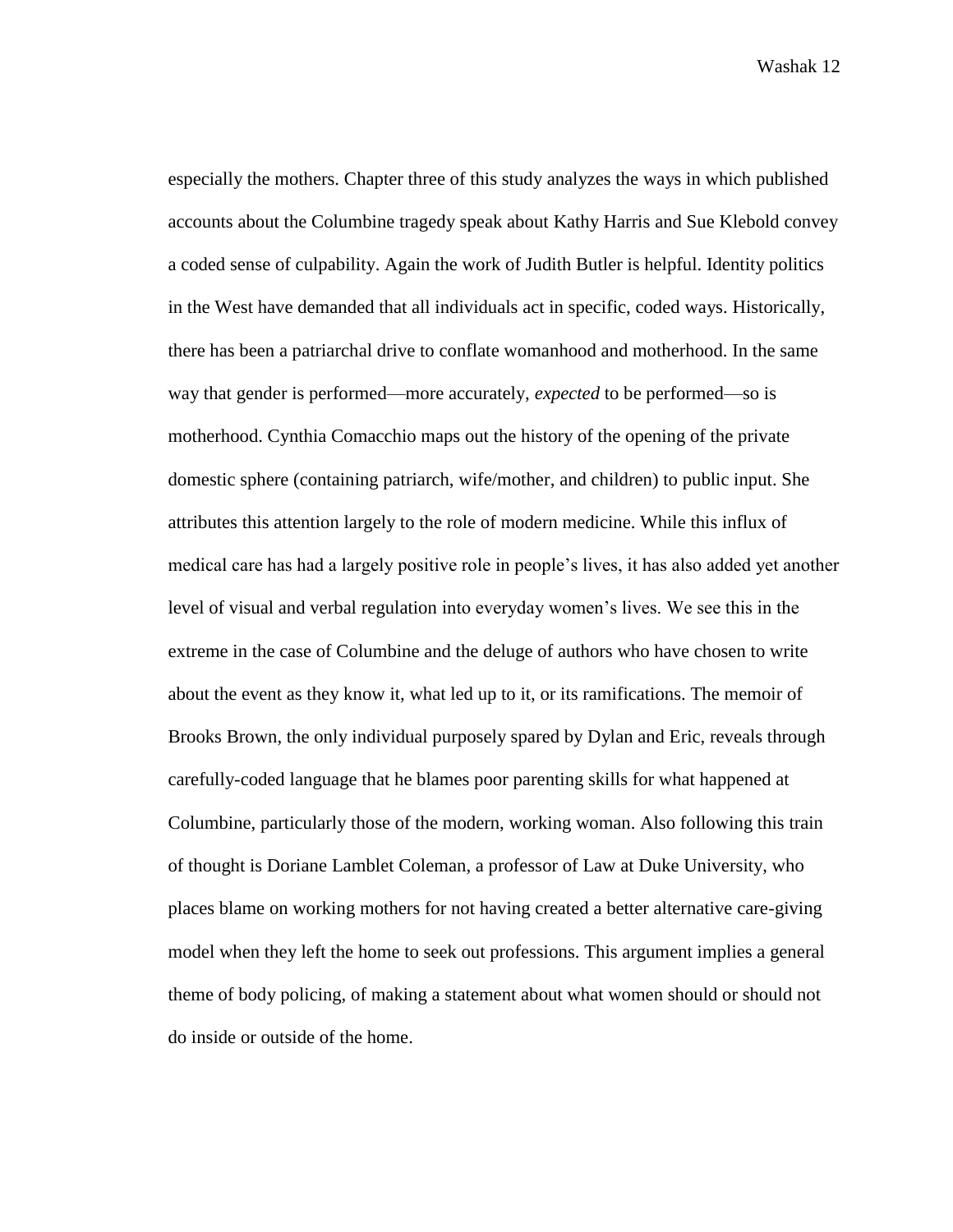especially the mothers. Chapter three of this study analyzes the ways in which published accounts about the Columbine tragedy speak about Kathy Harris and Sue Klebold convey a coded sense of culpability. Again the work of Judith Butler is helpful. Identity politics in the West have demanded that all individuals act in specific, coded ways. Historically, there has been a patriarchal drive to conflate womanhood and motherhood. In the same way that gender is performed—more accurately, *expected* to be performed—so is motherhood. Cynthia Comacchio maps out the history of the opening of the private domestic sphere (containing patriarch, wife/mother, and children) to public input. She attributes this attention largely to the role of modern medicine. While this influx of medical care has had a largely positive role in people's lives, it has also added yet another level of visual and verbal regulation into everyday women's lives. We see this in the extreme in the case of Columbine and the deluge of authors who have chosen to write about the event as they know it, what led up to it, or its ramifications. The memoir of Brooks Brown, the only individual purposely spared by Dylan and Eric, reveals through carefully-coded language that he blames poor parenting skills for what happened at Columbine, particularly those of the modern, working woman. Also following this train of thought is Doriane Lamblet Coleman, a professor of Law at Duke University, who places blame on working mothers for not having created a better alternative care-giving model when they left the home to seek out professions. This argument implies a general theme of body policing, of making a statement about what women should or should not do inside or outside of the home.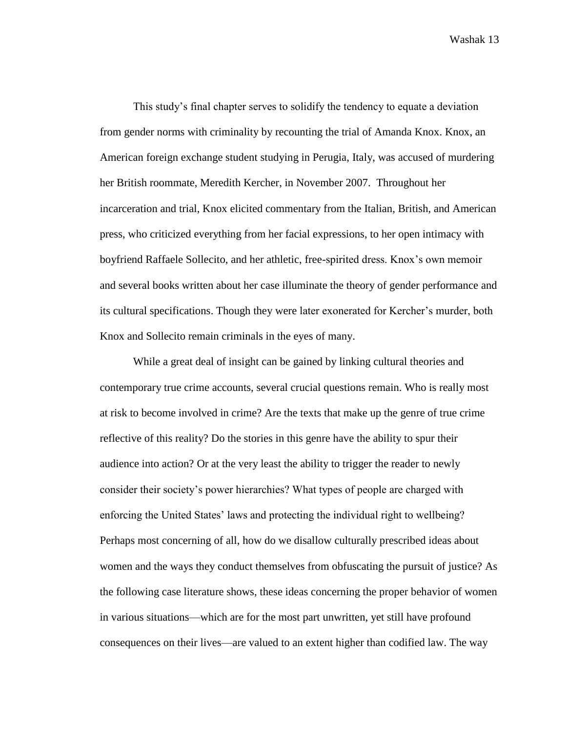This study's final chapter serves to solidify the tendency to equate a deviation from gender norms with criminality by recounting the trial of Amanda Knox. Knox, an American foreign exchange student studying in Perugia, Italy, was accused of murdering her British roommate, Meredith Kercher, in November 2007. Throughout her incarceration and trial, Knox elicited commentary from the Italian, British, and American press, who criticized everything from her facial expressions, to her open intimacy with boyfriend Raffaele Sollecito, and her athletic, free-spirited dress. Knox's own memoir and several books written about her case illuminate the theory of gender performance and its cultural specifications. Though they were later exonerated for Kercher's murder, both Knox and Sollecito remain criminals in the eyes of many.

While a great deal of insight can be gained by linking cultural theories and contemporary true crime accounts, several crucial questions remain. Who is really most at risk to become involved in crime? Are the texts that make up the genre of true crime reflective of this reality? Do the stories in this genre have the ability to spur their audience into action? Or at the very least the ability to trigger the reader to newly consider their society's power hierarchies? What types of people are charged with enforcing the United States' laws and protecting the individual right to wellbeing? Perhaps most concerning of all, how do we disallow culturally prescribed ideas about women and the ways they conduct themselves from obfuscating the pursuit of justice? As the following case literature shows, these ideas concerning the proper behavior of women in various situations—which are for the most part unwritten, yet still have profound consequences on their lives—are valued to an extent higher than codified law. The way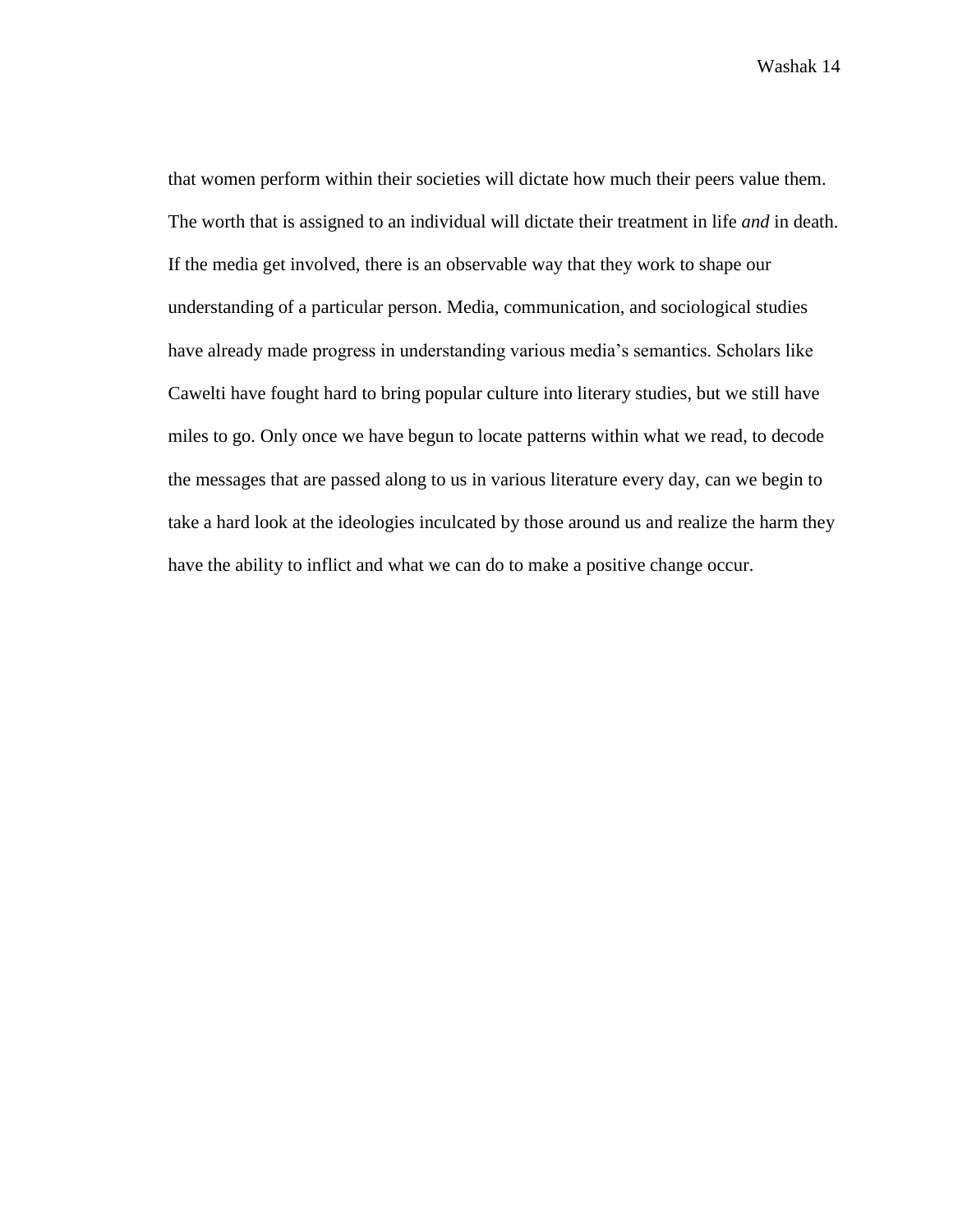that women perform within their societies will dictate how much their peers value them. The worth that is assigned to an individual will dictate their treatment in life *and* in death. If the media get involved, there is an observable way that they work to shape our understanding of a particular person. Media, communication, and sociological studies have already made progress in understanding various media's semantics. Scholars like Cawelti have fought hard to bring popular culture into literary studies, but we still have miles to go. Only once we have begun to locate patterns within what we read, to decode the messages that are passed along to us in various literature every day, can we begin to take a hard look at the ideologies inculcated by those around us and realize the harm they have the ability to inflict and what we can do to make a positive change occur.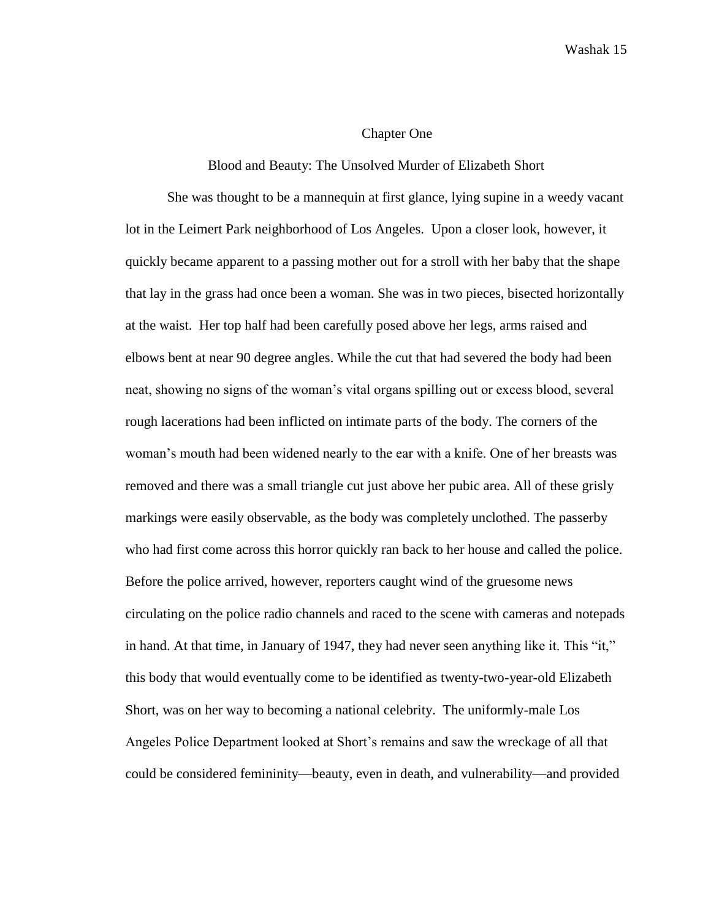# Chapter One

## Blood and Beauty: The Unsolved Murder of Elizabeth Short

She was thought to be a mannequin at first glance, lying supine in a weedy vacant lot in the Leimert Park neighborhood of Los Angeles. Upon a closer look, however, it quickly became apparent to a passing mother out for a stroll with her baby that the shape that lay in the grass had once been a woman. She was in two pieces, bisected horizontally at the waist. Her top half had been carefully posed above her legs, arms raised and elbows bent at near 90 degree angles. While the cut that had severed the body had been neat, showing no signs of the woman's vital organs spilling out or excess blood, several rough lacerations had been inflicted on intimate parts of the body. The corners of the woman's mouth had been widened nearly to the ear with a knife. One of her breasts was removed and there was a small triangle cut just above her pubic area. All of these grisly markings were easily observable, as the body was completely unclothed. The passerby who had first come across this horror quickly ran back to her house and called the police. Before the police arrived, however, reporters caught wind of the gruesome news circulating on the police radio channels and raced to the scene with cameras and notepads in hand. At that time, in January of 1947, they had never seen anything like it. This "it," this body that would eventually come to be identified as twenty-two-year-old Elizabeth Short, was on her way to becoming a national celebrity. The uniformly-male Los Angeles Police Department looked at Short's remains and saw the wreckage of all that could be considered femininity—beauty, even in death, and vulnerability—and provided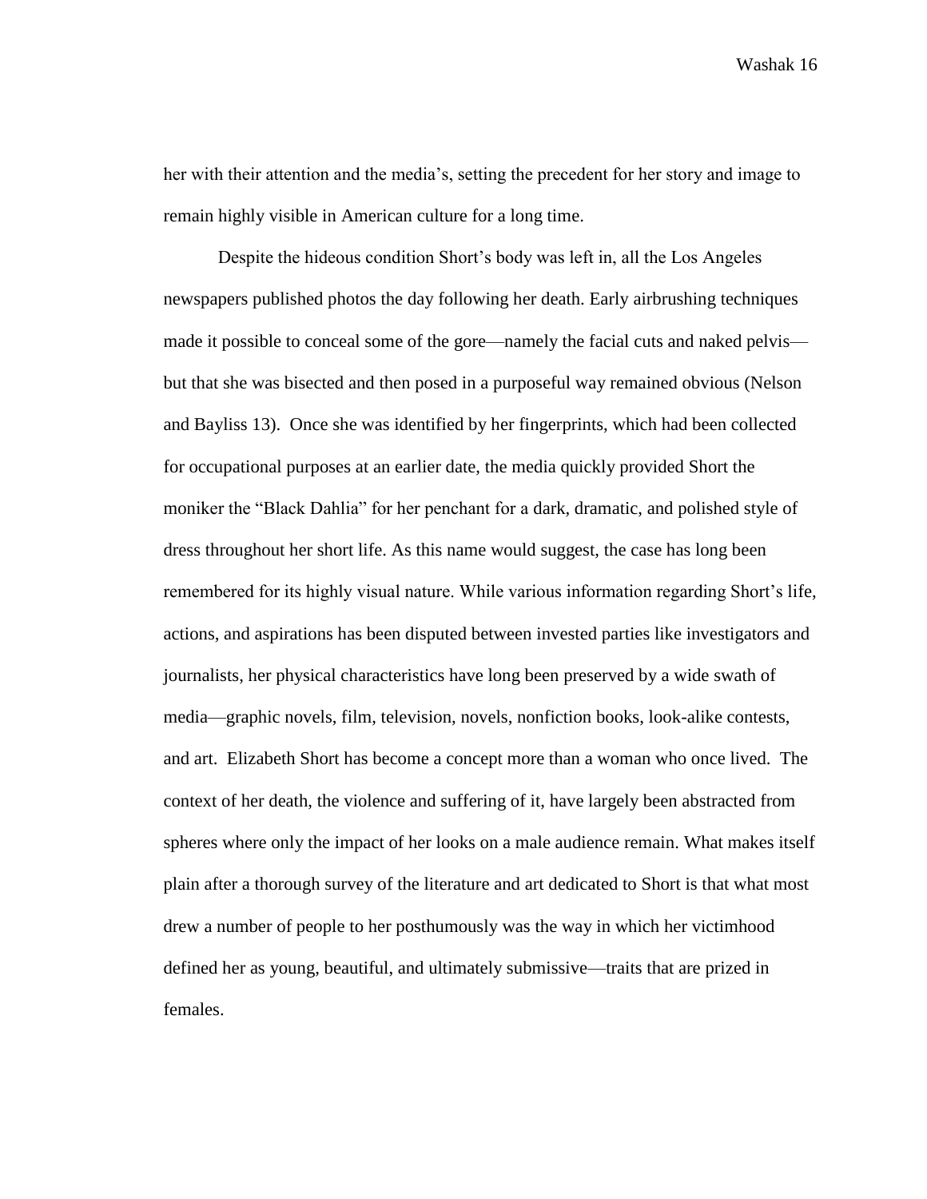her with their attention and the media's, setting the precedent for her story and image to remain highly visible in American culture for a long time.

Despite the hideous condition Short's body was left in, all the Los Angeles newspapers published photos the day following her death. Early airbrushing techniques made it possible to conceal some of the gore—namely the facial cuts and naked pelvis—but that she was bisected and then posed in a purposeful way remained obvious (Nelson and Bayliss 13). Once she was identified by her fingerprints, which had been collected for occupational purposes at an earlier date, the media quickly provided Short the moniker the "Black Dahlia" for her penchant for a dark, dramatic, and polished style of dress throughout her short life. As this name would suggest, the case has long been remembered for its highly visual nature. While various information regarding Short's life, actions, and aspirations has been disputed between invested parties like investigators and journalists, her physical characteristics have long been preserved by a wide swath of media—graphic novels, film, television, novels, nonfiction books, look-alike contests, and art. Elizabeth Short has become a concept more than a woman who once lived. The context of her death, the violence and suffering of it, have largely been abstracted from spheres where only the impact of her looks on a male audience remain. What makes itself plain after a thorough survey of the literature and art dedicated to Short is that what most drew a number of people to her posthumously was the way in which her victimhood defined her as young, beautiful, and ultimately submissive—traits that are prized in females.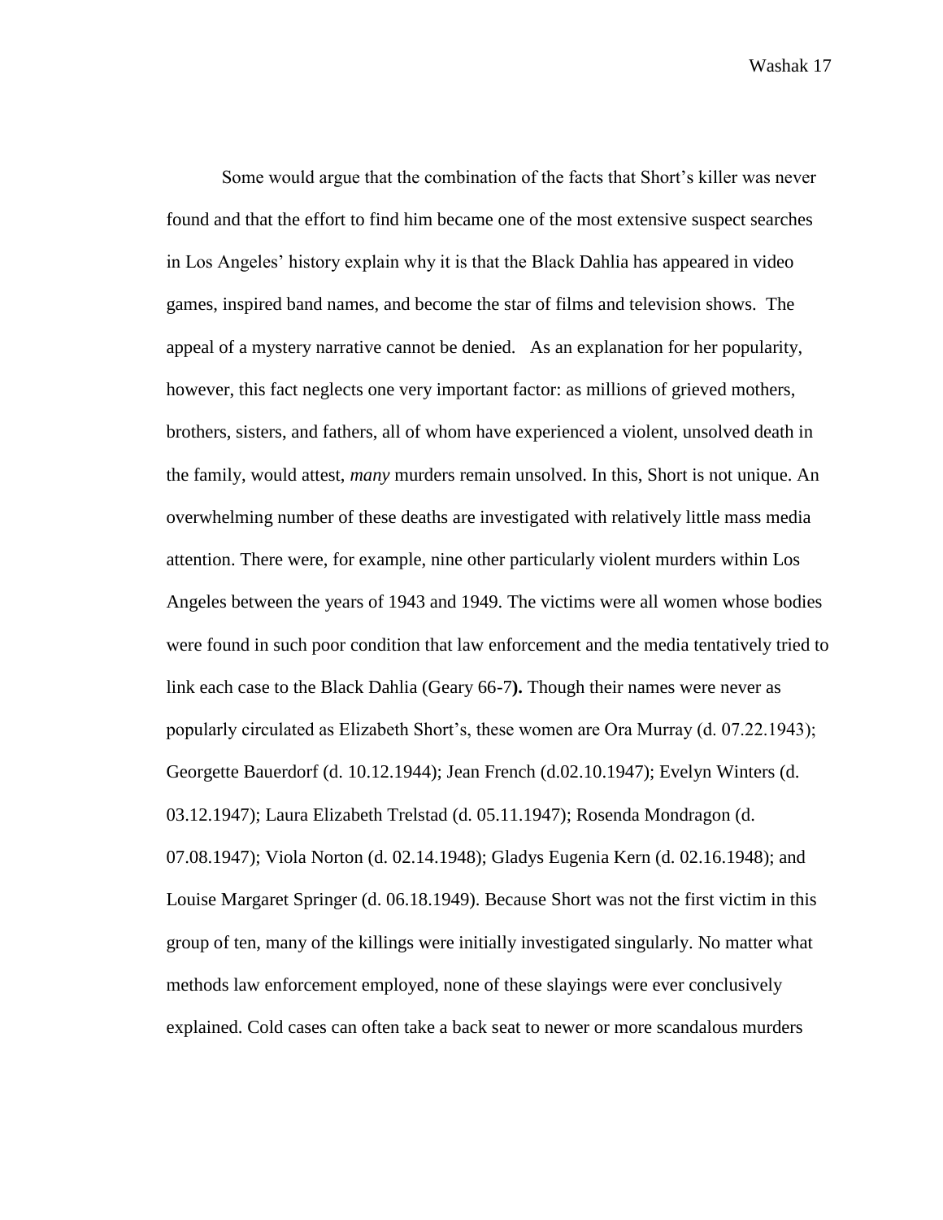Some would argue that the combination of the facts that Short's killer was never found and that the effort to find him became one of the most extensive suspect searches in Los Angeles' history explain why it is that the Black Dahlia has appeared in video games, inspired band names, and become the star of films and television shows. The appeal of a mystery narrative cannot be denied. As an explanation for her popularity, however, this fact neglects one very important factor: as millions of grieved mothers, brothers, sisters, and fathers, all of whom have experienced a violent, unsolved death in the family, would attest, *many* murders remain unsolved. In this, Short is not unique. An overwhelming number of these deaths are investigated with relatively little mass media attention. There were, for example, nine other particularly violent murders within Los Angeles between the years of 1943 and 1949. The victims were all women whose bodies were found in such poor condition that law enforcement and the media tentatively tried to link each case to the Black Dahlia (Geary 66-7**).** Though their names were never as popularly circulated as Elizabeth Short's, these women are Ora Murray (d. 07.22.1943); Georgette Bauerdorf (d. 10.12.1944); Jean French (d.02.10.1947); Evelyn Winters (d. 03.12.1947); Laura Elizabeth Trelstad (d. 05.11.1947); Rosenda Mondragon (d. 07.08.1947); Viola Norton (d. 02.14.1948); Gladys Eugenia Kern (d. 02.16.1948); and Louise Margaret Springer (d. 06.18.1949). Because Short was not the first victim in this group of ten, many of the killings were initially investigated singularly. No matter what methods law enforcement employed, none of these slayings were ever conclusively explained. Cold cases can often take a back seat to newer or more scandalous murders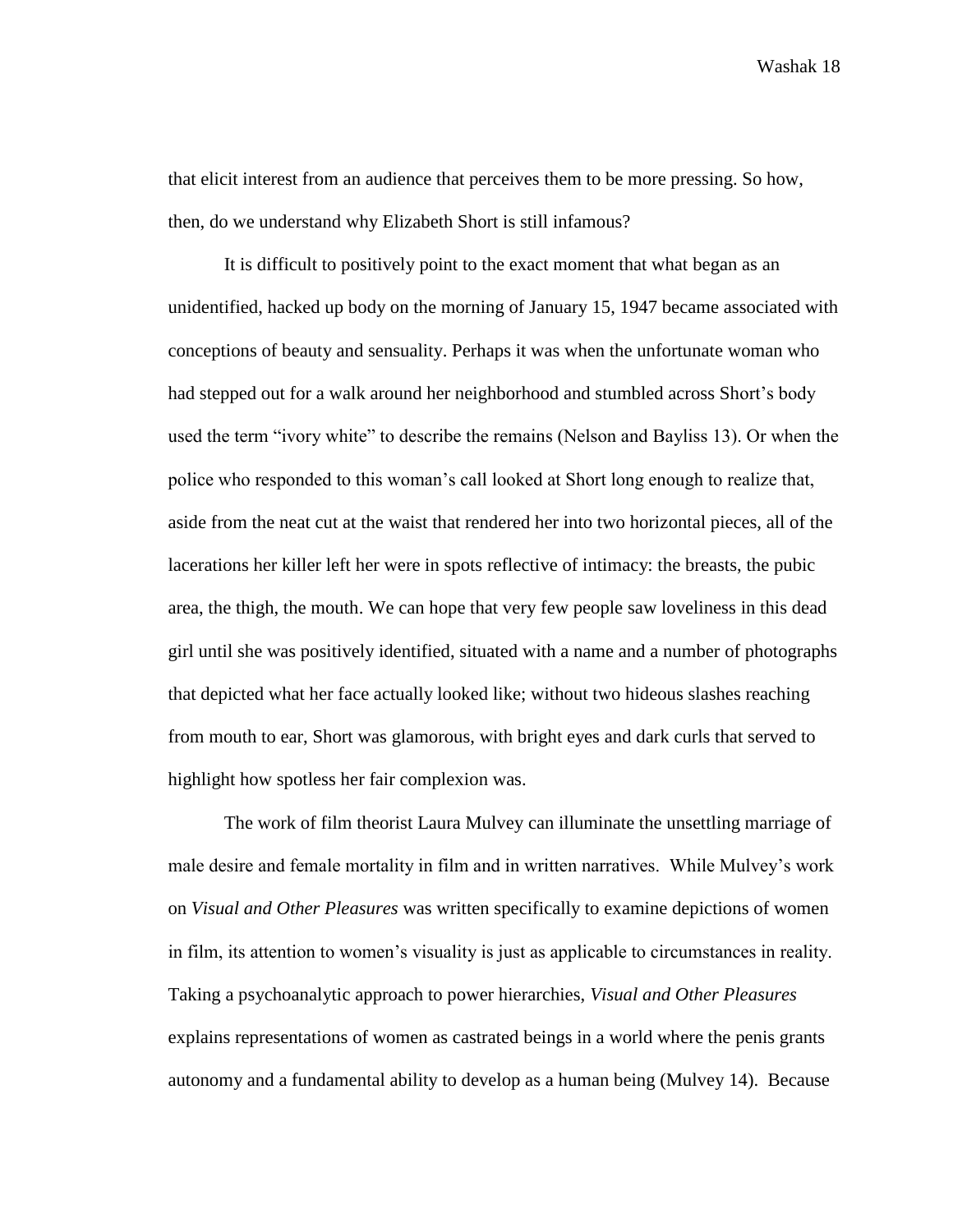that elicit interest from an audience that perceives them to be more pressing. So how, then, do we understand why Elizabeth Short is still infamous?

It is difficult to positively point to the exact moment that what began as an unidentified, hacked up body on the morning of January 15, 1947 became associated with conceptions of beauty and sensuality. Perhaps it was when the unfortunate woman who had stepped out for a walk around her neighborhood and stumbled across Short's body used the term "ivory white" to describe the remains (Nelson and Bayliss 13). Or when the police who responded to this woman's call looked at Short long enough to realize that, aside from the neat cut at the waist that rendered her into two horizontal pieces, all of the lacerations her killer left her were in spots reflective of intimacy: the breasts, the pubic area, the thigh, the mouth. We can hope that very few people saw loveliness in this dead girl until she was positively identified, situated with a name and a number of photographs that depicted what her face actually looked like; without two hideous slashes reaching from mouth to ear, Short was glamorous, with bright eyes and dark curls that served to highlight how spotless her fair complexion was.

The work of film theorist Laura Mulvey can illuminate the unsettling marriage of male desire and female mortality in film and in written narratives. While Mulvey's work on *Visual and Other Pleasures* was written specifically to examine depictions of women in film, its attention to women's visuality is just as applicable to circumstances in reality. Taking a psychoanalytic approach to power hierarchies, *Visual and Other Pleasures* explains representations of women as castrated beings in a world where the penis grants autonomy and a fundamental ability to develop as a human being (Mulvey 14). Because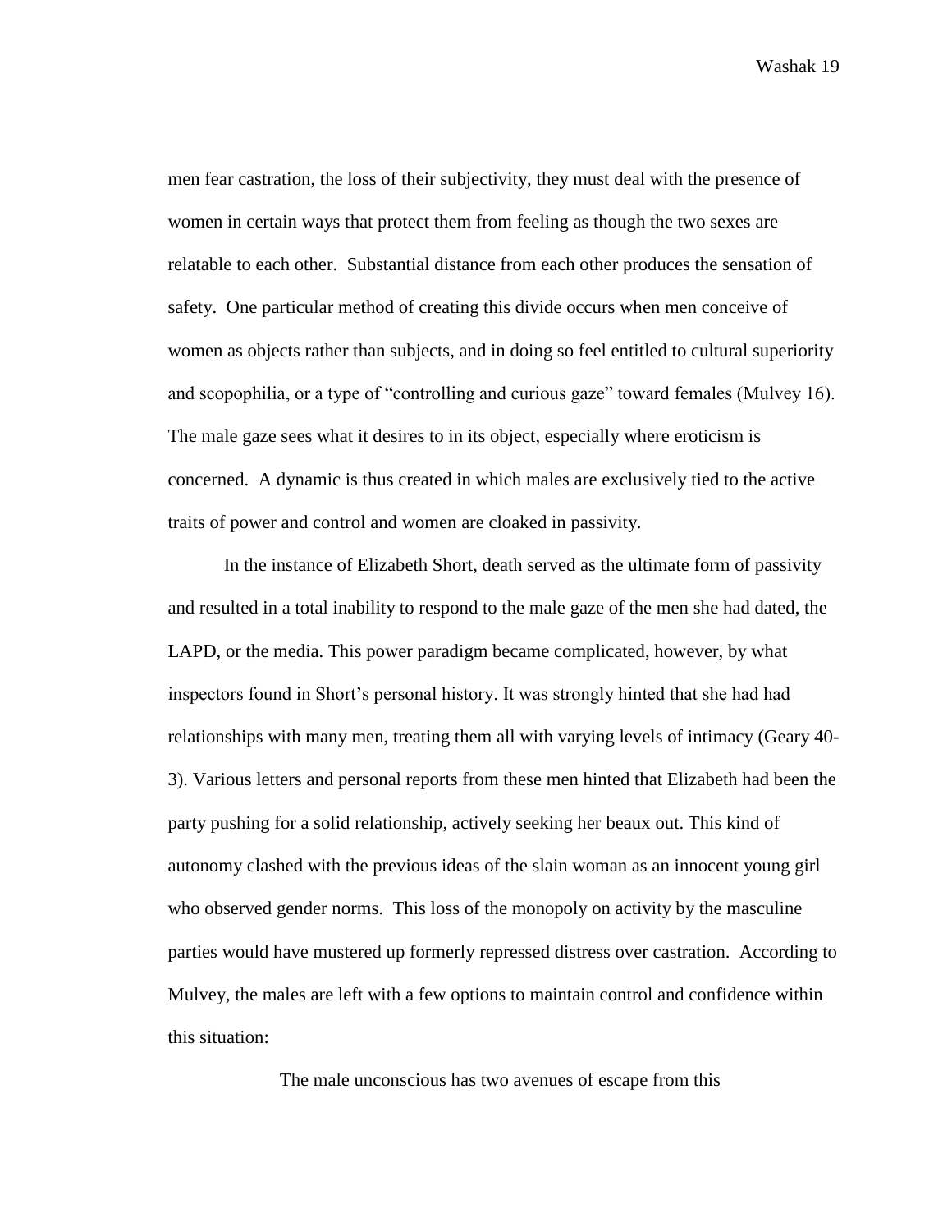men fear castration, the loss of their subjectivity, they must deal with the presence of women in certain ways that protect them from feeling as though the two sexes are relatable to each other. Substantial distance from each other produces the sensation of safety. One particular method of creating this divide occurs when men conceive of women as objects rather than subjects, and in doing so feel entitled to cultural superiority and scopophilia, or a type of "controlling and curious gaze" toward females (Mulvey 16). The male gaze sees what it desires to in its object, especially where eroticism is concerned. A dynamic is thus created in which males are exclusively tied to the active traits of power and control and women are cloaked in passivity.

In the instance of Elizabeth Short, death served as the ultimate form of passivity and resulted in a total inability to respond to the male gaze of the men she had dated, the LAPD, or the media. This power paradigm became complicated, however, by what inspectors found in Short's personal history. It was strongly hinted that she had had relationships with many men, treating them all with varying levels of intimacy (Geary 40-3). Various letters and personal reports from these men hinted that Elizabeth had been the party pushing for a solid relationship, actively seeking her beaux out. This kind of autonomy clashed with the previous ideas of the slain woman as an innocent young girl who observed gender norms. This loss of the monopoly on activity by the masculine parties would have mustered up formerly repressed distress over castration. According to Mulvey, the males are left with a few options to maintain control and confidence within this situation:

> The male unconscious has two avenues of escape from this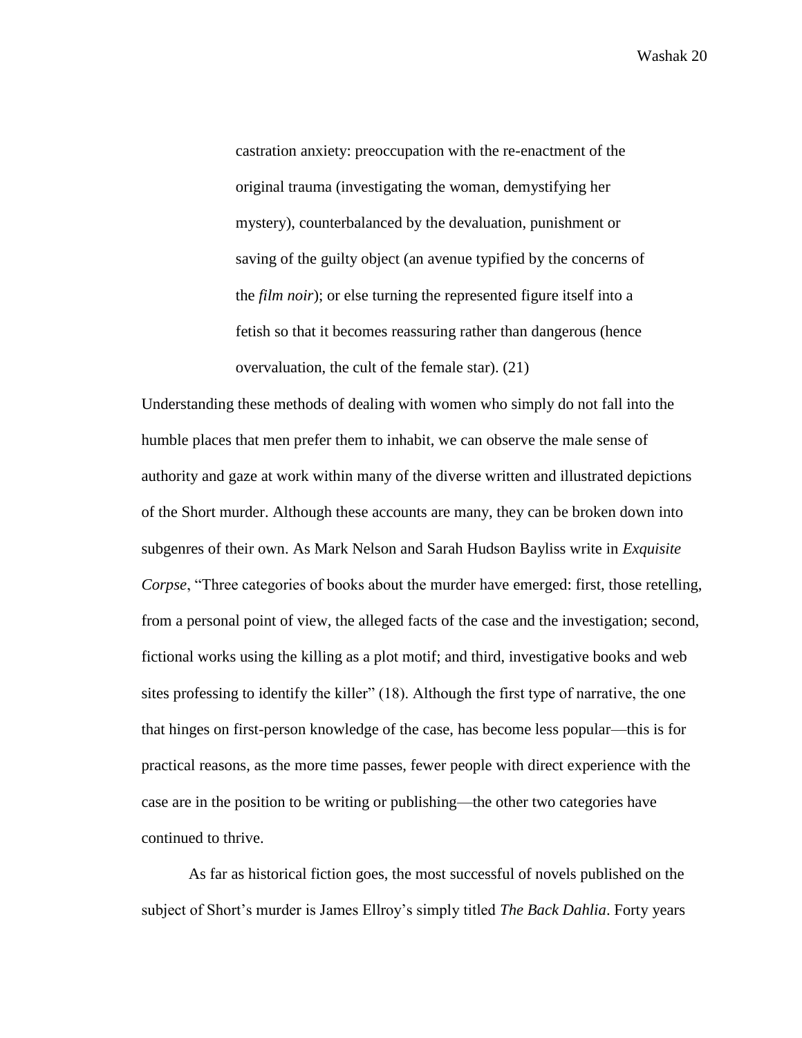> castration anxiety: preoccupation with the re-enactment of the original trauma (investigating the woman, demystifying her mystery), counterbalanced by the devaluation, punishment or saving of the guilty object (an avenue typified by the concerns of the *film noir*); or else turning the represented figure itself into a fetish so that it becomes reassuring rather than dangerous (hence overvaluation, the cult of the female star). (21)

Understanding these methods of dealing with women who simply do not fall into the humble places that men prefer them to inhabit, we can observe the male sense of authority and gaze at work within many of the diverse written and illustrated depictions of the Short murder. Although these accounts are many, they can be broken down into subgenres of their own. As Mark Nelson and Sarah Hudson Bayliss write in *Exquisite Corpse*, "Three categories of books about the murder have emerged: first, those retelling, from a personal point of view, the alleged facts of the case and the investigation; second, fictional works using the killing as a plot motif; and third, investigative books and web sites professing to identify the killer" (18). Although the first type of narrative, the one that hinges on first-person knowledge of the case, has become less popular—this is for practical reasons, as the more time passes, fewer people with direct experience with the case are in the position to be writing or publishing—the other two categories have continued to thrive.

As far as historical fiction goes, the most successful of novels published on the subject of Short's murder is James Ellroy's simply titled *The Back Dahlia*. Forty years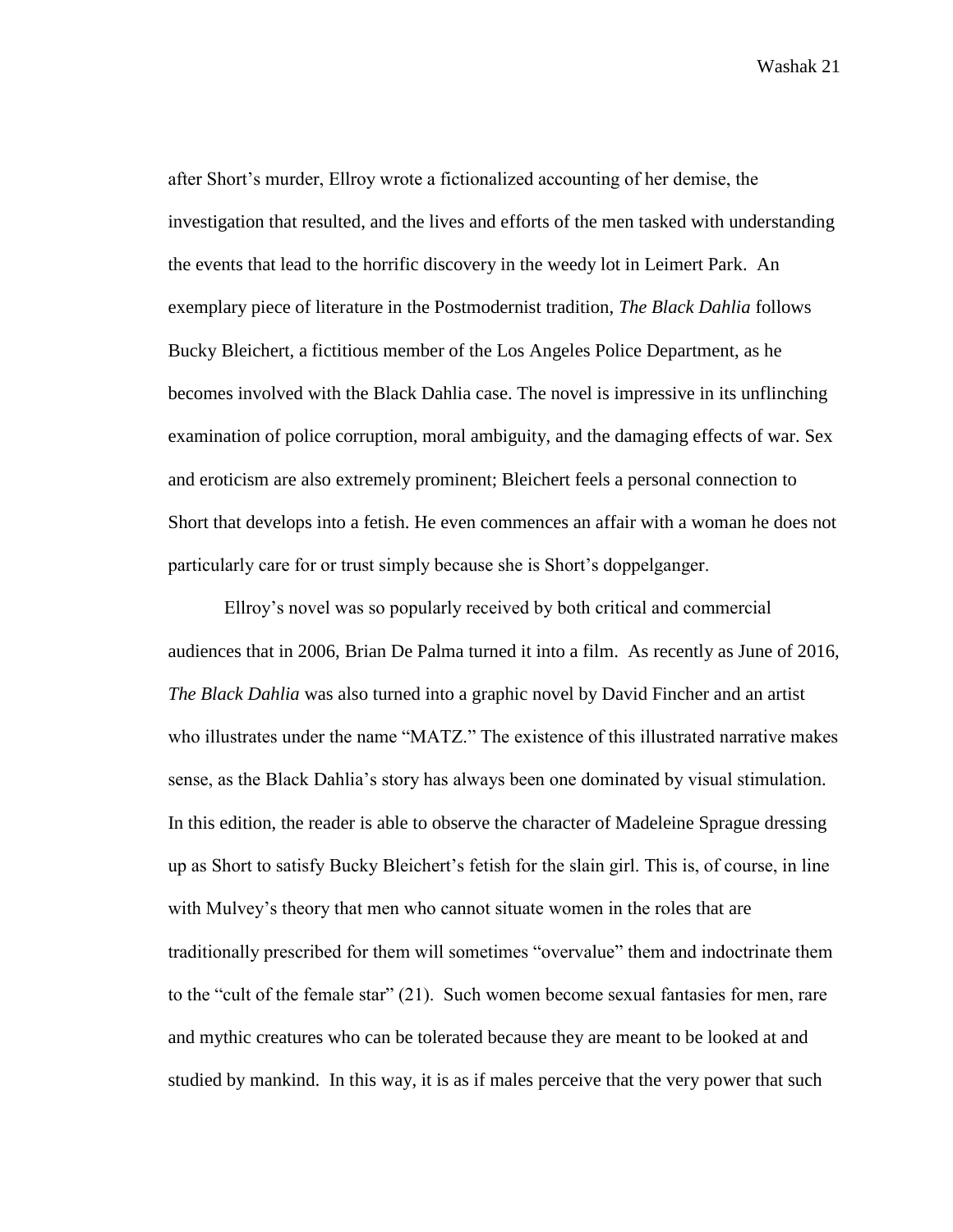after Short's murder, Ellroy wrote a fictionalized accounting of her demise, the investigation that resulted, and the lives and efforts of the men tasked with understanding the events that lead to the horrific discovery in the weedy lot in Leimert Park. An exemplary piece of literature in the Postmodernist tradition, *The Black Dahlia* follows Bucky Bleichert, a fictitious member of the Los Angeles Police Department, as he becomes involved with the Black Dahlia case. The novel is impressive in its unflinching examination of police corruption, moral ambiguity, and the damaging effects of war. Sex and eroticism are also extremely prominent; Bleichert feels a personal connection to Short that develops into a fetish. He even commences an affair with a woman he does not particularly care for or trust simply because she is Short's doppelganger.

Ellroy's novel was so popularly received by both critical and commercial audiences that in 2006, Brian De Palma turned it into a film. As recently as June of 2016, *The Black Dahlia* was also turned into a graphic novel by David Fincher and an artist who illustrates under the name "MATZ." The existence of this illustrated narrative makes sense, as the Black Dahlia's story has always been one dominated by visual stimulation. In this edition, the reader is able to observe the character of Madeleine Sprague dressing up as Short to satisfy Bucky Bleichert's fetish for the slain girl. This is, of course, in line with Mulvey's theory that men who cannot situate women in the roles that are traditionally prescribed for them will sometimes "overvalue" them and indoctrinate them to the "cult of the female star" (21). Such women become sexual fantasies for men, rare and mythic creatures who can be tolerated because they are meant to be looked at and studied by mankind. In this way, it is as if males perceive that the very power that such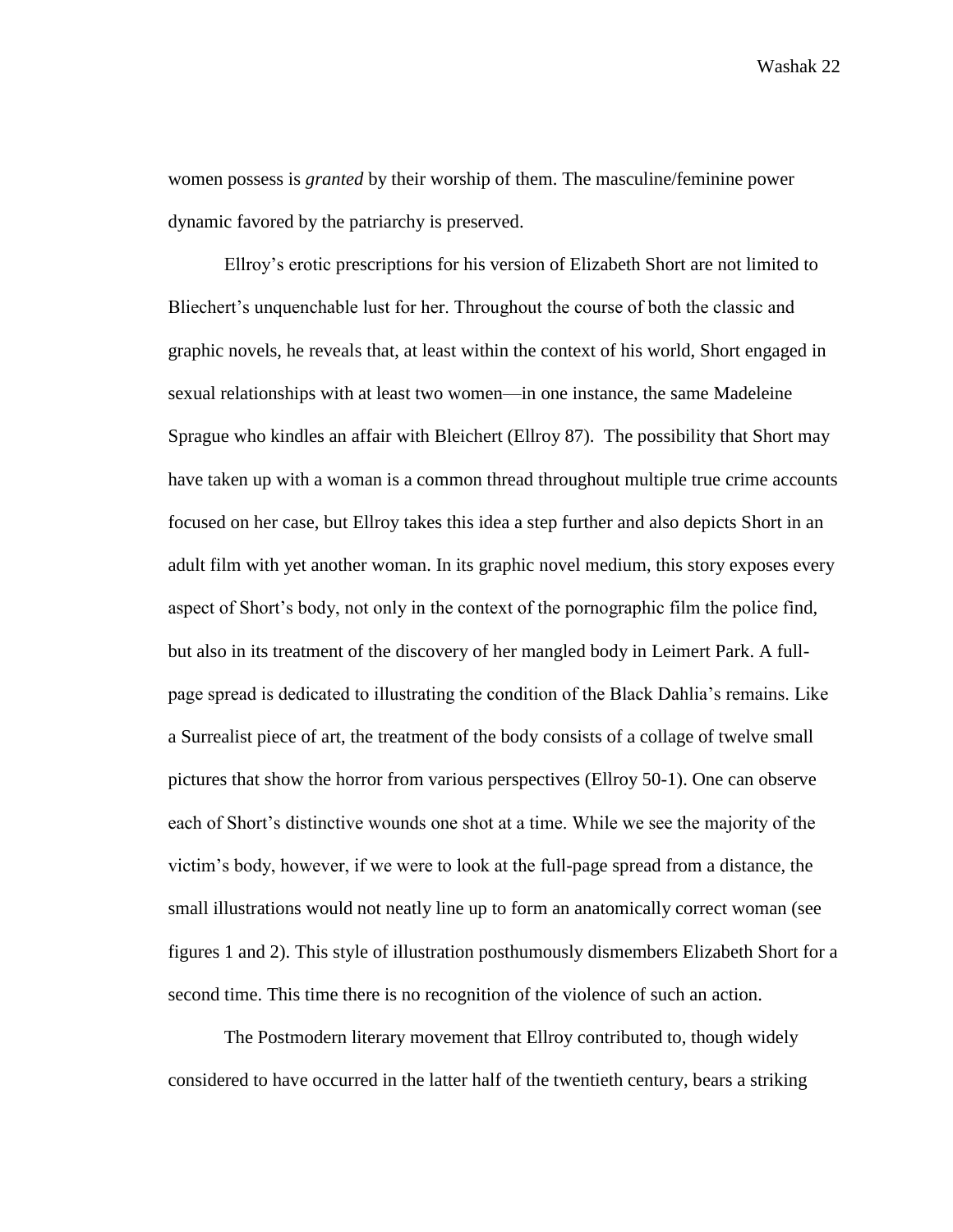women possess is *granted* by their worship of them. The masculine/feminine power dynamic favored by the patriarchy is preserved.

Ellroy's erotic prescriptions for his version of Elizabeth Short are not limited to Bliechert's unquenchable lust for her. Throughout the course of both the classic and graphic novels, he reveals that, at least within the context of his world, Short engaged in sexual relationships with at least two women—in one instance, the same Madeleine Sprague who kindles an affair with Bleichert (Ellroy 87). The possibility that Short may have taken up with a woman is a common thread throughout multiple true crime accounts focused on her case, but Ellroy takes this idea a step further and also depicts Short in an adult film with yet another woman. In its graphic novel medium, this story exposes every aspect of Short's body, not only in the context of the pornographic film the police find, but also in its treatment of the discovery of her mangled body in Leimert Park. A full-page spread is dedicated to illustrating the condition of the Black Dahlia's remains. Like a Surrealist piece of art, the treatment of the body consists of a collage of twelve small pictures that show the horror from various perspectives (Ellroy 50-1). One can observe each of Short's distinctive wounds one shot at a time. While we see the majority of the victim's body, however, if we were to look at the full-page spread from a distance, the small illustrations would not neatly line up to form an anatomically correct woman (see figures 1 and 2). This style of illustration posthumously dismembers Elizabeth Short for a second time. This time there is no recognition of the violence of such an action.

The Postmodern literary movement that Ellroy contributed to, though widely considered to have occurred in the latter half of the twentieth century, bears a striking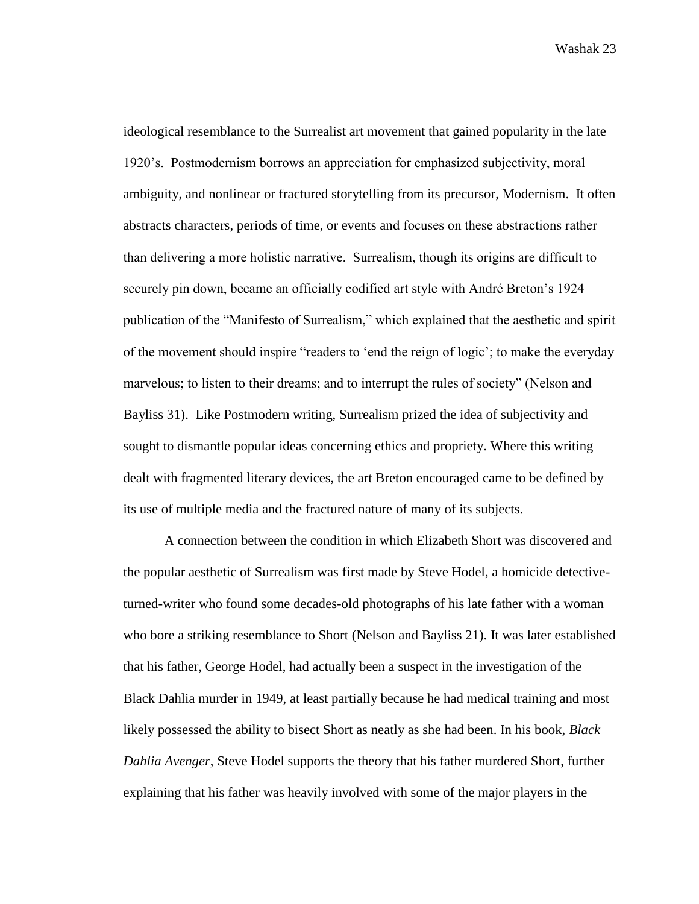ideological resemblance to the Surrealist art movement that gained popularity in the late 1920's. Postmodernism borrows an appreciation for emphasized subjectivity, moral ambiguity, and nonlinear or fractured storytelling from its precursor, Modernism. It often abstracts characters, periods of time, or events and focuses on these abstractions rather than delivering a more holistic narrative. Surrealism, though its origins are difficult to securely pin down, became an officially codified art style with André Breton's 1924 publication of the "Manifesto of Surrealism," which explained that the aesthetic and spirit of the movement should inspire "readers to 'end the reign of logic'; to make the everyday marvelous; to listen to their dreams; and to interrupt the rules of society" (Nelson and Bayliss 31). Like Postmodern writing, Surrealism prized the idea of subjectivity and sought to dismantle popular ideas concerning ethics and propriety. Where this writing dealt with fragmented literary devices, the art Breton encouraged came to be defined by its use of multiple media and the fractured nature of many of its subjects.

A connection between the condition in which Elizabeth Short was discovered and the popular aesthetic of Surrealism was first made by Steve Hodel, a homicide detective-turned-writer who found some decades-old photographs of his late father with a woman who bore a striking resemblance to Short (Nelson and Bayliss 21). It was later established that his father, George Hodel, had actually been a suspect in the investigation of the Black Dahlia murder in 1949, at least partially because he had medical training and most likely possessed the ability to bisect Short as neatly as she had been. In his book, *Black Dahlia Avenger*, Steve Hodel supports the theory that his father murdered Short, further explaining that his father was heavily involved with some of the major players in the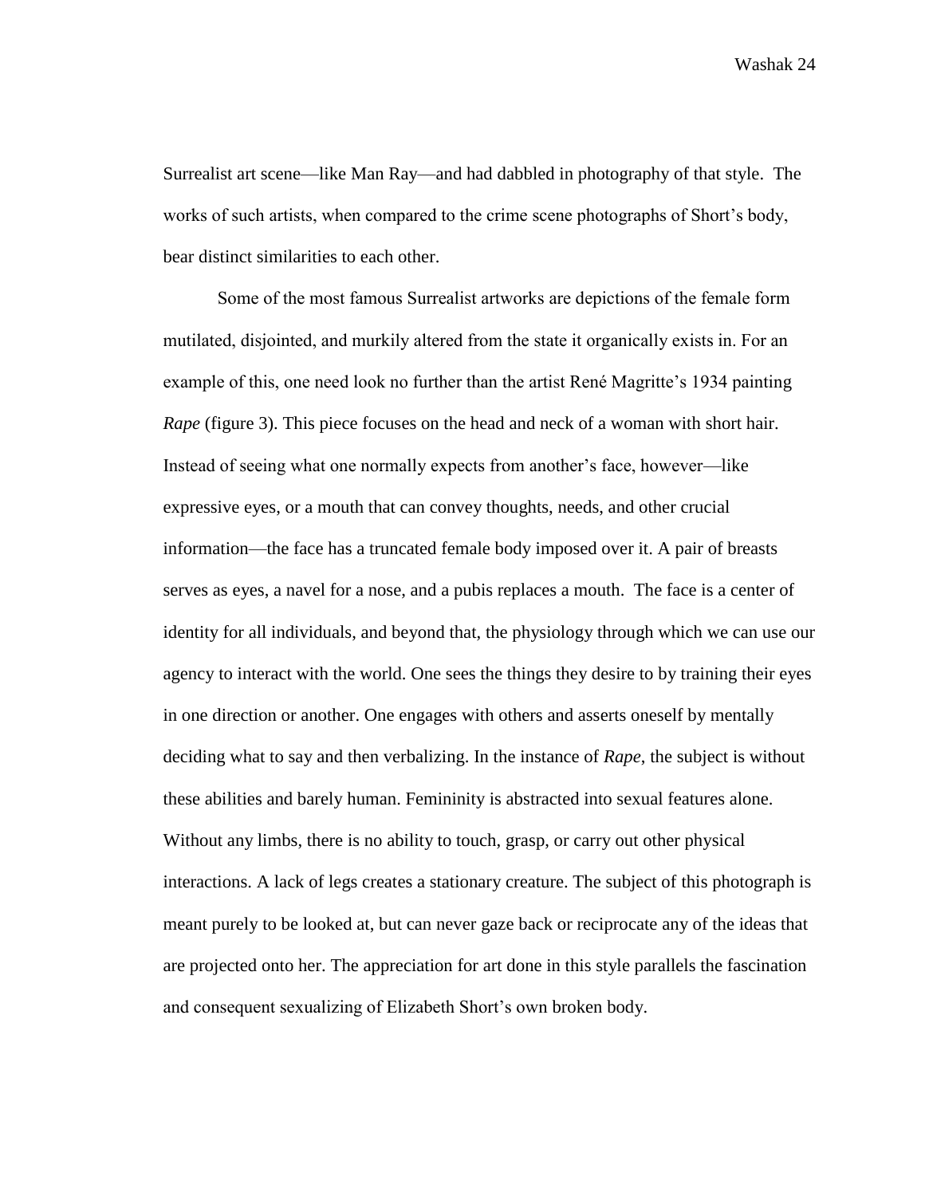Surrealist art scene—like Man Ray—and had dabbled in photography of that style. The works of such artists, when compared to the crime scene photographs of Short's body, bear distinct similarities to each other.

Some of the most famous Surrealist artworks are depictions of the female form mutilated, disjointed, and murkily altered from the state it organically exists in. For an example of this, one need look no further than the artist René Magritte's 1934 painting *Rape* (figure 3). This piece focuses on the head and neck of a woman with short hair. Instead of seeing what one normally expects from another's face, however—like expressive eyes, or a mouth that can convey thoughts, needs, and other crucial information—the face has a truncated female body imposed over it. A pair of breasts serves as eyes, a navel for a nose, and a pubis replaces a mouth. The face is a center of identity for all individuals, and beyond that, the physiology through which we can use our agency to interact with the world. One sees the things they desire to by training their eyes in one direction or another. One engages with others and asserts oneself by mentally deciding what to say and then verbalizing. In the instance of *Rape*, the subject is without these abilities and barely human. Femininity is abstracted into sexual features alone. Without any limbs, there is no ability to touch, grasp, or carry out other physical interactions. A lack of legs creates a stationary creature. The subject of this photograph is meant purely to be looked at, but can never gaze back or reciprocate any of the ideas that are projected onto her. The appreciation for art done in this style parallels the fascination and consequent sexualizing of Elizabeth Short's own broken body.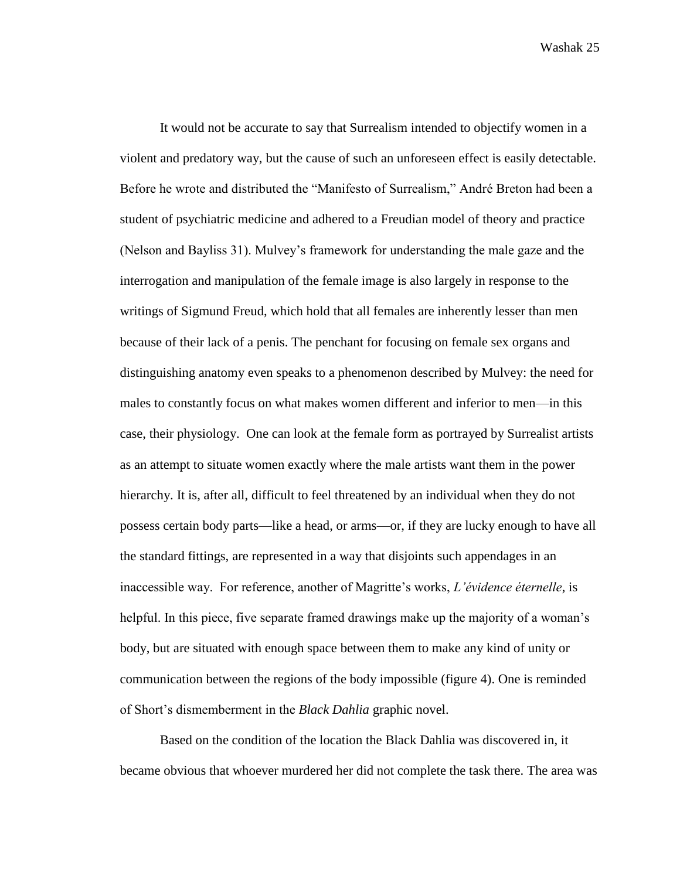It would not be accurate to say that Surrealism intended to objectify women in a violent and predatory way, but the cause of such an unforeseen effect is easily detectable. Before he wrote and distributed the "Manifesto of Surrealism," André Breton had been a student of psychiatric medicine and adhered to a Freudian model of theory and practice (Nelson and Bayliss 31). Mulvey's framework for understanding the male gaze and the interrogation and manipulation of the female image is also largely in response to the writings of Sigmund Freud, which hold that all females are inherently lesser than men because of their lack of a penis. The penchant for focusing on female sex organs and distinguishing anatomy even speaks to a phenomenon described by Mulvey: the need for males to constantly focus on what makes women different and inferior to men—in this case, their physiology. One can look at the female form as portrayed by Surrealist artists as an attempt to situate women exactly where the male artists want them in the power hierarchy. It is, after all, difficult to feel threatened by an individual when they do not possess certain body parts—like a head, or arms—or, if they are lucky enough to have all the standard fittings, are represented in a way that disjoints such appendages in an inaccessible way. For reference, another of Magritte's works, *L'évidence éternelle*, is helpful. In this piece, five separate framed drawings make up the majority of a woman's body, but are situated with enough space between them to make any kind of unity or communication between the regions of the body impossible (figure 4). One is reminded of Short's dismemberment in the *Black Dahlia* graphic novel.

Based on the condition of the location the Black Dahlia was discovered in, it became obvious that whoever murdered her did not complete the task there. The area was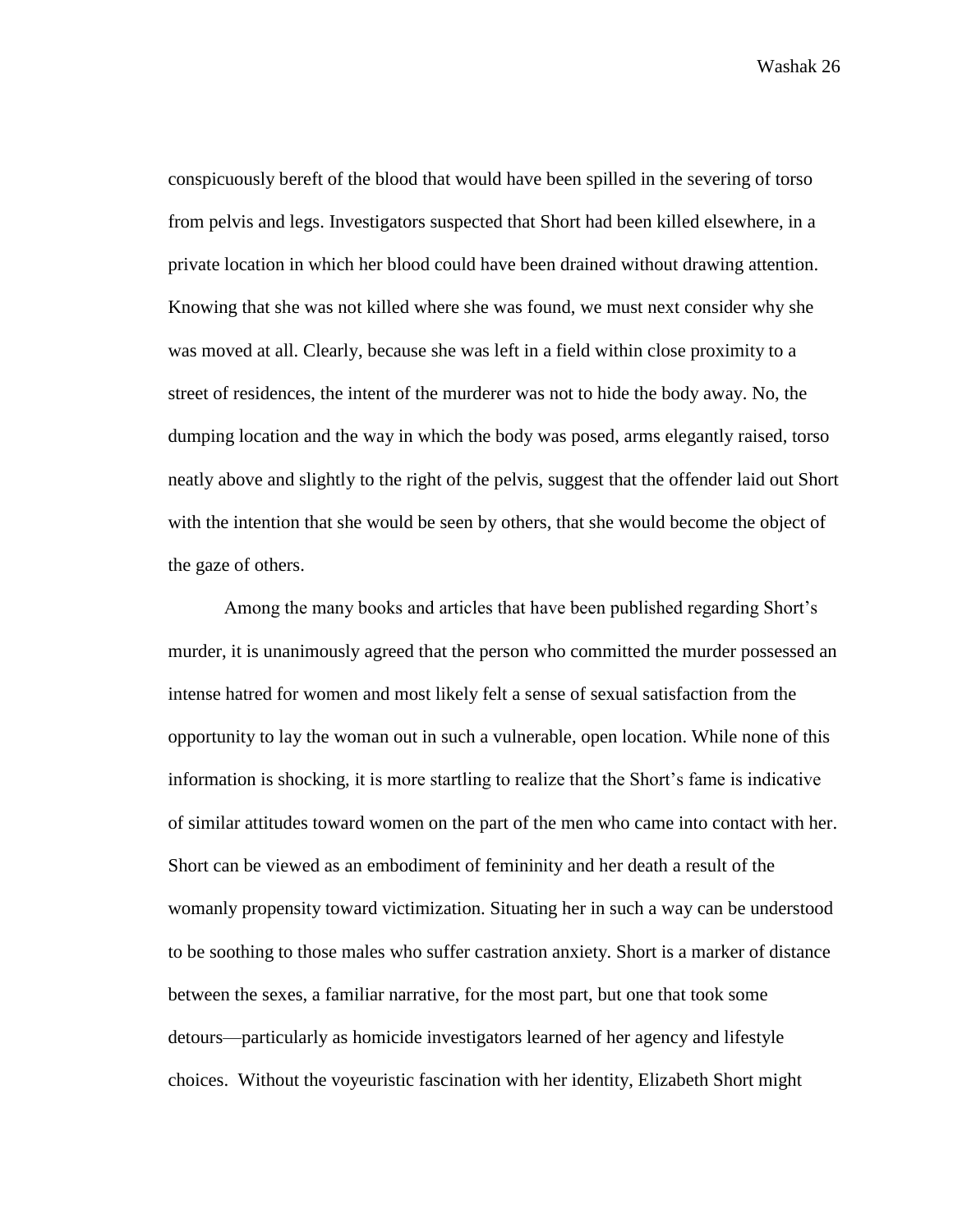conspicuously bereft of the blood that would have been spilled in the severing of torso from pelvis and legs. Investigators suspected that Short had been killed elsewhere, in a private location in which her blood could have been drained without drawing attention. Knowing that she was not killed where she was found, we must next consider why she was moved at all. Clearly, because she was left in a field within close proximity to a street of residences, the intent of the murderer was not to hide the body away. No, the dumping location and the way in which the body was posed, arms elegantly raised, torso neatly above and slightly to the right of the pelvis, suggest that the offender laid out Short with the intention that she would be seen by others, that she would become the object of the gaze of others.

Among the many books and articles that have been published regarding Short's murder, it is unanimously agreed that the person who committed the murder possessed an intense hatred for women and most likely felt a sense of sexual satisfaction from the opportunity to lay the woman out in such a vulnerable, open location. While none of this information is shocking, it is more startling to realize that the Short's fame is indicative of similar attitudes toward women on the part of the men who came into contact with her. Short can be viewed as an embodiment of femininity and her death a result of the womanly propensity toward victimization. Situating her in such a way can be understood to be soothing to those males who suffer castration anxiety. Short is a marker of distance between the sexes, a familiar narrative, for the most part, but one that took some detours—particularly as homicide investigators learned of her agency and lifestyle choices. Without the voyeuristic fascination with her identity, Elizabeth Short might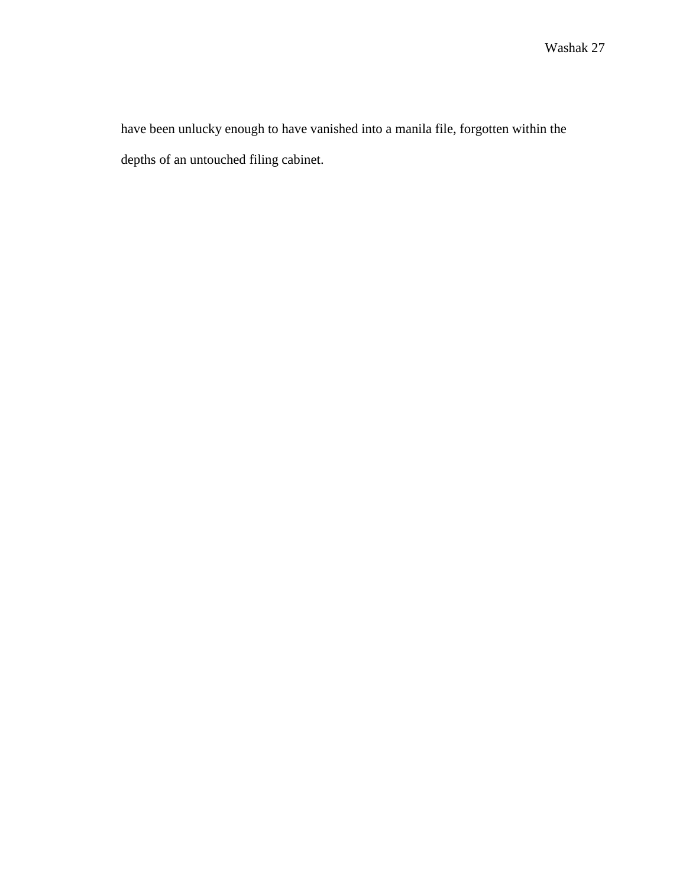have been unlucky enough to have vanished into a manila file, forgotten within the depths of an untouched filing cabinet.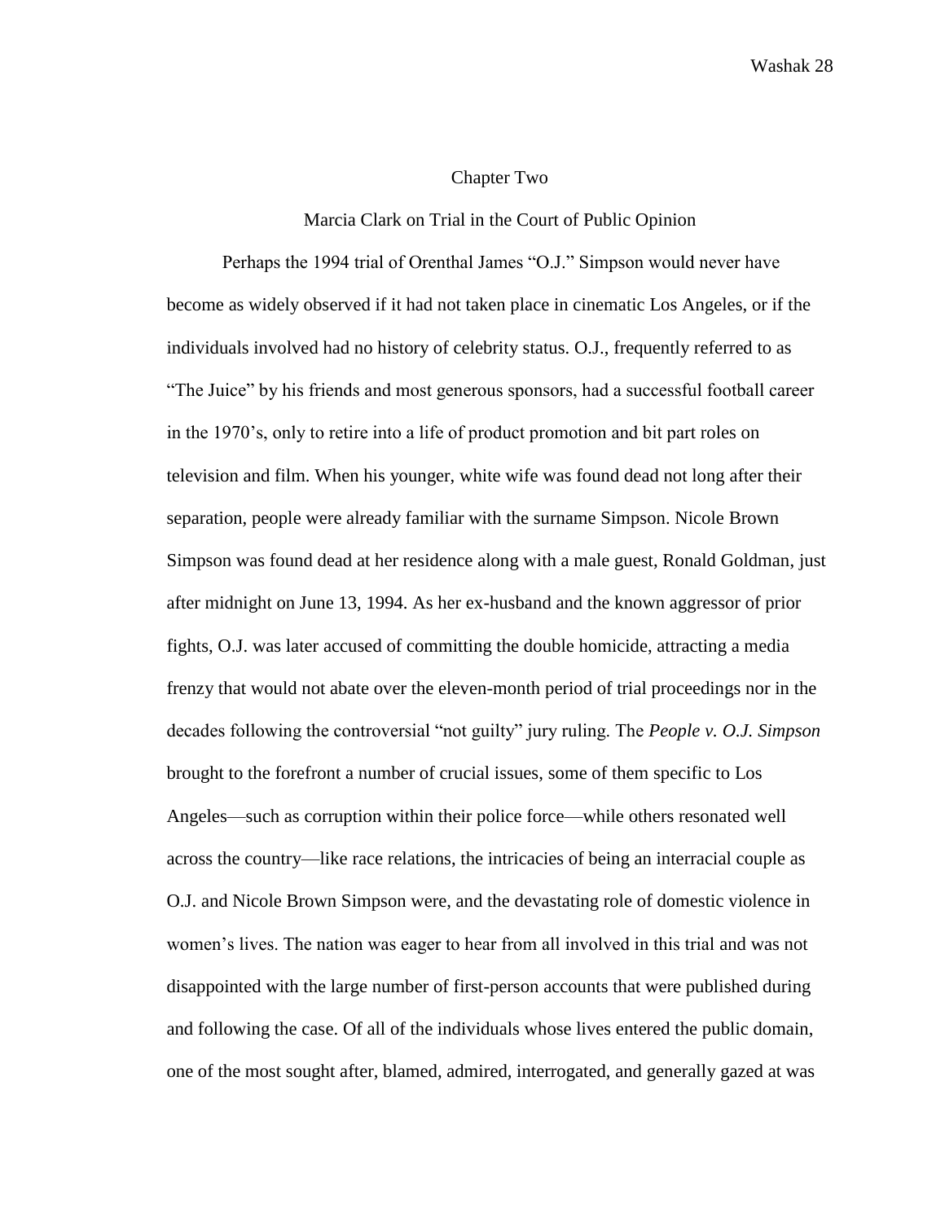# Chapter Two

## Marcia Clark on Trial in the Court of Public Opinion

Perhaps the 1994 trial of Orenthal James "O.J." Simpson would never have become as widely observed if it had not taken place in cinematic Los Angeles, or if the individuals involved had no history of celebrity status. O.J., frequently referred to as "The Juice" by his friends and most generous sponsors, had a successful football career in the 1970's, only to retire into a life of product promotion and bit part roles on television and film. When his younger, white wife was found dead not long after their separation, people were already familiar with the surname Simpson. Nicole Brown Simpson was found dead at her residence along with a male guest, Ronald Goldman, just after midnight on June 13, 1994. As her ex-husband and the known aggressor of prior fights, O.J. was later accused of committing the double homicide, attracting a media frenzy that would not abate over the eleven-month period of trial proceedings nor in the decades following the controversial "not guilty" jury ruling. The *People v. O.J. Simpson* brought to the forefront a number of crucial issues, some of them specific to Los Angeles—such as corruption within their police force—while others resonated well across the country—like race relations, the intricacies of being an interracial couple as O.J. and Nicole Brown Simpson were, and the devastating role of domestic violence in women's lives. The nation was eager to hear from all involved in this trial and was not disappointed with the large number of first-person accounts that were published during and following the case. Of all of the individuals whose lives entered the public domain, one of the most sought after, blamed, admired, interrogated, and generally gazed at was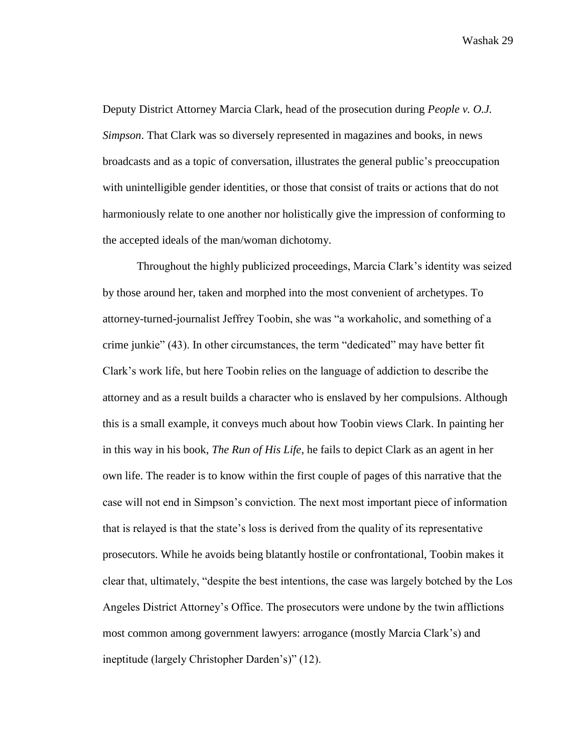Deputy District Attorney Marcia Clark, head of the prosecution during *People v. O.J. Simpson*. That Clark was so diversely represented in magazines and books, in news broadcasts and as a topic of conversation, illustrates the general public's preoccupation with unintelligible gender identities, or those that consist of traits or actions that do not harmoniously relate to one another nor holistically give the impression of conforming to the accepted ideals of the man/woman dichotomy.

Throughout the highly publicized proceedings, Marcia Clark's identity was seized by those around her, taken and morphed into the most convenient of archetypes. To attorney-turned-journalist Jeffrey Toobin, she was "a workaholic, and something of a crime junkie" (43). In other circumstances, the term "dedicated" may have better fit Clark's work life, but here Toobin relies on the language of addiction to describe the attorney and as a result builds a character who is enslaved by her compulsions. Although this is a small example, it conveys much about how Toobin views Clark. In painting her in this way in his book, *The Run of His Life*, he fails to depict Clark as an agent in her own life. The reader is to know within the first couple of pages of this narrative that the case will not end in Simpson's conviction. The next most important piece of information that is relayed is that the state's loss is derived from the quality of its representative prosecutors. While he avoids being blatantly hostile or confrontational, Toobin makes it clear that, ultimately, "despite the best intentions, the case was largely botched by the Los Angeles District Attorney's Office. The prosecutors were undone by the twin afflictions most common among government lawyers: arrogance (mostly Marcia Clark's) and ineptitude (largely Christopher Darden's)" (12).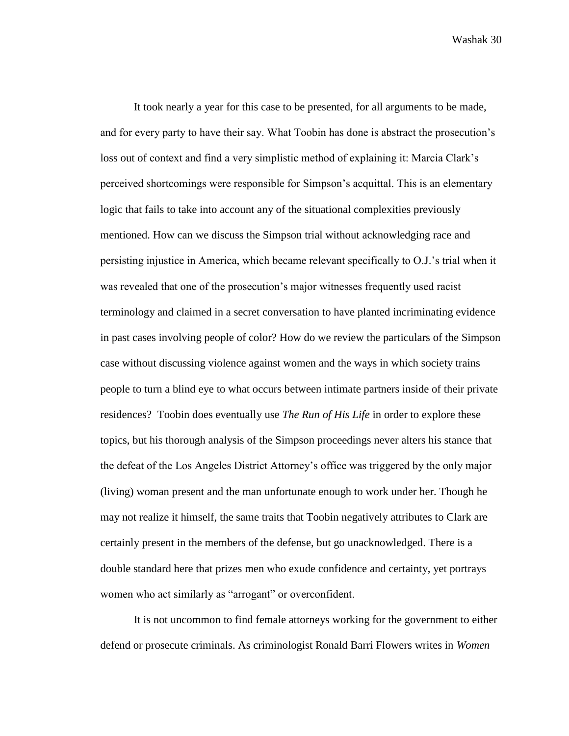It took nearly a year for this case to be presented, for all arguments to be made, and for every party to have their say. What Toobin has done is abstract the prosecution's loss out of context and find a very simplistic method of explaining it: Marcia Clark's perceived shortcomings were responsible for Simpson's acquittal. This is an elementary logic that fails to take into account any of the situational complexities previously mentioned. How can we discuss the Simpson trial without acknowledging race and persisting injustice in America, which became relevant specifically to O.J.'s trial when it was revealed that one of the prosecution's major witnesses frequently used racist terminology and claimed in a secret conversation to have planted incriminating evidence in past cases involving people of color? How do we review the particulars of the Simpson case without discussing violence against women and the ways in which society trains people to turn a blind eye to what occurs between intimate partners inside of their private residences? Toobin does eventually use *The Run of His Life* in order to explore these topics, but his thorough analysis of the Simpson proceedings never alters his stance that the defeat of the Los Angeles District Attorney's office was triggered by the only major (living) woman present and the man unfortunate enough to work under her. Though he may not realize it himself, the same traits that Toobin negatively attributes to Clark are certainly present in the members of the defense, but go unacknowledged. There is a double standard here that prizes men who exude confidence and certainty, yet portrays women who act similarly as "arrogant" or overconfident.

It is not uncommon to find female attorneys working for the government to either defend or prosecute criminals. As criminologist Ronald Barri Flowers writes in *Women*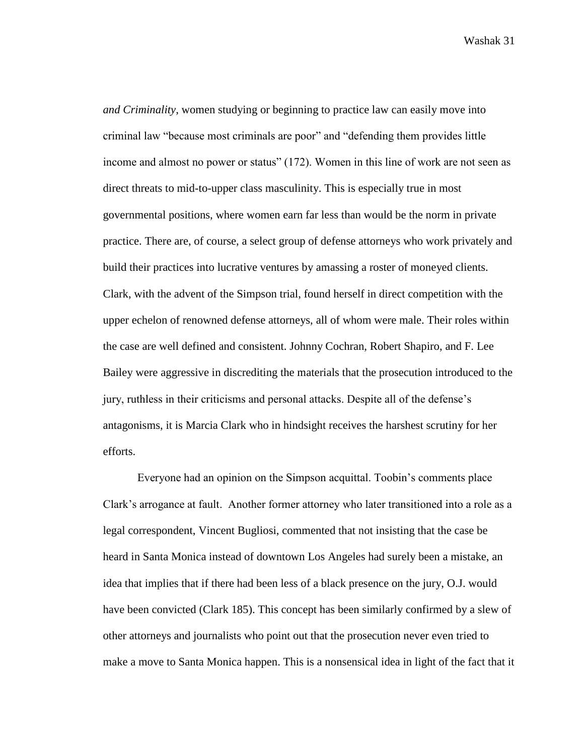*and Criminality*, women studying or beginning to practice law can easily move into criminal law "because most criminals are poor" and "defending them provides little income and almost no power or status" (172). Women in this line of work are not seen as direct threats to mid-to-upper class masculinity. This is especially true in most governmental positions, where women earn far less than would be the norm in private practice. There are, of course, a select group of defense attorneys who work privately and build their practices into lucrative ventures by amassing a roster of moneyed clients. Clark, with the advent of the Simpson trial, found herself in direct competition with the upper echelon of renowned defense attorneys, all of whom were male. Their roles within the case are well defined and consistent. Johnny Cochran, Robert Shapiro, and F. Lee Bailey were aggressive in discrediting the materials that the prosecution introduced to the jury, ruthless in their criticisms and personal attacks. Despite all of the defense's antagonisms, it is Marcia Clark who in hindsight receives the harshest scrutiny for her efforts.

Everyone had an opinion on the Simpson acquittal. Toobin's comments place Clark's arrogance at fault. Another former attorney who later transitioned into a role as a legal correspondent, Vincent Bugliosi, commented that not insisting that the case be heard in Santa Monica instead of downtown Los Angeles had surely been a mistake, an idea that implies that if there had been less of a black presence on the jury, O.J. would have been convicted (Clark 185). This concept has been similarly confirmed by a slew of other attorneys and journalists who point out that the prosecution never even tried to make a move to Santa Monica happen. This is a nonsensical idea in light of the fact that it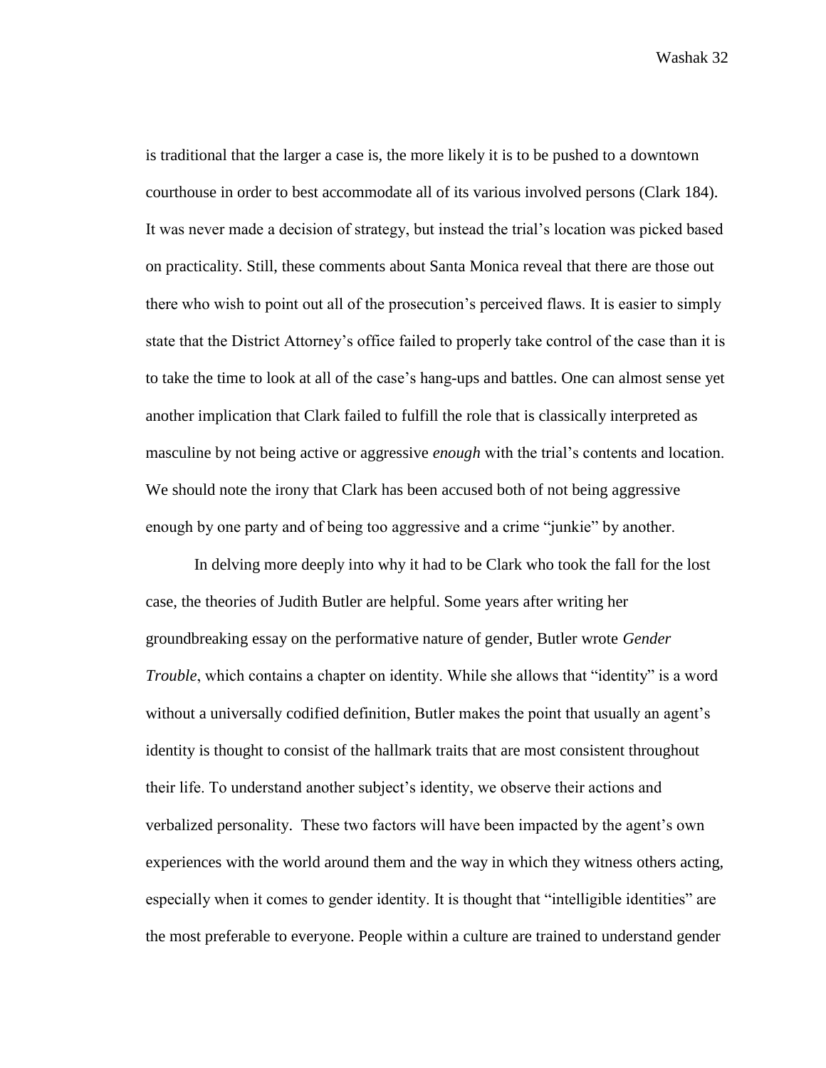is traditional that the larger a case is, the more likely it is to be pushed to a downtown courthouse in order to best accommodate all of its various involved persons (Clark 184). It was never made a decision of strategy, but instead the trial's location was picked based on practicality. Still, these comments about Santa Monica reveal that there are those out there who wish to point out all of the prosecution's perceived flaws. It is easier to simply state that the District Attorney's office failed to properly take control of the case than it is to take the time to look at all of the case's hang-ups and battles. One can almost sense yet another implication that Clark failed to fulfill the role that is classically interpreted as masculine by not being active or aggressive *enough* with the trial's contents and location. We should note the irony that Clark has been accused both of not being aggressive enough by one party and of being too aggressive and a crime "junkie" by another.

In delving more deeply into why it had to be Clark who took the fall for the lost case, the theories of Judith Butler are helpful. Some years after writing her groundbreaking essay on the performative nature of gender, Butler wrote *Gender Trouble*, which contains a chapter on identity. While she allows that "identity" is a word without a universally codified definition, Butler makes the point that usually an agent's identity is thought to consist of the hallmark traits that are most consistent throughout their life. To understand another subject's identity, we observe their actions and verbalized personality. These two factors will have been impacted by the agent's own experiences with the world around them and the way in which they witness others acting, especially when it comes to gender identity. It is thought that "intelligible identities" are the most preferable to everyone. People within a culture are trained to understand gender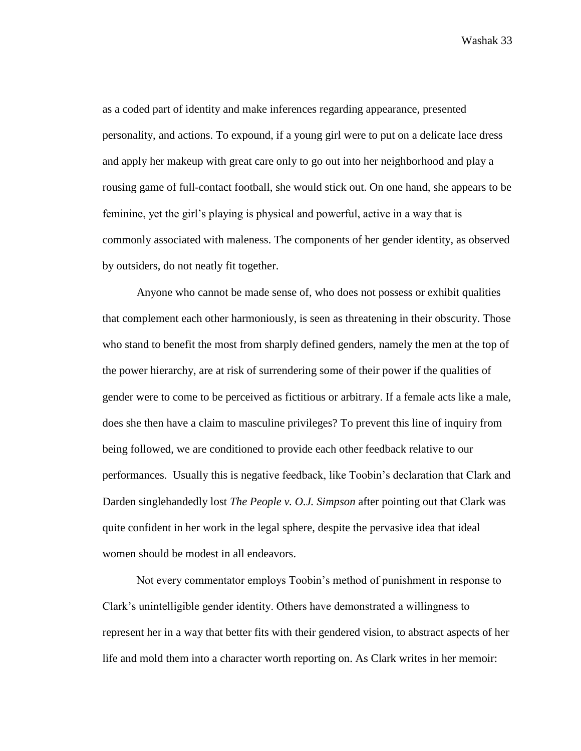as a coded part of identity and make inferences regarding appearance, presented personality, and actions. To expound, if a young girl were to put on a delicate lace dress and apply her makeup with great care only to go out into her neighborhood and play a rousing game of full-contact football, she would stick out. On one hand, she appears to be feminine, yet the girl's playing is physical and powerful, active in a way that is commonly associated with maleness. The components of her gender identity, as observed by outsiders, do not neatly fit together.

Anyone who cannot be made sense of, who does not possess or exhibit qualities that complement each other harmoniously, is seen as threatening in their obscurity. Those who stand to benefit the most from sharply defined genders, namely the men at the top of the power hierarchy, are at risk of surrendering some of their power if the qualities of gender were to come to be perceived as fictitious or arbitrary. If a female acts like a male, does she then have a claim to masculine privileges? To prevent this line of inquiry from being followed, we are conditioned to provide each other feedback relative to our performances. Usually this is negative feedback, like Toobin's declaration that Clark and Darden singlehandedly lost *The People v. O.J. Simpson* after pointing out that Clark was quite confident in her work in the legal sphere, despite the pervasive idea that ideal women should be modest in all endeavors.

Not every commentator employs Toobin's method of punishment in response to Clark's unintelligible gender identity. Others have demonstrated a willingness to represent her in a way that better fits with their gendered vision, to abstract aspects of her life and mold them into a character worth reporting on. As Clark writes in her memoir: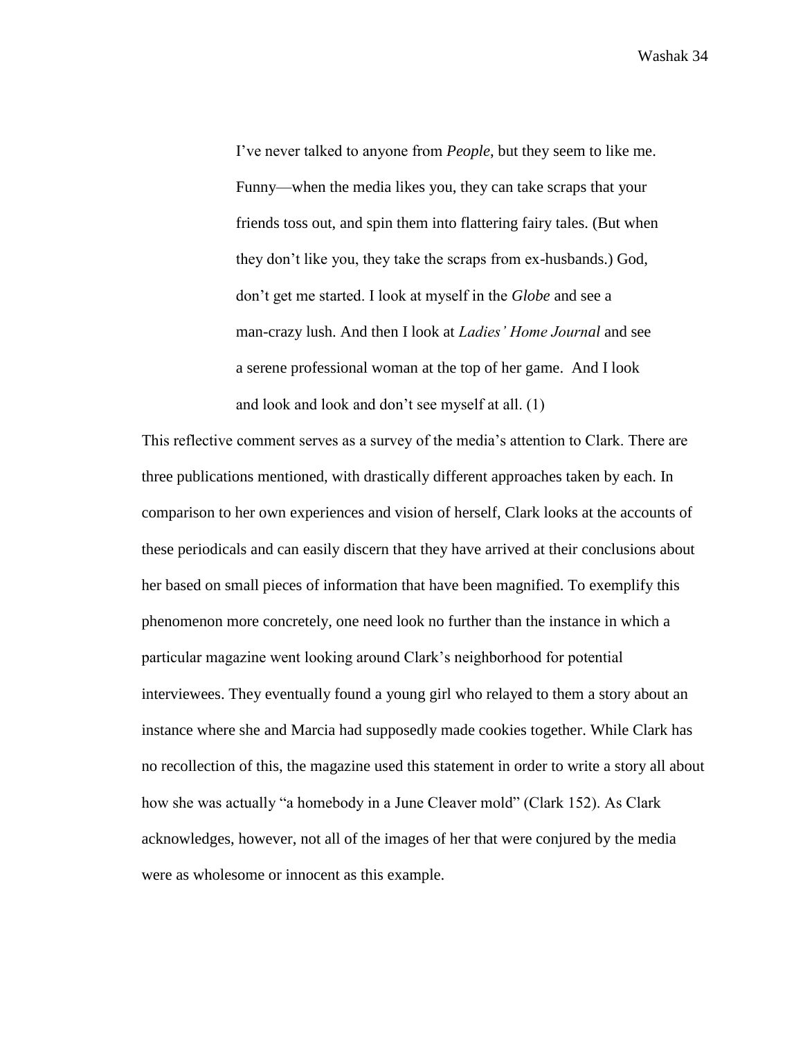> I've never talked to anyone from *People*, but they seem to like me. Funny—when the media likes you, they can take scraps that your friends toss out, and spin them into flattering fairy tales. (But when they don't like you, they take the scraps from ex-husbands.) God, don't get me started. I look at myself in the *Globe* and see a man-crazy lush. And then I look at *Ladies' Home Journal* and see a serene professional woman at the top of her game. And I look and look and look and don't see myself at all. (1)

This reflective comment serves as a survey of the media's attention to Clark. There are three publications mentioned, with drastically different approaches taken by each. In comparison to her own experiences and vision of herself, Clark looks at the accounts of these periodicals and can easily discern that they have arrived at their conclusions about her based on small pieces of information that have been magnified. To exemplify this phenomenon more concretely, one need look no further than the instance in which a particular magazine went looking around Clark's neighborhood for potential interviewees. They eventually found a young girl who relayed to them a story about an instance where she and Marcia had supposedly made cookies together. While Clark has no recollection of this, the magazine used this statement in order to write a story all about how she was actually "a homebody in a June Cleaver mold" (Clark 152). As Clark acknowledges, however, not all of the images of her that were conjured by the media were as wholesome or innocent as this example.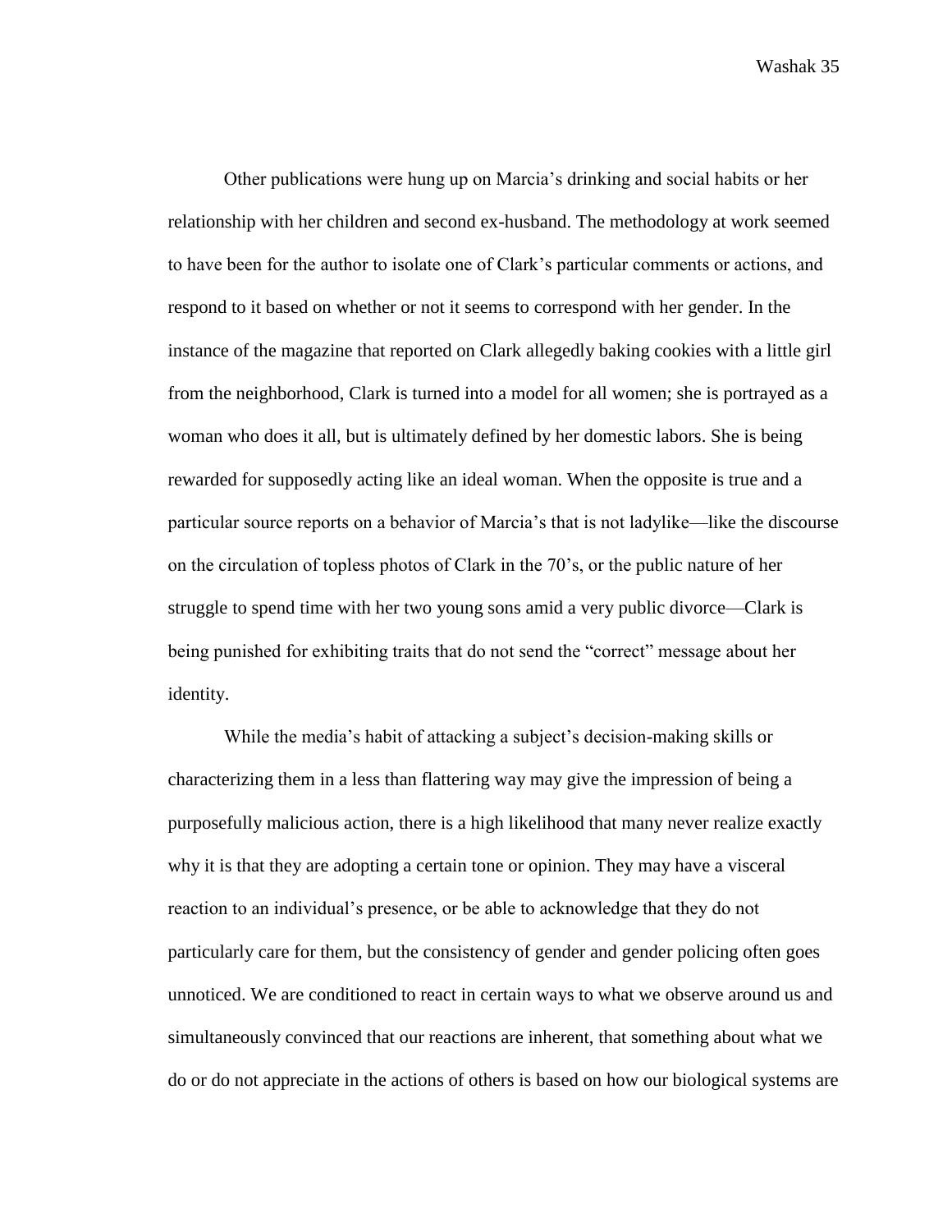Other publications were hung up on Marcia's drinking and social habits or her relationship with her children and second ex-husband. The methodology at work seemed to have been for the author to isolate one of Clark's particular comments or actions, and respond to it based on whether or not it seems to correspond with her gender. In the instance of the magazine that reported on Clark allegedly baking cookies with a little girl from the neighborhood, Clark is turned into a model for all women; she is portrayed as a woman who does it all, but is ultimately defined by her domestic labors. She is being rewarded for supposedly acting like an ideal woman. When the opposite is true and a particular source reports on a behavior of Marcia's that is not ladylike—like the discourse on the circulation of topless photos of Clark in the 70's, or the public nature of her struggle to spend time with her two young sons amid a very public divorce—Clark is being punished for exhibiting traits that do not send the "correct" message about her identity.

While the media's habit of attacking a subject's decision-making skills or characterizing them in a less than flattering way may give the impression of being a purposefully malicious action, there is a high likelihood that many never realize exactly why it is that they are adopting a certain tone or opinion. They may have a visceral reaction to an individual's presence, or be able to acknowledge that they do not particularly care for them, but the consistency of gender and gender policing often goes unnoticed. We are conditioned to react in certain ways to what we observe around us and simultaneously convinced that our reactions are inherent, that something about what we do or do not appreciate in the actions of others is based on how our biological systems are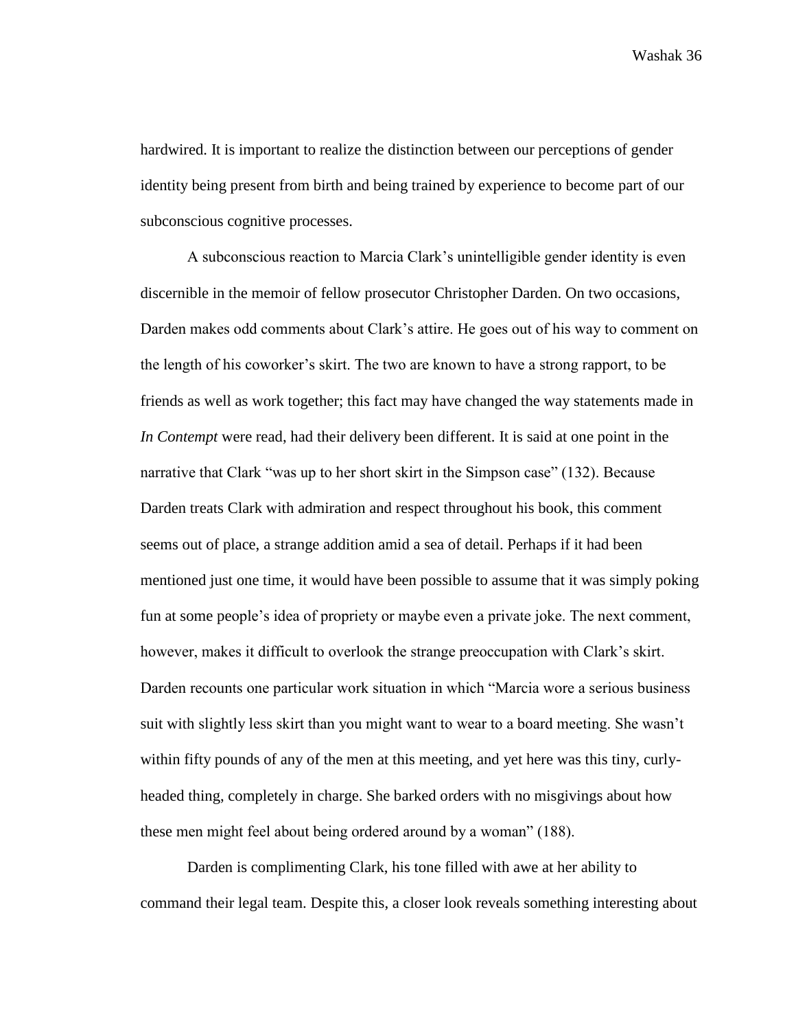hardwired. It is important to realize the distinction between our perceptions of gender identity being present from birth and being trained by experience to become part of our subconscious cognitive processes.

A subconscious reaction to Marcia Clark's unintelligible gender identity is even discernible in the memoir of fellow prosecutor Christopher Darden. On two occasions, Darden makes odd comments about Clark's attire. He goes out of his way to comment on the length of his coworker's skirt. The two are known to have a strong rapport, to be friends as well as work together; this fact may have changed the way statements made in *In Contempt* were read, had their delivery been different. It is said at one point in the narrative that Clark "was up to her short skirt in the Simpson case" (132). Because Darden treats Clark with admiration and respect throughout his book, this comment seems out of place, a strange addition amid a sea of detail. Perhaps if it had been mentioned just one time, it would have been possible to assume that it was simply poking fun at some people's idea of propriety or maybe even a private joke. The next comment, however, makes it difficult to overlook the strange preoccupation with Clark's skirt. Darden recounts one particular work situation in which "Marcia wore a serious business suit with slightly less skirt than you might want to wear to a board meeting. She wasn't within fifty pounds of any of the men at this meeting, and yet here was this tiny, curly-headed thing, completely in charge. She barked orders with no misgivings about how these men might feel about being ordered around by a woman" (188).

Darden is complimenting Clark, his tone filled with awe at her ability to command their legal team. Despite this, a closer look reveals something interesting about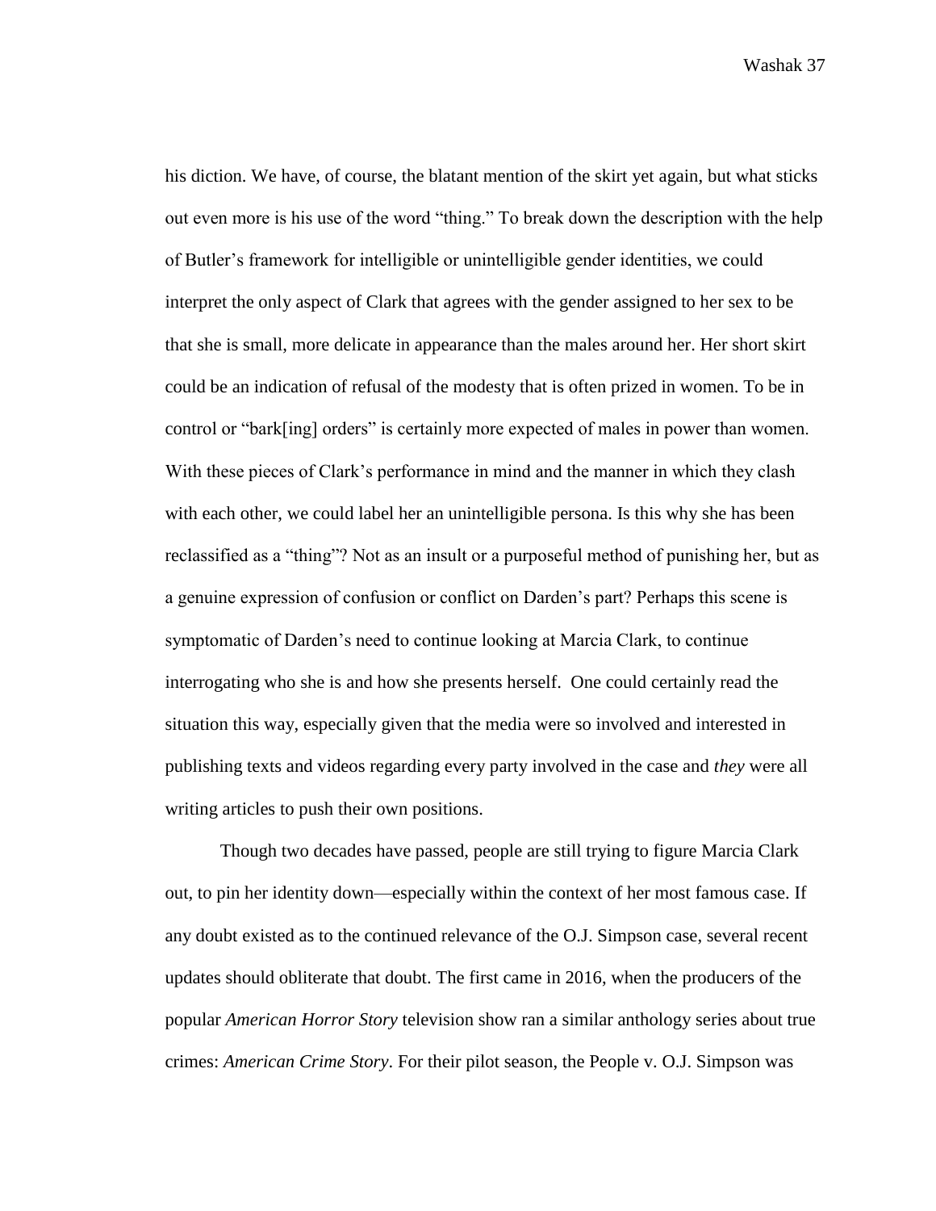his diction. We have, of course, the blatant mention of the skirt yet again, but what sticks out even more is his use of the word "thing." To break down the description with the help of Butler's framework for intelligible or unintelligible gender identities, we could interpret the only aspect of Clark that agrees with the gender assigned to her sex to be that she is small, more delicate in appearance than the males around her. Her short skirt could be an indication of refusal of the modesty that is often prized in women. To be in control or "bark[ing] orders" is certainly more expected of males in power than women. With these pieces of Clark's performance in mind and the manner in which they clash with each other, we could label her an unintelligible persona. Is this why she has been reclassified as a "thing"? Not as an insult or a purposeful method of punishing her, but as a genuine expression of confusion or conflict on Darden's part? Perhaps this scene is symptomatic of Darden's need to continue looking at Marcia Clark, to continue interrogating who she is and how she presents herself. One could certainly read the situation this way, especially given that the media were so involved and interested in publishing texts and videos regarding every party involved in the case and *they* were all writing articles to push their own positions.

Though two decades have passed, people are still trying to figure Marcia Clark out, to pin her identity down—especially within the context of her most famous case. If any doubt existed as to the continued relevance of the O.J. Simpson case, several recent updates should obliterate that doubt. The first came in 2016, when the producers of the popular *American Horror Story* television show ran a similar anthology series about true crimes: *American Crime Story*. For their pilot season, the People v. O.J. Simpson was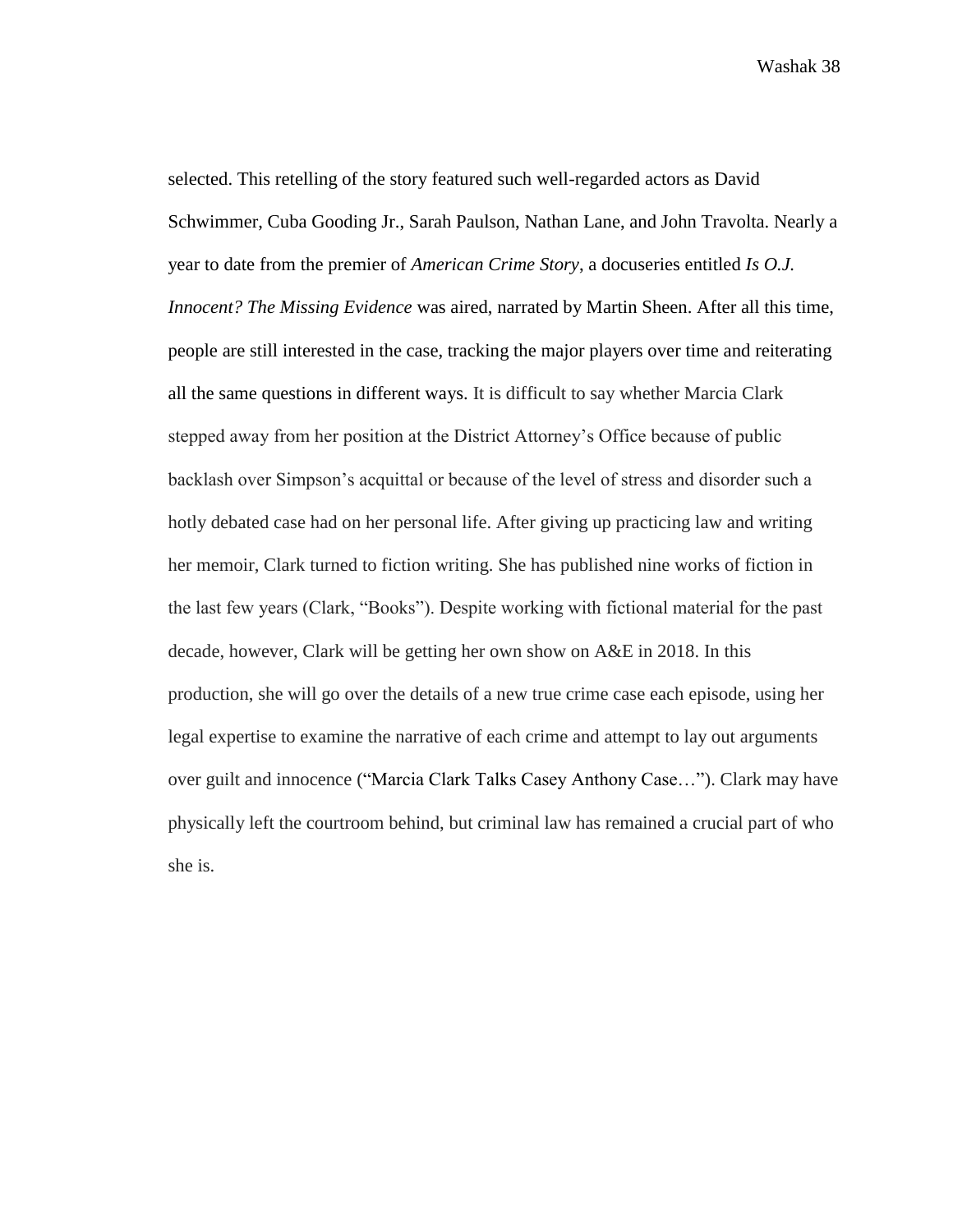selected. This retelling of the story featured such well-regarded actors as David Schwimmer, Cuba Gooding Jr., Sarah Paulson, Nathan Lane, and John Travolta. Nearly a year to date from the premier of *American Crime Story*, a docuseries entitled *Is O.J. Innocent? The Missing Evidence* was aired, narrated by Martin Sheen. After all this time, people are still interested in the case, tracking the major players over time and reiterating all the same questions in different ways. It is difficult to say whether Marcia Clark stepped away from her position at the District Attorney's Office because of public backlash over Simpson's acquittal or because of the level of stress and disorder such a hotly debated case had on her personal life. After giving up practicing law and writing her memoir, Clark turned to fiction writing. She has published nine works of fiction in the last few years (Clark, "Books"). Despite working with fictional material for the past decade, however, Clark will be getting her own show on A&E in 2018. In this production, she will go over the details of a new true crime case each episode, using her legal expertise to examine the narrative of each crime and attempt to lay out arguments over guilt and innocence ("Marcia Clark Talks Casey Anthony Case…"). Clark may have physically left the courtroom behind, but criminal law has remained a crucial part of who she is.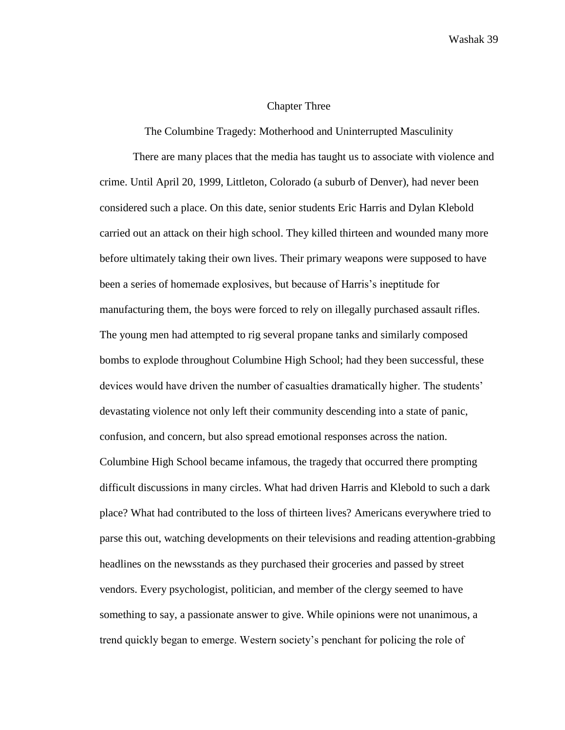# Chapter Three

## The Columbine Tragedy: Motherhood and Uninterrupted Masculinity

There are many places that the media has taught us to associate with violence and crime. Until April 20, 1999, Littleton, Colorado (a suburb of Denver), had never been considered such a place. On this date, senior students Eric Harris and Dylan Klebold carried out an attack on their high school. They killed thirteen and wounded many more before ultimately taking their own lives. Their primary weapons were supposed to have been a series of homemade explosives, but because of Harris's ineptitude for manufacturing them, the boys were forced to rely on illegally purchased assault rifles. The young men had attempted to rig several propane tanks and similarly composed bombs to explode throughout Columbine High School; had they been successful, these devices would have driven the number of casualties dramatically higher. The students' devastating violence not only left their community descending into a state of panic, confusion, and concern, but also spread emotional responses across the nation. Columbine High School became infamous, the tragedy that occurred there prompting difficult discussions in many circles. What had driven Harris and Klebold to such a dark place? What had contributed to the loss of thirteen lives? Americans everywhere tried to parse this out, watching developments on their televisions and reading attention-grabbing headlines on the newsstands as they purchased their groceries and passed by street vendors. Every psychologist, politician, and member of the clergy seemed to have something to say, a passionate answer to give. While opinions were not unanimous, a trend quickly began to emerge. Western society's penchant for policing the role of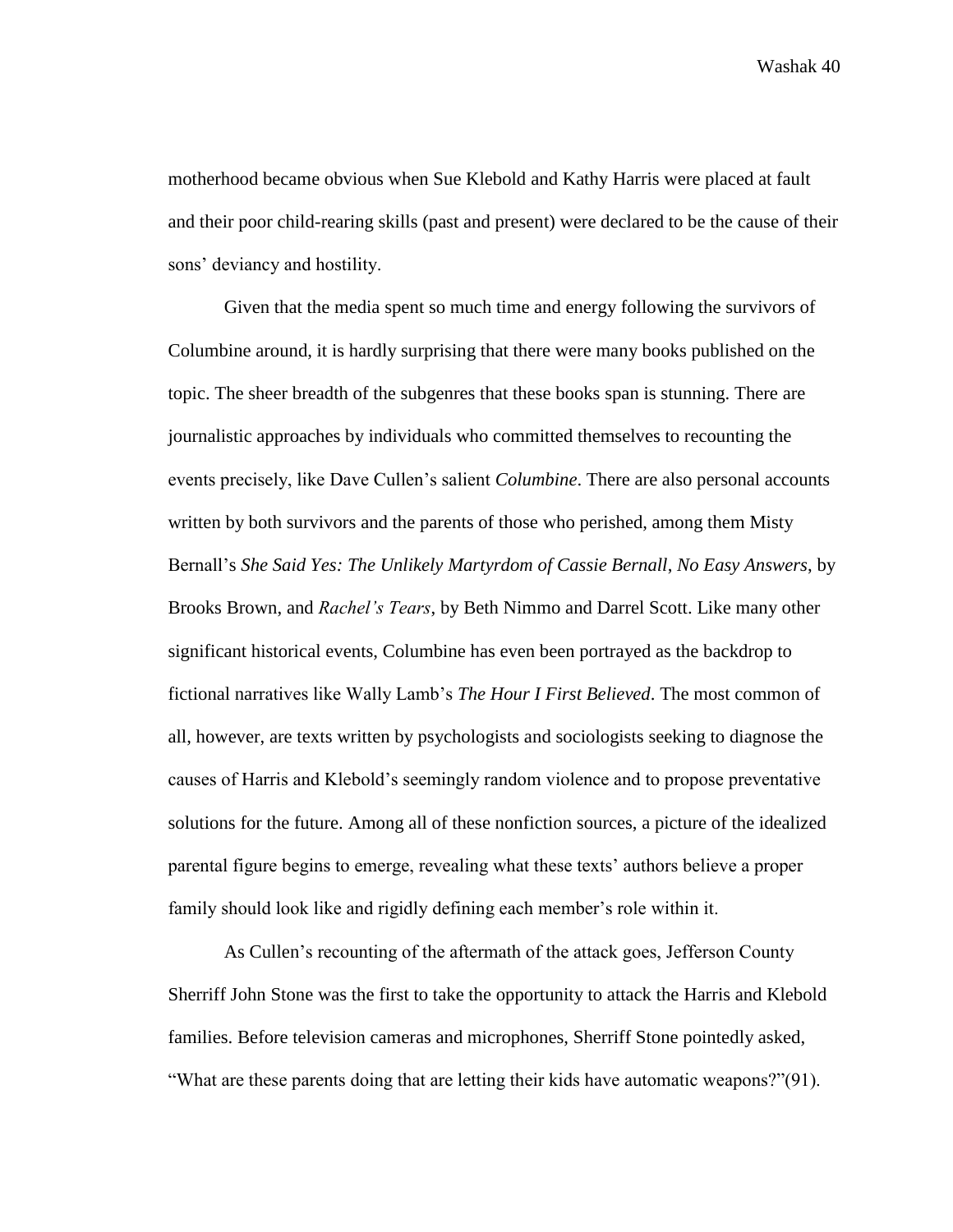motherhood became obvious when Sue Klebold and Kathy Harris were placed at fault and their poor child-rearing skills (past and present) were declared to be the cause of their sons' deviancy and hostility.

Given that the media spent so much time and energy following the survivors of Columbine around, it is hardly surprising that there were many books published on the topic. The sheer breadth of the subgenres that these books span is stunning. There are journalistic approaches by individuals who committed themselves to recounting the events precisely, like Dave Cullen's salient *Columbine*. There are also personal accounts written by both survivors and the parents of those who perished, among them Misty Bernall's *She Said Yes: The Unlikely Martyrdom of Cassie Bernall*, *No Easy Answers*, by Brooks Brown, and *Rachel's Tears*, by Beth Nimmo and Darrel Scott. Like many other significant historical events, Columbine has even been portrayed as the backdrop to fictional narratives like Wally Lamb's *The Hour I First Believed*. The most common of all, however, are texts written by psychologists and sociologists seeking to diagnose the causes of Harris and Klebold's seemingly random violence and to propose preventative solutions for the future. Among all of these nonfiction sources, a picture of the idealized parental figure begins to emerge, revealing what these texts' authors believe a proper family should look like and rigidly defining each member's role within it.

As Cullen's recounting of the aftermath of the attack goes, Jefferson County Sherriff John Stone was the first to take the opportunity to attack the Harris and Klebold families. Before television cameras and microphones, Sherriff Stone pointedly asked, "What are these parents doing that are letting their kids have automatic weapons?"(91).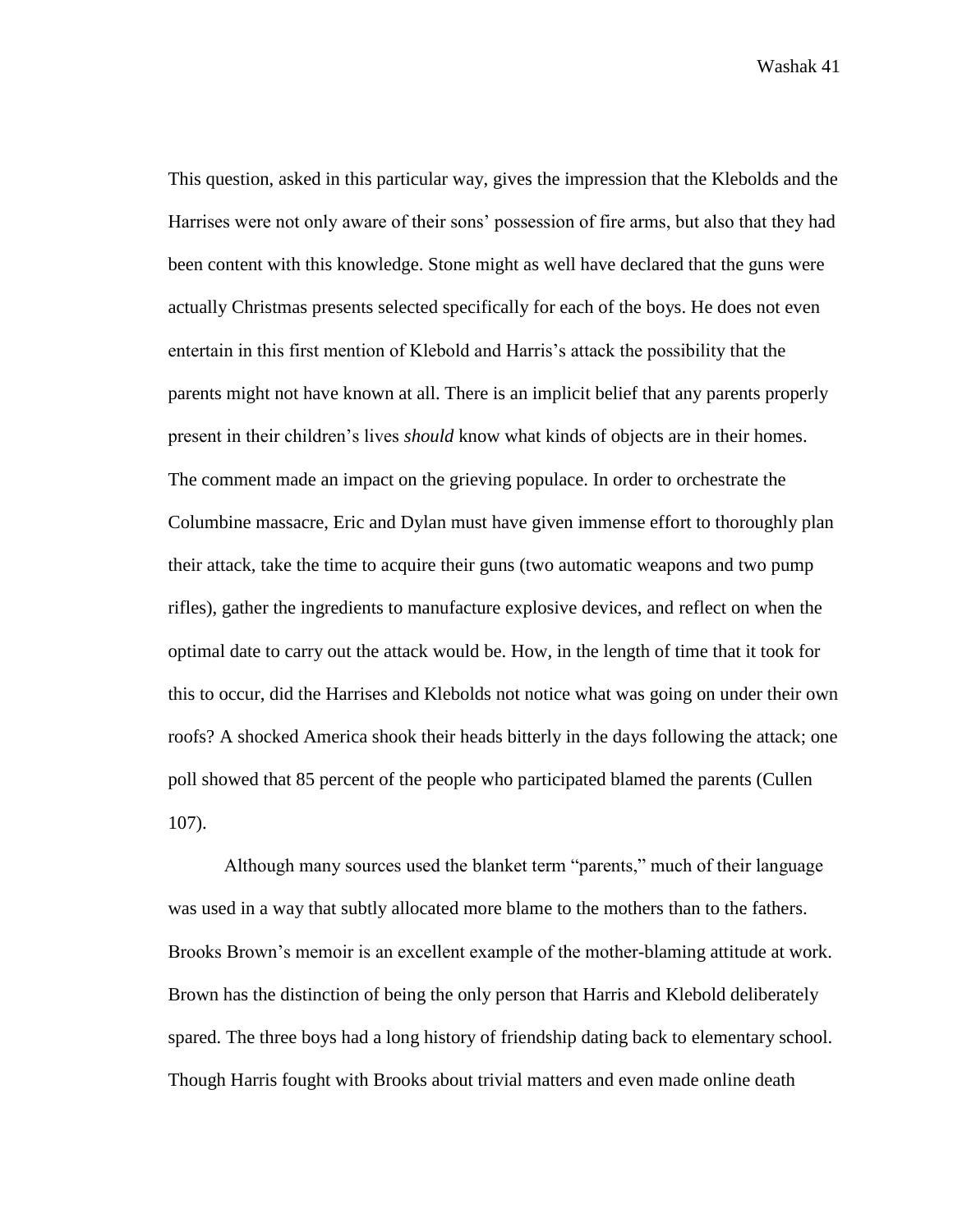This question, asked in this particular way, gives the impression that the Klebolds and the Harrises were not only aware of their sons' possession of fire arms, but also that they had been content with this knowledge. Stone might as well have declared that the guns were actually Christmas presents selected specifically for each of the boys. He does not even entertain in this first mention of Klebold and Harris's attack the possibility that the parents might not have known at all. There is an implicit belief that any parents properly present in their children's lives *should* know what kinds of objects are in their homes. The comment made an impact on the grieving populace. In order to orchestrate the Columbine massacre, Eric and Dylan must have given immense effort to thoroughly plan their attack, take the time to acquire their guns (two automatic weapons and two pump rifles), gather the ingredients to manufacture explosive devices, and reflect on when the optimal date to carry out the attack would be. How, in the length of time that it took for this to occur, did the Harrises and Klebolds not notice what was going on under their own roofs? A shocked America shook their heads bitterly in the days following the attack; one poll showed that 85 percent of the people who participated blamed the parents (Cullen 107).

Although many sources used the blanket term "parents," much of their language was used in a way that subtly allocated more blame to the mothers than to the fathers. Brooks Brown's memoir is an excellent example of the mother-blaming attitude at work. Brown has the distinction of being the only person that Harris and Klebold deliberately spared. The three boys had a long history of friendship dating back to elementary school. Though Harris fought with Brooks about trivial matters and even made online death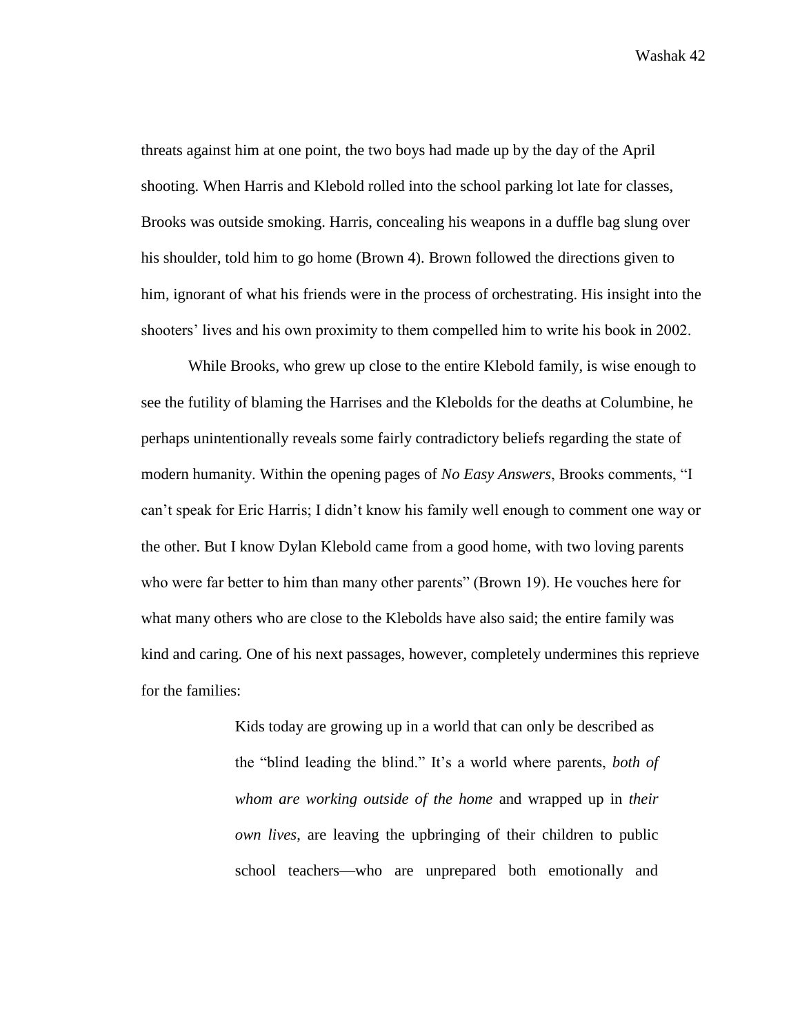threats against him at one point, the two boys had made up by the day of the April shooting. When Harris and Klebold rolled into the school parking lot late for classes, Brooks was outside smoking. Harris, concealing his weapons in a duffle bag slung over his shoulder, told him to go home (Brown 4). Brown followed the directions given to him, ignorant of what his friends were in the process of orchestrating. His insight into the shooters' lives and his own proximity to them compelled him to write his book in 2002.

While Brooks, who grew up close to the entire Klebold family, is wise enough to see the futility of blaming the Harrises and the Klebolds for the deaths at Columbine, he perhaps unintentionally reveals some fairly contradictory beliefs regarding the state of modern humanity. Within the opening pages of *No Easy Answers*, Brooks comments, "I can't speak for Eric Harris; I didn't know his family well enough to comment one way or the other. But I know Dylan Klebold came from a good home, with two loving parents who were far better to him than many other parents" (Brown 19). He vouches here for what many others who are close to the Klebolds have also said; the entire family was kind and caring. One of his next passages, however, completely undermines this reprieve for the families:

> Kids today are growing up in a world that can only be described as the "blind leading the blind." It's a world where parents, *both of whom are working outside of the home* and wrapped up in *their own lives*, are leaving the upbringing of their children to public school teachers—who are unprepared both emotionally and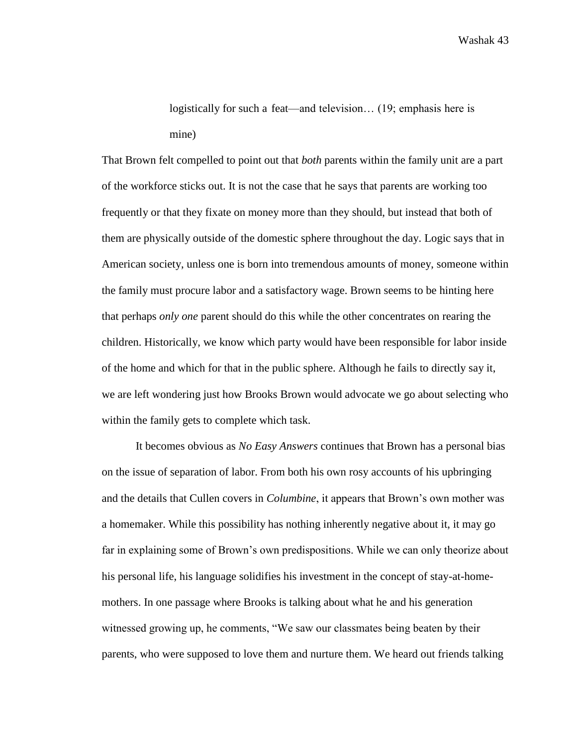> logistically for such a feat—and television… (19; emphasis here is mine)

That Brown felt compelled to point out that *both* parents within the family unit are a part of the workforce sticks out. It is not the case that he says that parents are working too frequently or that they fixate on money more than they should, but instead that both of them are physically outside of the domestic sphere throughout the day. Logic says that in American society, unless one is born into tremendous amounts of money, someone within the family must procure labor and a satisfactory wage. Brown seems to be hinting here that perhaps *only one* parent should do this while the other concentrates on rearing the children. Historically, we know which party would have been responsible for labor inside of the home and which for that in the public sphere. Although he fails to directly say it, we are left wondering just how Brooks Brown would advocate we go about selecting who within the family gets to complete which task.

It becomes obvious as *No Easy Answers* continues that Brown has a personal bias on the issue of separation of labor. From both his own rosy accounts of his upbringing and the details that Cullen covers in *Columbine*, it appears that Brown's own mother was a homemaker. While this possibility has nothing inherently negative about it, it may go far in explaining some of Brown's own predispositions. While we can only theorize about his personal life, his language solidifies his investment in the concept of stay-at-home-mothers. In one passage where Brooks is talking about what he and his generation witnessed growing up, he comments, "We saw our classmates being beaten by their parents, who were supposed to love them and nurture them. We heard out friends talking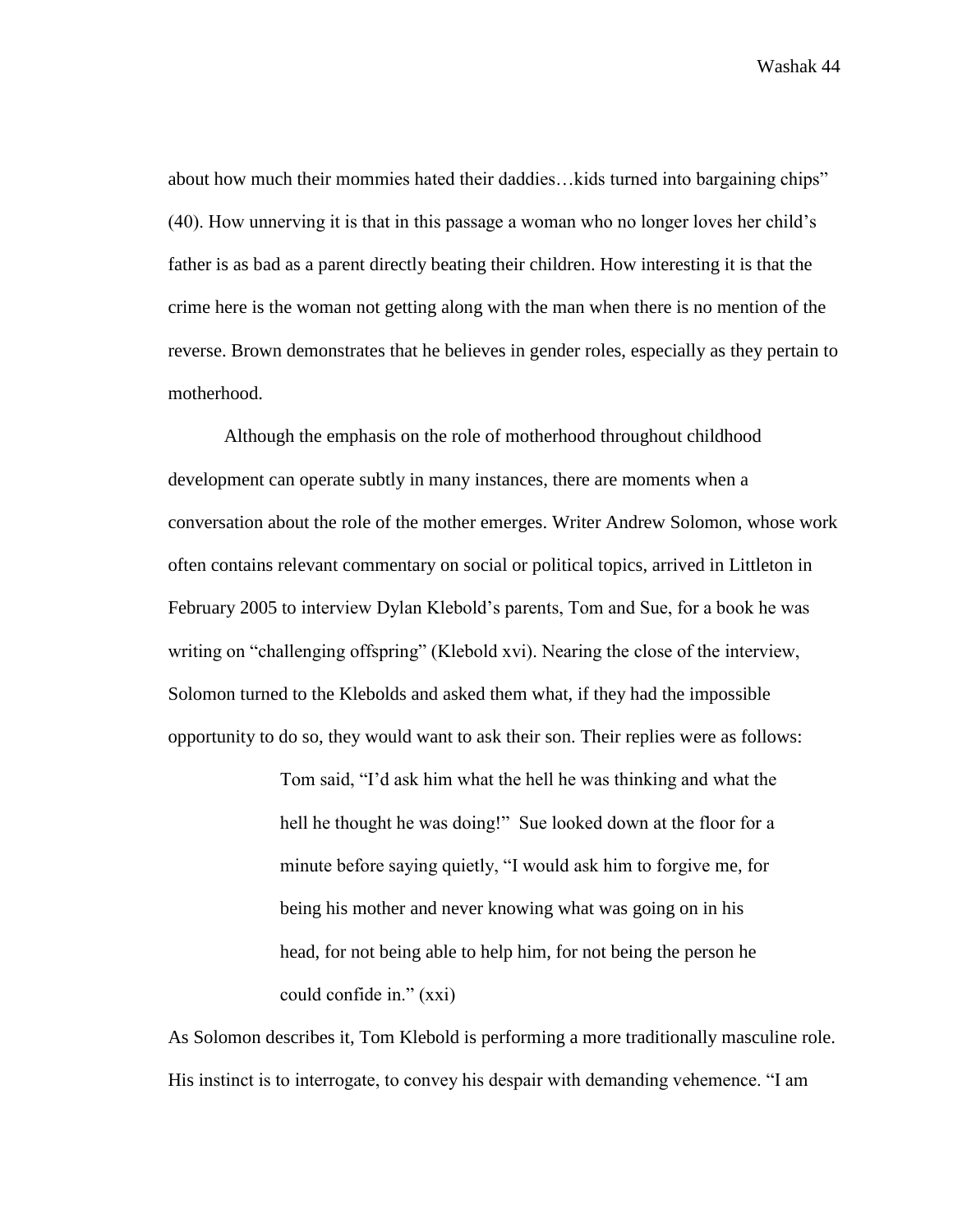about how much their mommies hated their daddies…kids turned into bargaining chips" (40). How unnerving it is that in this passage a woman who no longer loves her child's father is as bad as a parent directly beating their children. How interesting it is that the crime here is the woman not getting along with the man when there is no mention of the reverse. Brown demonstrates that he believes in gender roles, especially as they pertain to motherhood.

Although the emphasis on the role of motherhood throughout childhood development can operate subtly in many instances, there are moments when a conversation about the role of the mother emerges. Writer Andrew Solomon, whose work often contains relevant commentary on social or political topics, arrived in Littleton in February 2005 to interview Dylan Klebold's parents, Tom and Sue, for a book he was writing on "challenging offspring" (Klebold xvi). Nearing the close of the interview, Solomon turned to the Klebolds and asked them what, if they had the impossible opportunity to do so, they would want to ask their son. Their replies were as follows:

> Tom said, "I'd ask him what the hell he was thinking and what the hell he thought he was doing!" Sue looked down at the floor for a minute before saying quietly, "I would ask him to forgive me, for being his mother and never knowing what was going on in his head, for not being able to help him, for not being the person he could confide in." (xxi)

As Solomon describes it, Tom Klebold is performing a more traditionally masculine role. His instinct is to interrogate, to convey his despair with demanding vehemence. "I am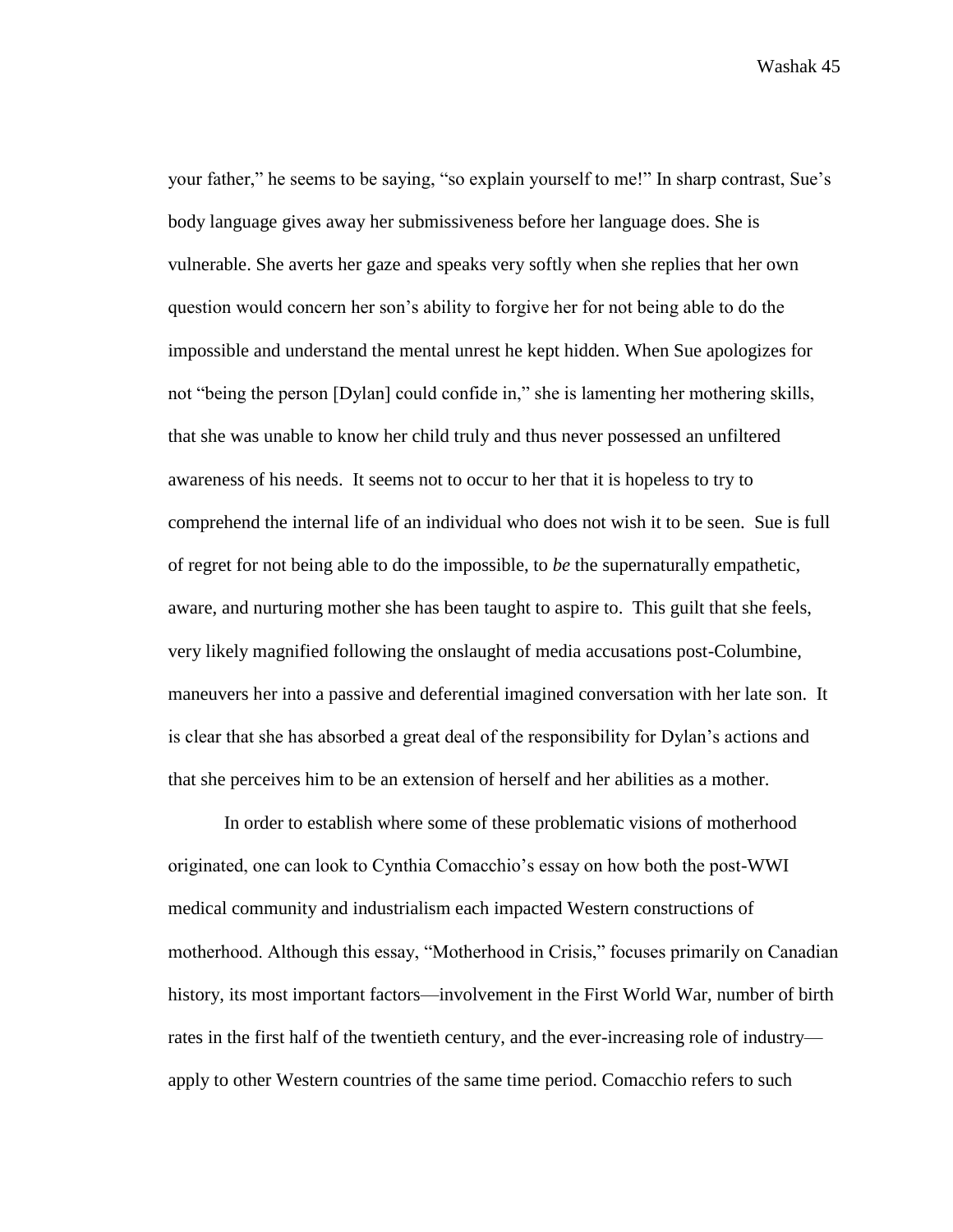your father," he seems to be saying, "so explain yourself to me!" In sharp contrast, Sue's body language gives away her submissiveness before her language does. She is vulnerable. She averts her gaze and speaks very softly when she replies that her own question would concern her son's ability to forgive her for not being able to do the impossible and understand the mental unrest he kept hidden. When Sue apologizes for not "being the person [Dylan] could confide in," she is lamenting her mothering skills, that she was unable to know her child truly and thus never possessed an unfiltered awareness of his needs. It seems not to occur to her that it is hopeless to try to comprehend the internal life of an individual who does not wish it to be seen. Sue is full of regret for not being able to do the impossible, to *be* the supernaturally empathetic, aware, and nurturing mother she has been taught to aspire to. This guilt that she feels, very likely magnified following the onslaught of media accusations post-Columbine, maneuvers her into a passive and deferential imagined conversation with her late son. It is clear that she has absorbed a great deal of the responsibility for Dylan's actions and that she perceives him to be an extension of herself and her abilities as a mother.

In order to establish where some of these problematic visions of motherhood originated, one can look to Cynthia Comacchio's essay on how both the post-WWI medical community and industrialism each impacted Western constructions of motherhood. Although this essay, "Motherhood in Crisis," focuses primarily on Canadian history, its most important factors—involvement in the First World War, number of birth rates in the first half of the twentieth century, and the ever-increasing role of industry—apply to other Western countries of the same time period. Comacchio refers to such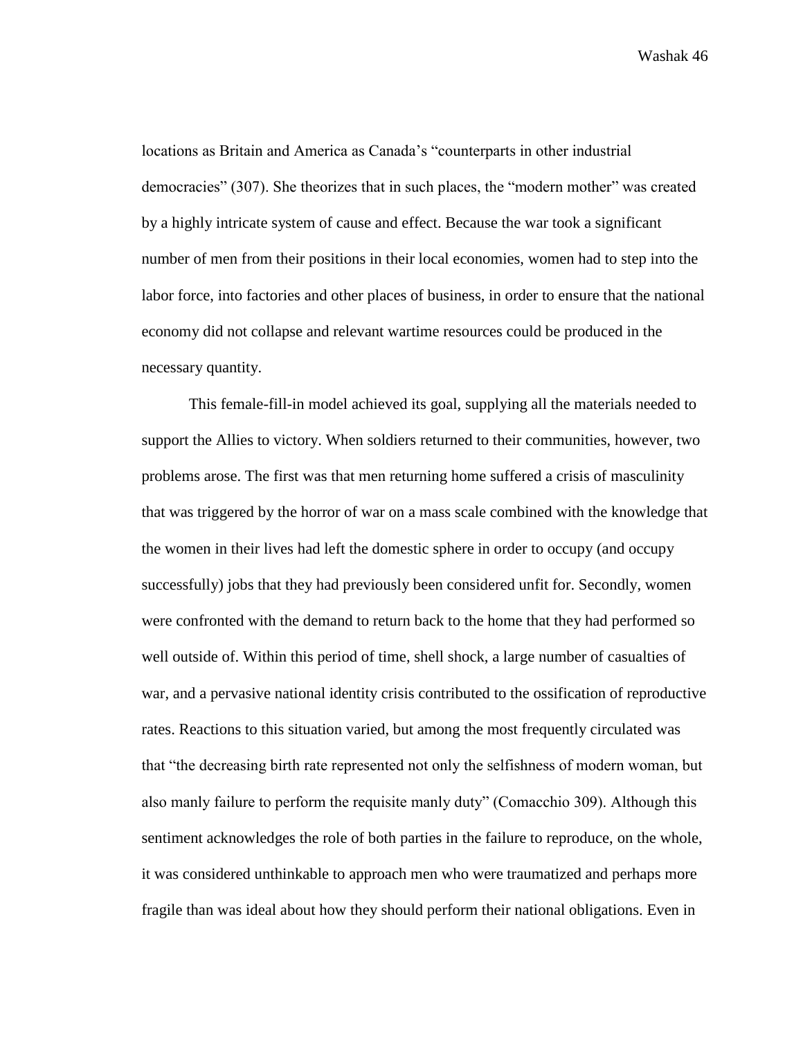locations as Britain and America as Canada's "counterparts in other industrial democracies" (307). She theorizes that in such places, the "modern mother" was created by a highly intricate system of cause and effect. Because the war took a significant number of men from their positions in their local economies, women had to step into the labor force, into factories and other places of business, in order to ensure that the national economy did not collapse and relevant wartime resources could be produced in the necessary quantity.

This female-fill-in model achieved its goal, supplying all the materials needed to support the Allies to victory. When soldiers returned to their communities, however, two problems arose. The first was that men returning home suffered a crisis of masculinity that was triggered by the horror of war on a mass scale combined with the knowledge that the women in their lives had left the domestic sphere in order to occupy (and occupy successfully) jobs that they had previously been considered unfit for. Secondly, women were confronted with the demand to return back to the home that they had performed so well outside of. Within this period of time, shell shock, a large number of casualties of war, and a pervasive national identity crisis contributed to the ossification of reproductive rates. Reactions to this situation varied, but among the most frequently circulated was that "the decreasing birth rate represented not only the selfishness of modern woman, but also manly failure to perform the requisite manly duty" (Comacchio 309). Although this sentiment acknowledges the role of both parties in the failure to reproduce, on the whole, it was considered unthinkable to approach men who were traumatized and perhaps more fragile than was ideal about how they should perform their national obligations. Even in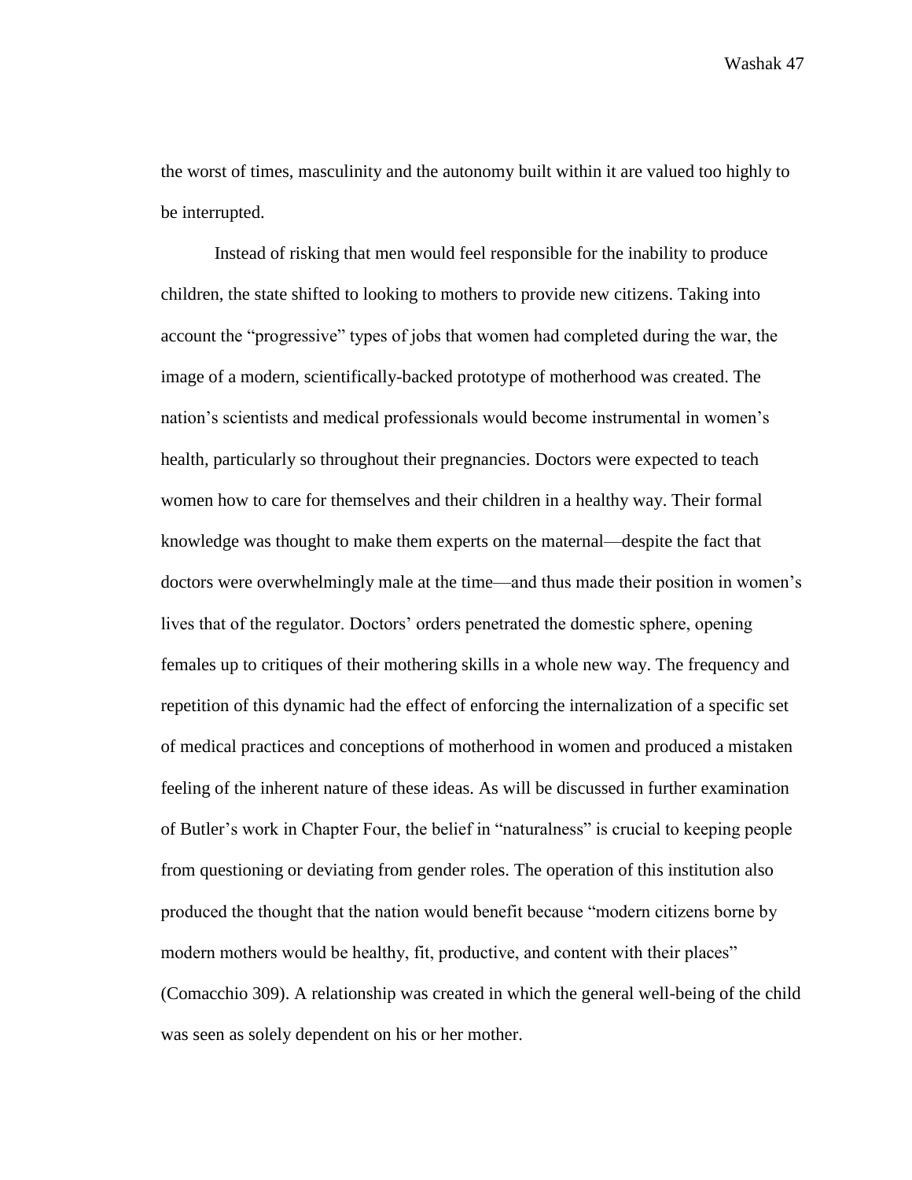the worst of times, masculinity and the autonomy built within it are valued too highly to be interrupted.

Instead of risking that men would feel responsible for the inability to produce children, the state shifted to looking to mothers to provide new citizens. Taking into account the "progressive" types of jobs that women had completed during the war, the image of a modern, scientifically-backed prototype of motherhood was created. The nation's scientists and medical professionals would become instrumental in women's health, particularly so throughout their pregnancies. Doctors were expected to teach women how to care for themselves and their children in a healthy way. Their formal knowledge was thought to make them experts on the maternal—despite the fact that doctors were overwhelmingly male at the time—and thus made their position in women's lives that of the regulator. Doctors' orders penetrated the domestic sphere, opening females up to critiques of their mothering skills in a whole new way. The frequency and repetition of this dynamic had the effect of enforcing the internalization of a specific set of medical practices and conceptions of motherhood in women and produced a mistaken feeling of the inherent nature of these ideas. As will be discussed in further examination of Butler's work in Chapter Four, the belief in "naturalness" is crucial to keeping people from questioning or deviating from gender roles. The operation of this institution also produced the thought that the nation would benefit because "modern citizens borne by modern mothers would be healthy, fit, productive, and content with their places" (Comacchio 309). A relationship was created in which the general well-being of the child was seen as solely dependent on his or her mother.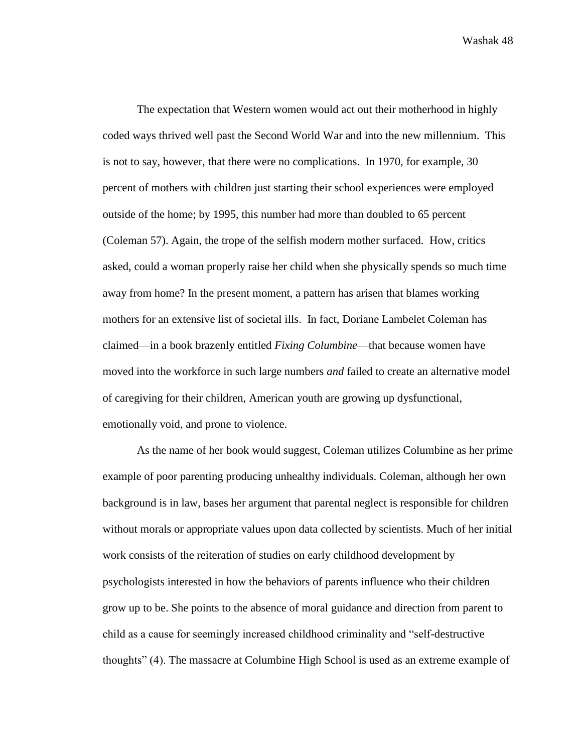The expectation that Western women would act out their motherhood in highly coded ways thrived well past the Second World War and into the new millennium. This is not to say, however, that there were no complications. In 1970, for example, 30 percent of mothers with children just starting their school experiences were employed outside of the home; by 1995, this number had more than doubled to 65 percent (Coleman 57). Again, the trope of the selfish modern mother surfaced. How, critics asked, could a woman properly raise her child when she physically spends so much time away from home? In the present moment, a pattern has arisen that blames working mothers for an extensive list of societal ills. In fact, Doriane Lambelet Coleman has claimed—in a book brazenly entitled *Fixing Columbine*—that because women have moved into the workforce in such large numbers *and* failed to create an alternative model of caregiving for their children, American youth are growing up dysfunctional, emotionally void, and prone to violence.

As the name of her book would suggest, Coleman utilizes Columbine as her prime example of poor parenting producing unhealthy individuals. Coleman, although her own background is in law, bases her argument that parental neglect is responsible for children without morals or appropriate values upon data collected by scientists. Much of her initial work consists of the reiteration of studies on early childhood development by psychologists interested in how the behaviors of parents influence who their children grow up to be. She points to the absence of moral guidance and direction from parent to child as a cause for seemingly increased childhood criminality and "self-destructive thoughts" (4). The massacre at Columbine High School is used as an extreme example of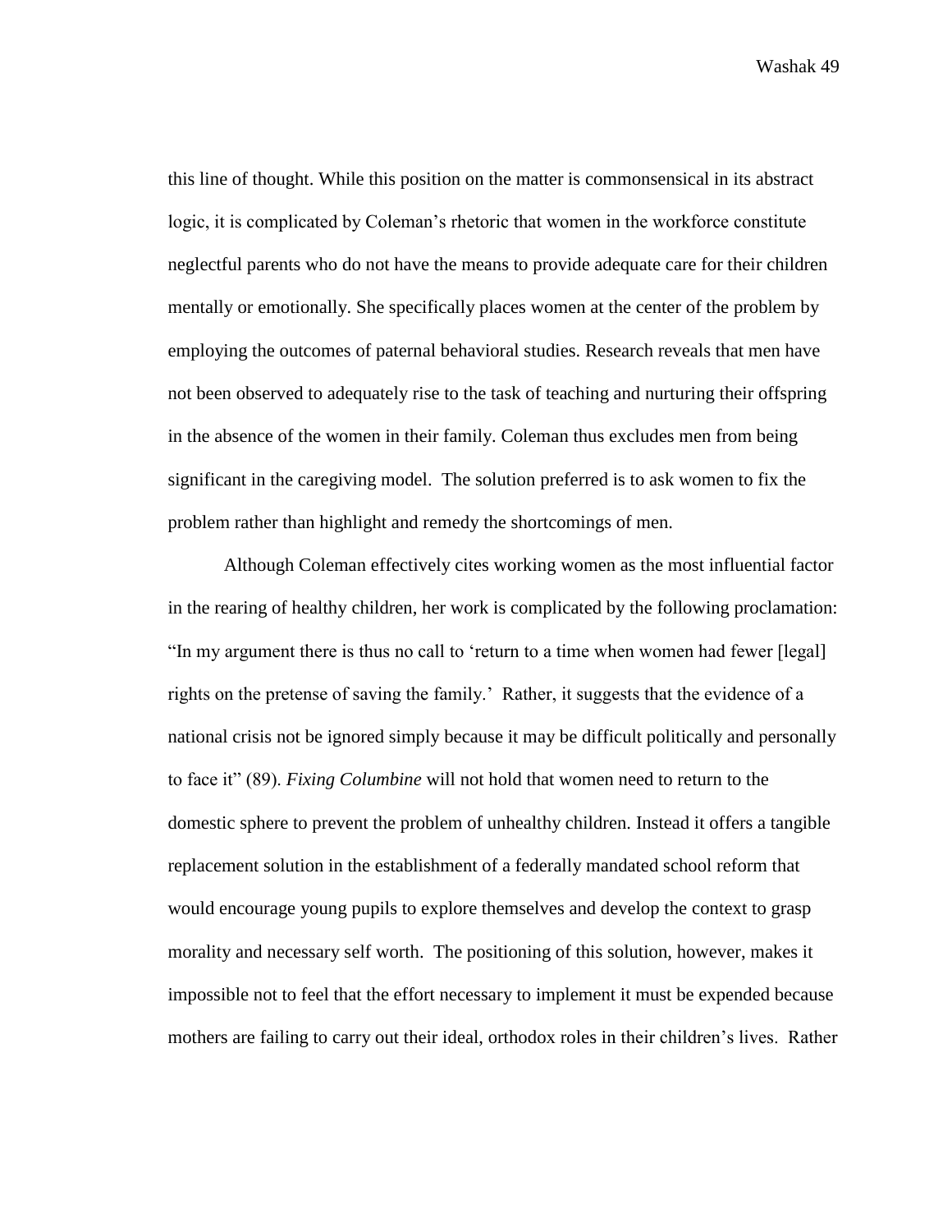this line of thought. While this position on the matter is commonsensical in its abstract logic, it is complicated by Coleman's rhetoric that women in the workforce constitute neglectful parents who do not have the means to provide adequate care for their children mentally or emotionally. She specifically places women at the center of the problem by employing the outcomes of paternal behavioral studies. Research reveals that men have not been observed to adequately rise to the task of teaching and nurturing their offspring in the absence of the women in their family. Coleman thus excludes men from being significant in the caregiving model. The solution preferred is to ask women to fix the problem rather than highlight and remedy the shortcomings of men.

Although Coleman effectively cites working women as the most influential factor in the rearing of healthy children, her work is complicated by the following proclamation: "In my argument there is thus no call to 'return to a time when women had fewer [legal] rights on the pretense of saving the family.' Rather, it suggests that the evidence of a national crisis not be ignored simply because it may be difficult politically and personally to face it" (89). *Fixing Columbine* will not hold that women need to return to the domestic sphere to prevent the problem of unhealthy children. Instead it offers a tangible replacement solution in the establishment of a federally mandated school reform that would encourage young pupils to explore themselves and develop the context to grasp morality and necessary self worth. The positioning of this solution, however, makes it impossible not to feel that the effort necessary to implement it must be expended because mothers are failing to carry out their ideal, orthodox roles in their children's lives. Rather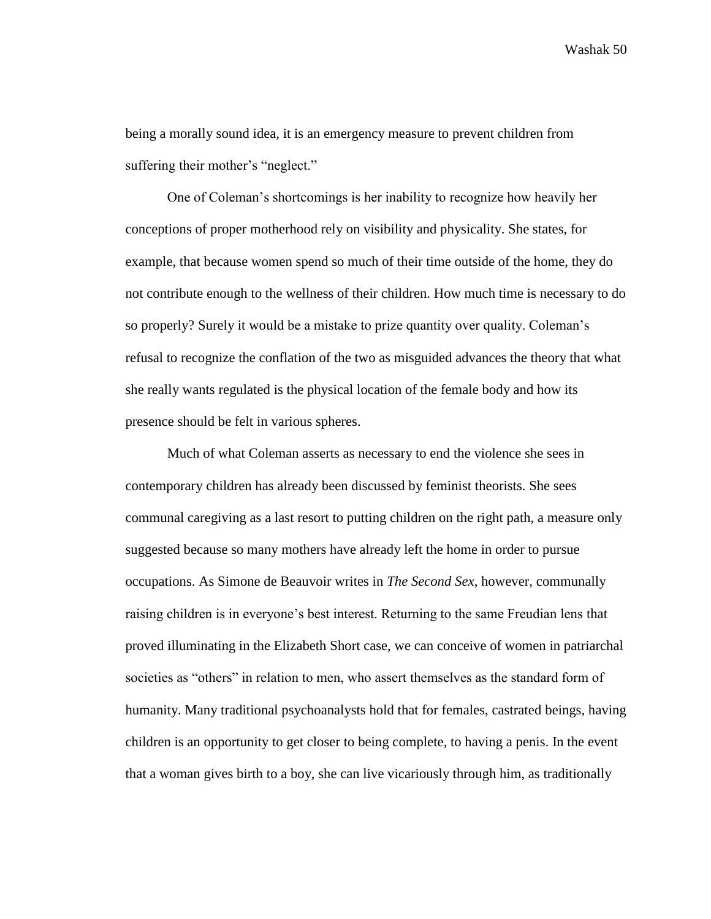being a morally sound idea, it is an emergency measure to prevent children from suffering their mother's "neglect."

One of Coleman's shortcomings is her inability to recognize how heavily her conceptions of proper motherhood rely on visibility and physicality. She states, for example, that because women spend so much of their time outside of the home, they do not contribute enough to the wellness of their children. How much time is necessary to do so properly? Surely it would be a mistake to prize quantity over quality. Coleman's refusal to recognize the conflation of the two as misguided advances the theory that what she really wants regulated is the physical location of the female body and how its presence should be felt in various spheres.

Much of what Coleman asserts as necessary to end the violence she sees in contemporary children has already been discussed by feminist theorists. She sees communal caregiving as a last resort to putting children on the right path, a measure only suggested because so many mothers have already left the home in order to pursue occupations. As Simone de Beauvoir writes in *The Second Sex*, however, communally raising children is in everyone's best interest. Returning to the same Freudian lens that proved illuminating in the Elizabeth Short case, we can conceive of women in patriarchal societies as "others" in relation to men, who assert themselves as the standard form of humanity. Many traditional psychoanalysts hold that for females, castrated beings, having children is an opportunity to get closer to being complete, to having a penis. In the event that a woman gives birth to a boy, she can live vicariously through him, as traditionally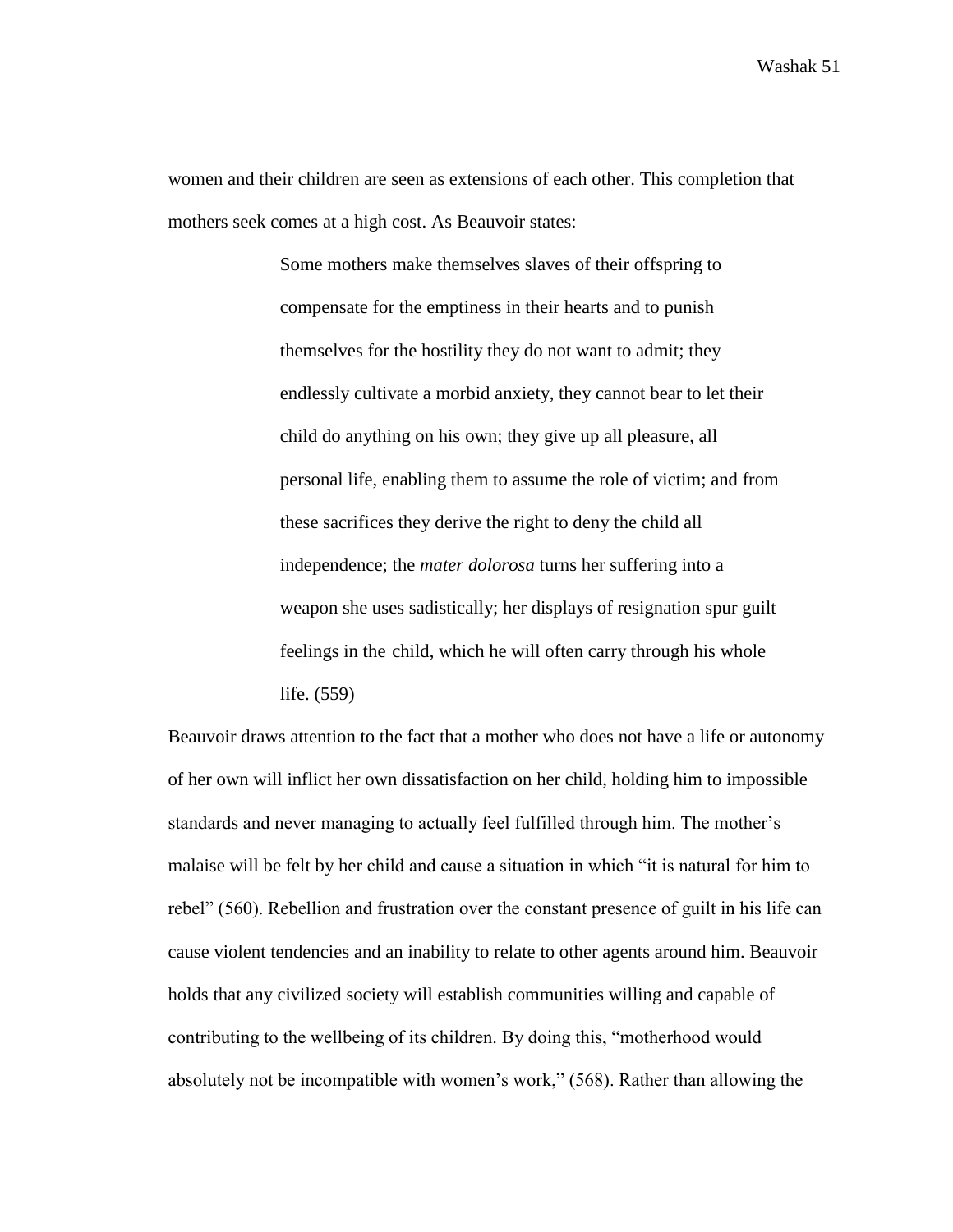women and their children are seen as extensions of each other. This completion that mothers seek comes at a high cost. As Beauvoir states:

> Some mothers make themselves slaves of their offspring to compensate for the emptiness in their hearts and to punish themselves for the hostility they do not want to admit; they endlessly cultivate a morbid anxiety, they cannot bear to let their child do anything on his own; they give up all pleasure, all personal life, enabling them to assume the role of victim; and from these sacrifices they derive the right to deny the child all independence; the *mater dolorosa* turns her suffering into a weapon she uses sadistically; her displays of resignation spur guilt feelings in the child, which he will often carry through his whole life. (559)

Beauvoir draws attention to the fact that a mother who does not have a life or autonomy of her own will inflict her own dissatisfaction on her child, holding him to impossible standards and never managing to actually feel fulfilled through him. The mother's malaise will be felt by her child and cause a situation in which "it is natural for him to rebel" (560). Rebellion and frustration over the constant presence of guilt in his life can cause violent tendencies and an inability to relate to other agents around him. Beauvoir holds that any civilized society will establish communities willing and capable of contributing to the wellbeing of its children. By doing this, "motherhood would absolutely not be incompatible with women's work," (568). Rather than allowing the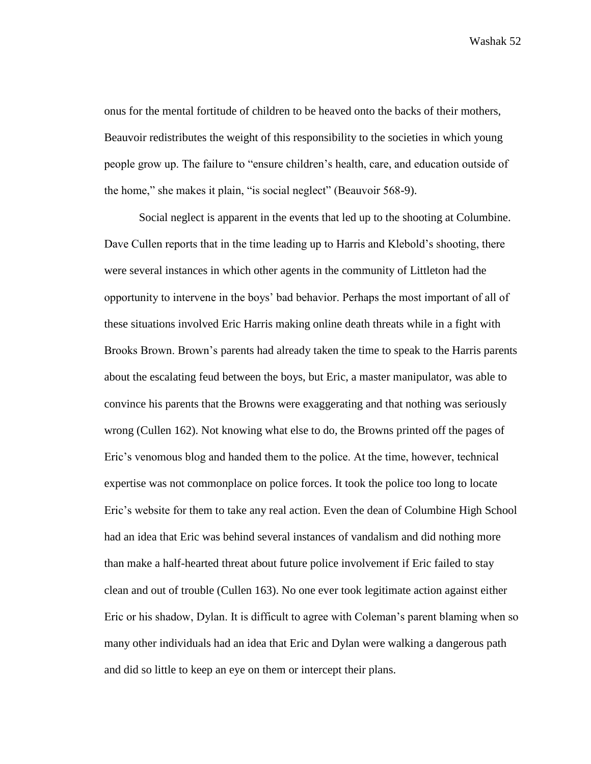onus for the mental fortitude of children to be heaved onto the backs of their mothers, Beauvoir redistributes the weight of this responsibility to the societies in which young people grow up. The failure to "ensure children's health, care, and education outside of the home," she makes it plain, "is social neglect" (Beauvoir 568-9).

Social neglect is apparent in the events that led up to the shooting at Columbine. Dave Cullen reports that in the time leading up to Harris and Klebold's shooting, there were several instances in which other agents in the community of Littleton had the opportunity to intervene in the boys' bad behavior. Perhaps the most important of all of these situations involved Eric Harris making online death threats while in a fight with Brooks Brown. Brown's parents had already taken the time to speak to the Harris parents about the escalating feud between the boys, but Eric, a master manipulator, was able to convince his parents that the Browns were exaggerating and that nothing was seriously wrong (Cullen 162). Not knowing what else to do, the Browns printed off the pages of Eric's venomous blog and handed them to the police. At the time, however, technical expertise was not commonplace on police forces. It took the police too long to locate Eric's website for them to take any real action. Even the dean of Columbine High School had an idea that Eric was behind several instances of vandalism and did nothing more than make a half-hearted threat about future police involvement if Eric failed to stay clean and out of trouble (Cullen 163). No one ever took legitimate action against either Eric or his shadow, Dylan. It is difficult to agree with Coleman's parent blaming when so many other individuals had an idea that Eric and Dylan were walking a dangerous path and did so little to keep an eye on them or intercept their plans.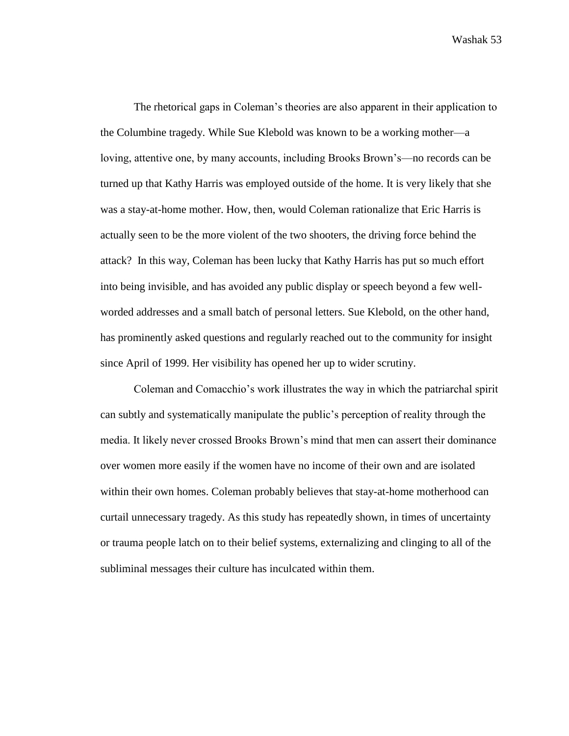The rhetorical gaps in Coleman's theories are also apparent in their application to the Columbine tragedy. While Sue Klebold was known to be a working mother—a loving, attentive one, by many accounts, including Brooks Brown's—no records can be turned up that Kathy Harris was employed outside of the home. It is very likely that she was a stay-at-home mother. How, then, would Coleman rationalize that Eric Harris is actually seen to be the more violent of the two shooters, the driving force behind the attack? In this way, Coleman has been lucky that Kathy Harris has put so much effort into being invisible, and has avoided any public display or speech beyond a few well-worded addresses and a small batch of personal letters. Sue Klebold, on the other hand, has prominently asked questions and regularly reached out to the community for insight since April of 1999. Her visibility has opened her up to wider scrutiny.

Coleman and Comacchio's work illustrates the way in which the patriarchal spirit can subtly and systematically manipulate the public's perception of reality through the media. It likely never crossed Brooks Brown's mind that men can assert their dominance over women more easily if the women have no income of their own and are isolated within their own homes. Coleman probably believes that stay-at-home motherhood can curtail unnecessary tragedy. As this study has repeatedly shown, in times of uncertainty or trauma people latch on to their belief systems, externalizing and clinging to all of the subliminal messages their culture has inculcated within them.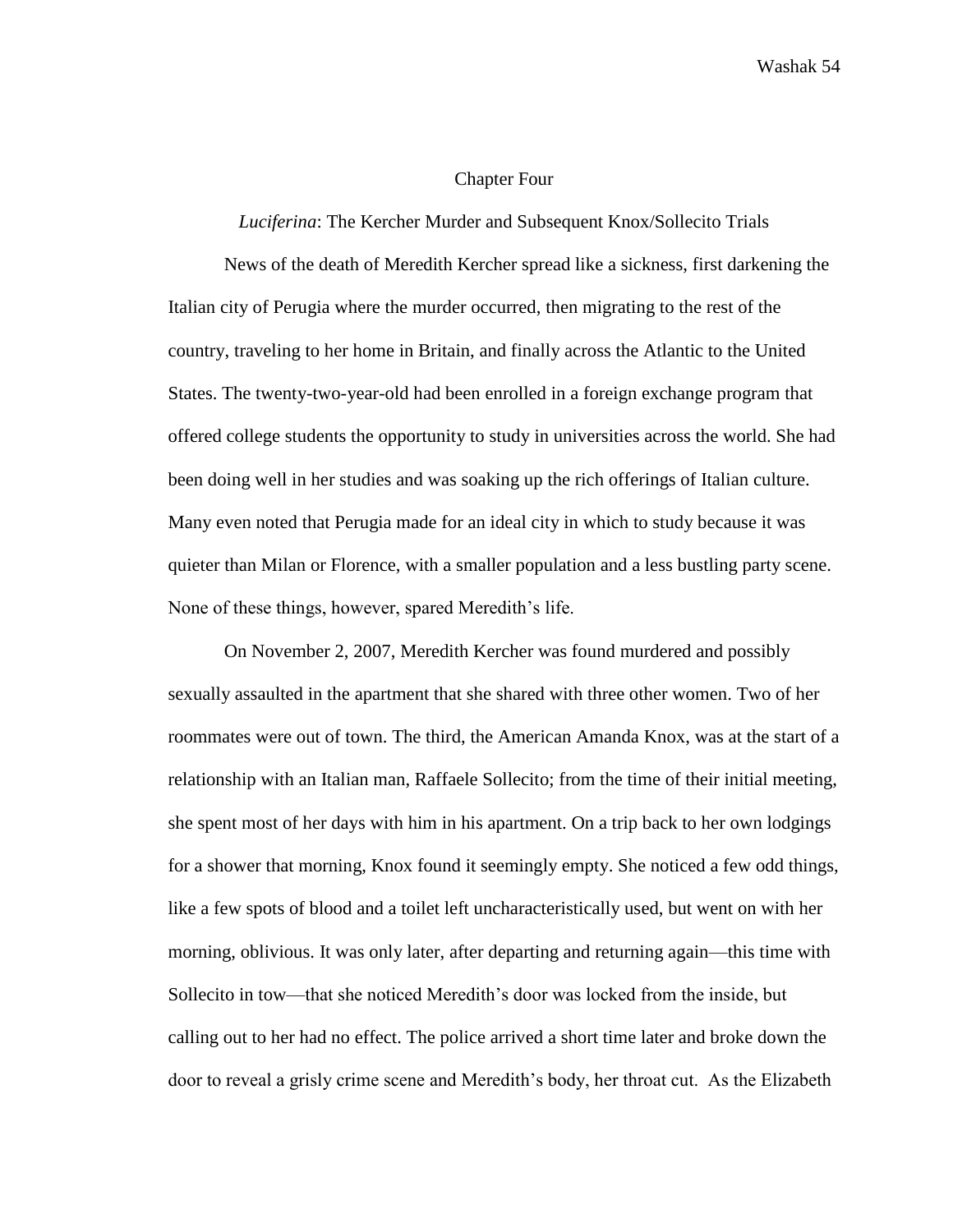## Chapter Four

### *Luciferina*: The Kercher Murder and Subsequent Knox/Sollecito Trials

News of the death of Meredith Kercher spread like a sickness, first darkening the Italian city of Perugia where the murder occurred, then migrating to the rest of the country, traveling to her home in Britain, and finally across the Atlantic to the United States. The twenty-two-year-old had been enrolled in a foreign exchange program that offered college students the opportunity to study in universities across the world. She had been doing well in her studies and was soaking up the rich offerings of Italian culture. Many even noted that Perugia made for an ideal city in which to study because it was quieter than Milan or Florence, with a smaller population and a less bustling party scene. None of these things, however, spared Meredith's life.

On November 2, 2007, Meredith Kercher was found murdered and possibly sexually assaulted in the apartment that she shared with three other women. Two of her roommates were out of town. The third, the American Amanda Knox, was at the start of a relationship with an Italian man, Raffaele Sollecito; from the time of their initial meeting, she spent most of her days with him in his apartment. On a trip back to her own lodgings for a shower that morning, Knox found it seemingly empty. She noticed a few odd things, like a few spots of blood and a toilet left uncharacteristically used, but went on with her morning, oblivious. It was only later, after departing and returning again—this time with Sollecito in tow—that she noticed Meredith's door was locked from the inside, but calling out to her had no effect. The police arrived a short time later and broke down the door to reveal a grisly crime scene and Meredith's body, her throat cut. As the Elizabeth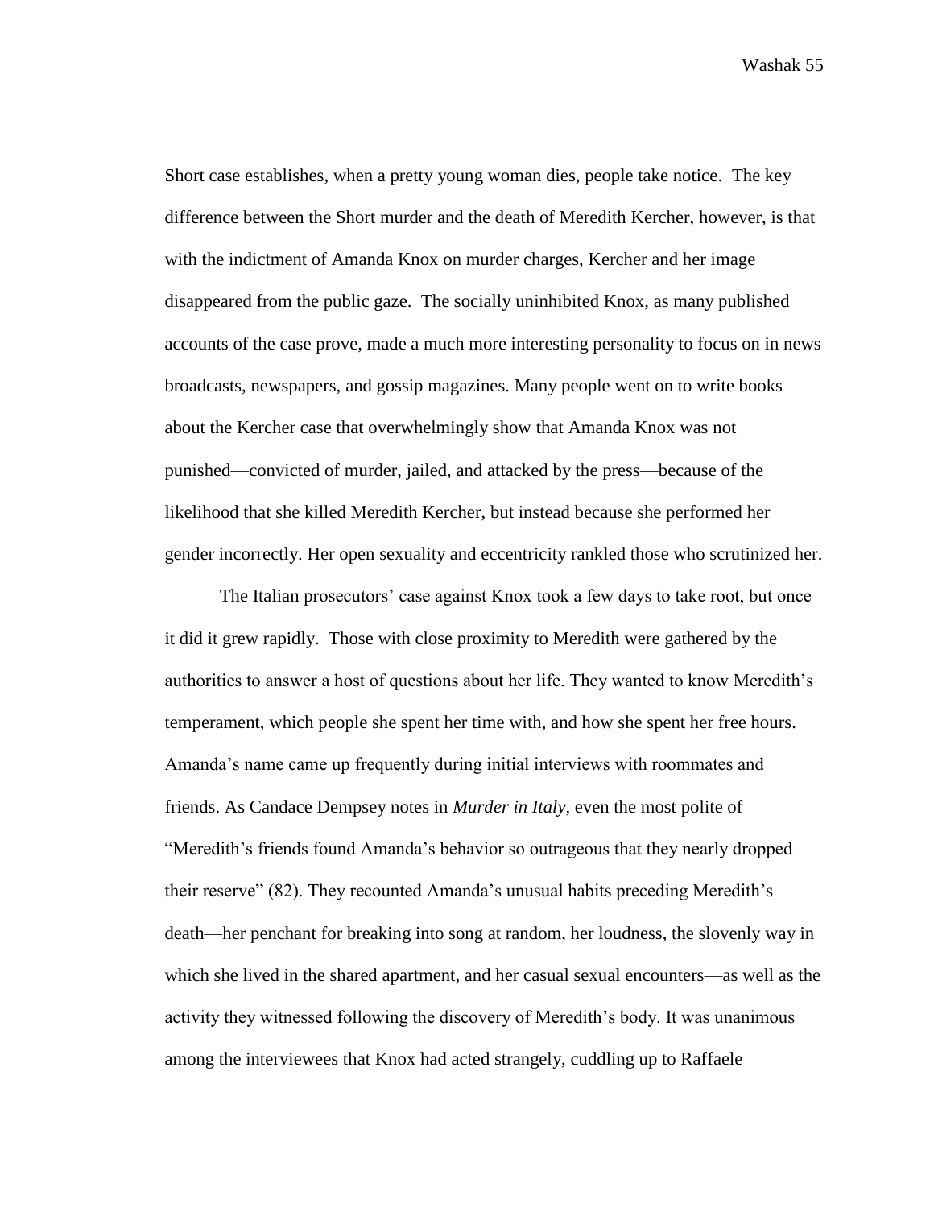Short case establishes, when a pretty young woman dies, people take notice. The key difference between the Short murder and the death of Meredith Kercher, however, is that with the indictment of Amanda Knox on murder charges, Kercher and her image disappeared from the public gaze. The socially uninhibited Knox, as many published accounts of the case prove, made a much more interesting personality to focus on in news broadcasts, newspapers, and gossip magazines. Many people went on to write books about the Kercher case that overwhelmingly show that Amanda Knox was not punished—convicted of murder, jailed, and attacked by the press—because of the likelihood that she killed Meredith Kercher, but instead because she performed her gender incorrectly. Her open sexuality and eccentricity rankled those who scrutinized her.

The Italian prosecutors' case against Knox took a few days to take root, but once it did it grew rapidly. Those with close proximity to Meredith were gathered by the authorities to answer a host of questions about her life. They wanted to know Meredith's temperament, which people she spent her time with, and how she spent her free hours. Amanda's name came up frequently during initial interviews with roommates and friends. As Candace Dempsey notes in *Murder in Italy*, even the most polite of "Meredith's friends found Amanda's behavior so outrageous that they nearly dropped their reserve" (82). They recounted Amanda's unusual habits preceding Meredith's death—her penchant for breaking into song at random, her loudness, the slovenly way in which she lived in the shared apartment, and her casual sexual encounters—as well as the activity they witnessed following the discovery of Meredith's body. It was unanimous among the interviewees that Knox had acted strangely, cuddling up to Raffaele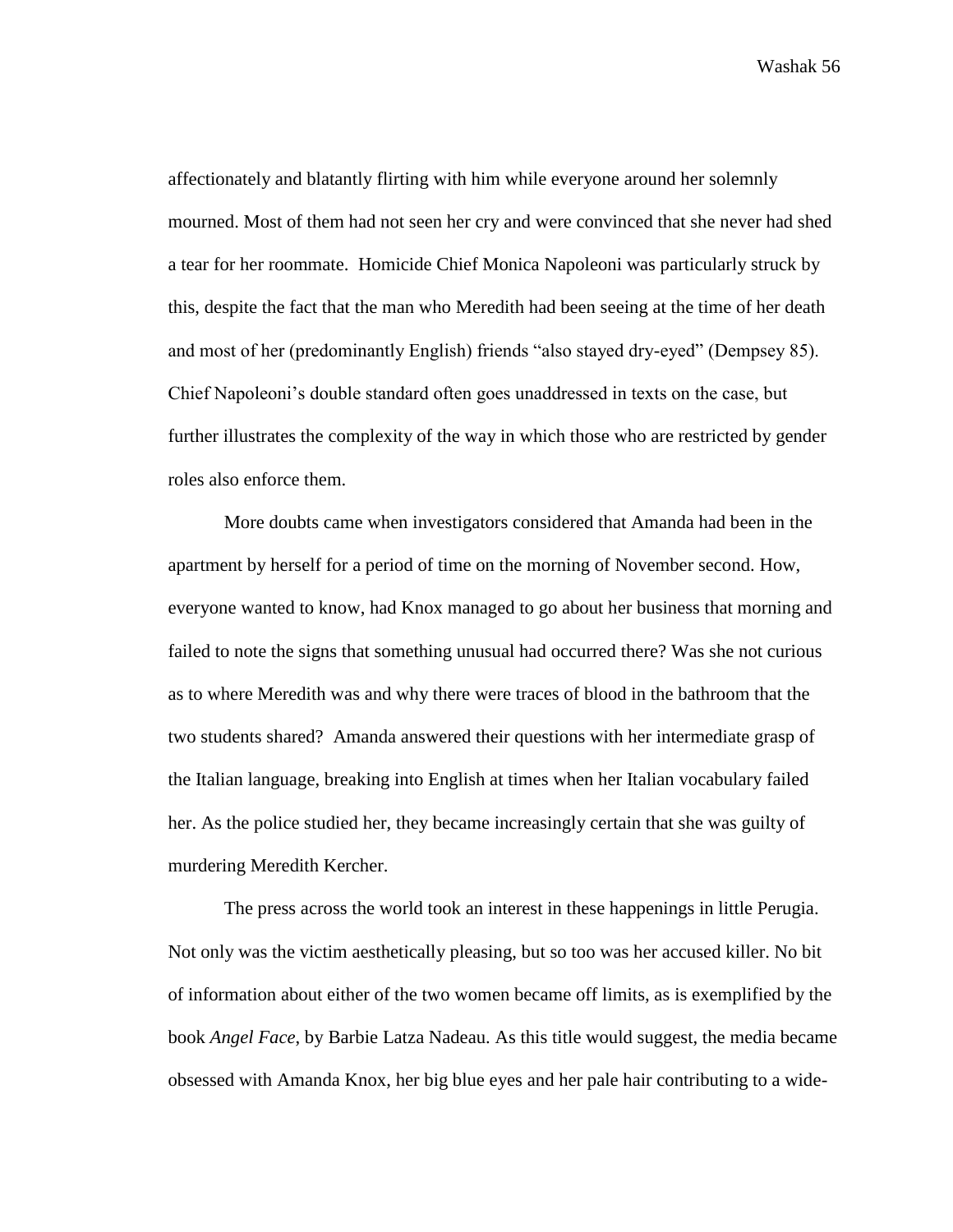affectionately and blatantly flirting with him while everyone around her solemnly mourned. Most of them had not seen her cry and were convinced that she never had shed a tear for her roommate. Homicide Chief Monica Napoleoni was particularly struck by this, despite the fact that the man who Meredith had been seeing at the time of her death and most of her (predominantly English) friends "also stayed dry-eyed" (Dempsey 85). Chief Napoleoni's double standard often goes unaddressed in texts on the case, but further illustrates the complexity of the way in which those who are restricted by gender roles also enforce them.

More doubts came when investigators considered that Amanda had been in the apartment by herself for a period of time on the morning of November second. How, everyone wanted to know, had Knox managed to go about her business that morning and failed to note the signs that something unusual had occurred there? Was she not curious as to where Meredith was and why there were traces of blood in the bathroom that the two students shared? Amanda answered their questions with her intermediate grasp of the Italian language, breaking into English at times when her Italian vocabulary failed her. As the police studied her, they became increasingly certain that she was guilty of murdering Meredith Kercher.

The press across the world took an interest in these happenings in little Perugia. Not only was the victim aesthetically pleasing, but so too was her accused killer. No bit of information about either of the two women became off limits, as is exemplified by the book *Angel Face*, by Barbie Latza Nadeau. As this title would suggest, the media became obsessed with Amanda Knox, her big blue eyes and her pale hair contributing to a wide-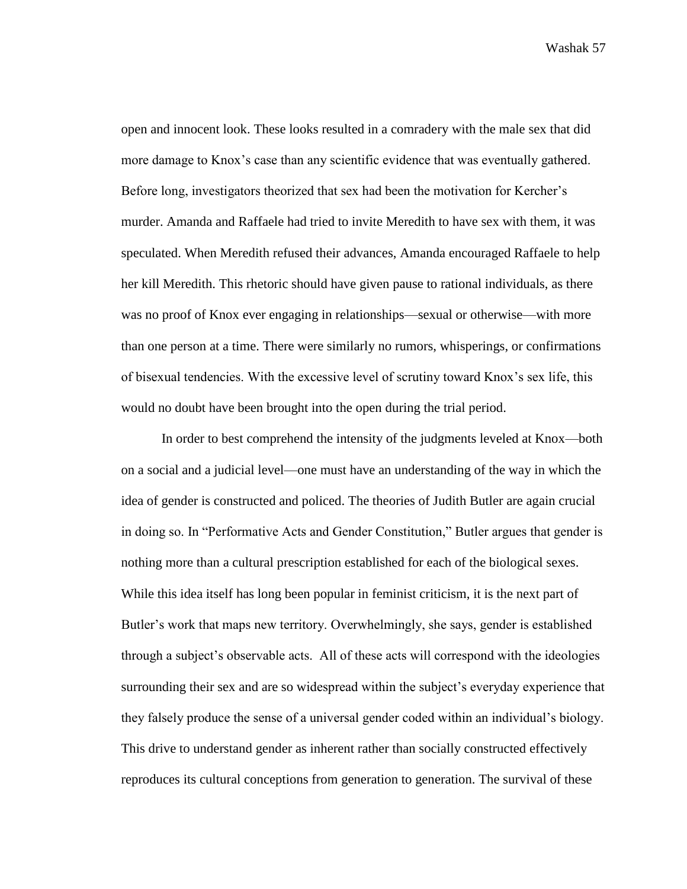open and innocent look. These looks resulted in a comradery with the male sex that did more damage to Knox's case than any scientific evidence that was eventually gathered. Before long, investigators theorized that sex had been the motivation for Kercher's murder. Amanda and Raffaele had tried to invite Meredith to have sex with them, it was speculated. When Meredith refused their advances, Amanda encouraged Raffaele to help her kill Meredith. This rhetoric should have given pause to rational individuals, as there was no proof of Knox ever engaging in relationships—sexual or otherwise—with more than one person at a time. There were similarly no rumors, whisperings, or confirmations of bisexual tendencies. With the excessive level of scrutiny toward Knox's sex life, this would no doubt have been brought into the open during the trial period.

In order to best comprehend the intensity of the judgments leveled at Knox—both on a social and a judicial level—one must have an understanding of the way in which the idea of gender is constructed and policed. The theories of Judith Butler are again crucial in doing so. In "Performative Acts and Gender Constitution," Butler argues that gender is nothing more than a cultural prescription established for each of the biological sexes. While this idea itself has long been popular in feminist criticism, it is the next part of Butler's work that maps new territory. Overwhelmingly, she says, gender is established through a subject's observable acts. All of these acts will correspond with the ideologies surrounding their sex and are so widespread within the subject's everyday experience that they falsely produce the sense of a universal gender coded within an individual's biology. This drive to understand gender as inherent rather than socially constructed effectively reproduces its cultural conceptions from generation to generation. The survival of these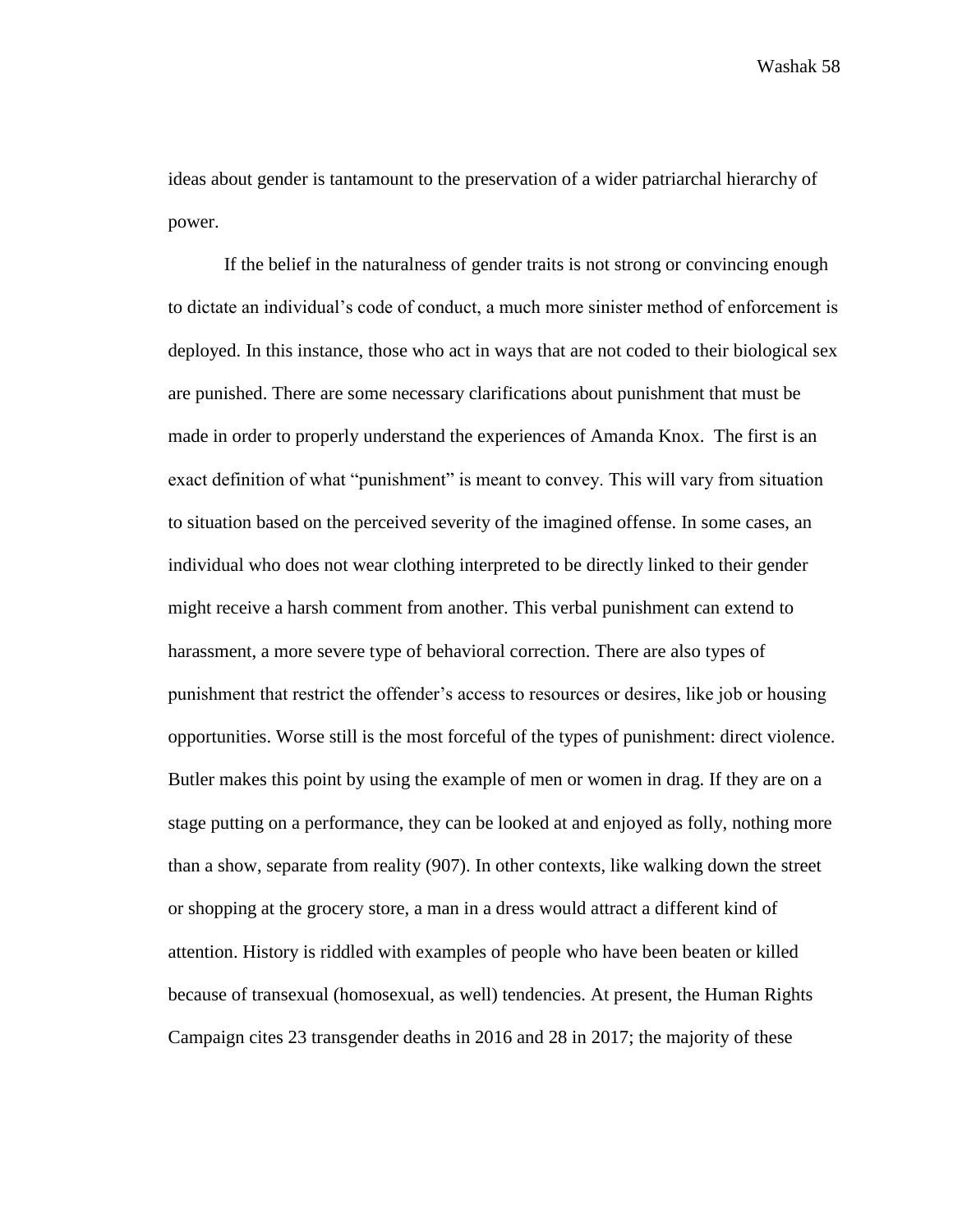ideas about gender is tantamount to the preservation of a wider patriarchal hierarchy of power.

If the belief in the naturalness of gender traits is not strong or convincing enough to dictate an individual's code of conduct, a much more sinister method of enforcement is deployed. In this instance, those who act in ways that are not coded to their biological sex are punished. There are some necessary clarifications about punishment that must be made in order to properly understand the experiences of Amanda Knox. The first is an exact definition of what "punishment" is meant to convey. This will vary from situation to situation based on the perceived severity of the imagined offense. In some cases, an individual who does not wear clothing interpreted to be directly linked to their gender might receive a harsh comment from another. This verbal punishment can extend to harassment, a more severe type of behavioral correction. There are also types of punishment that restrict the offender's access to resources or desires, like job or housing opportunities. Worse still is the most forceful of the types of punishment: direct violence. Butler makes this point by using the example of men or women in drag. If they are on a stage putting on a performance, they can be looked at and enjoyed as folly, nothing more than a show, separate from reality (907). In other contexts, like walking down the street or shopping at the grocery store, a man in a dress would attract a different kind of attention. History is riddled with examples of people who have been beaten or killed because of transexual (homosexual, as well) tendencies. At present, the Human Rights Campaign cites 23 transgender deaths in 2016 and 28 in 2017; the majority of these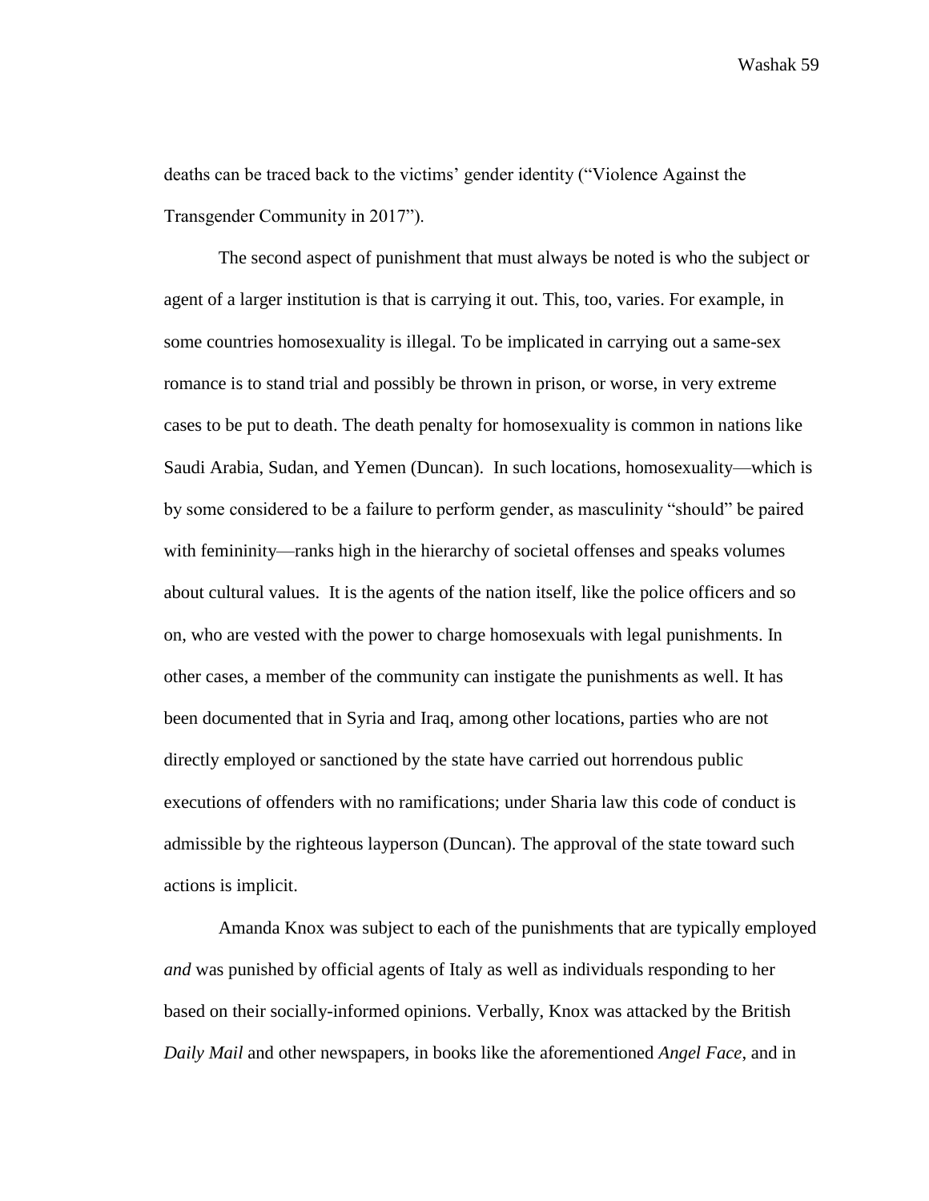deaths can be traced back to the victims' gender identity ("Violence Against the Transgender Community in 2017").

The second aspect of punishment that must always be noted is who the subject or agent of a larger institution is that is carrying it out. This, too, varies. For example, in some countries homosexuality is illegal. To be implicated in carrying out a same-sex romance is to stand trial and possibly be thrown in prison, or worse, in very extreme cases to be put to death. The death penalty for homosexuality is common in nations like Saudi Arabia, Sudan, and Yemen (Duncan). In such locations, homosexuality—which is by some considered to be a failure to perform gender, as masculinity "should" be paired with femininity—ranks high in the hierarchy of societal offenses and speaks volumes about cultural values. It is the agents of the nation itself, like the police officers and so on, who are vested with the power to charge homosexuals with legal punishments. In other cases, a member of the community can instigate the punishments as well. It has been documented that in Syria and Iraq, among other locations, parties who are not directly employed or sanctioned by the state have carried out horrendous public executions of offenders with no ramifications; under Sharia law this code of conduct is admissible by the righteous layperson (Duncan). The approval of the state toward such actions is implicit.

Amanda Knox was subject to each of the punishments that are typically employed *and* was punished by official agents of Italy as well as individuals responding to her based on their socially-informed opinions. Verbally, Knox was attacked by the British *Daily Mail* and other newspapers, in books like the aforementioned *Angel Face*, and in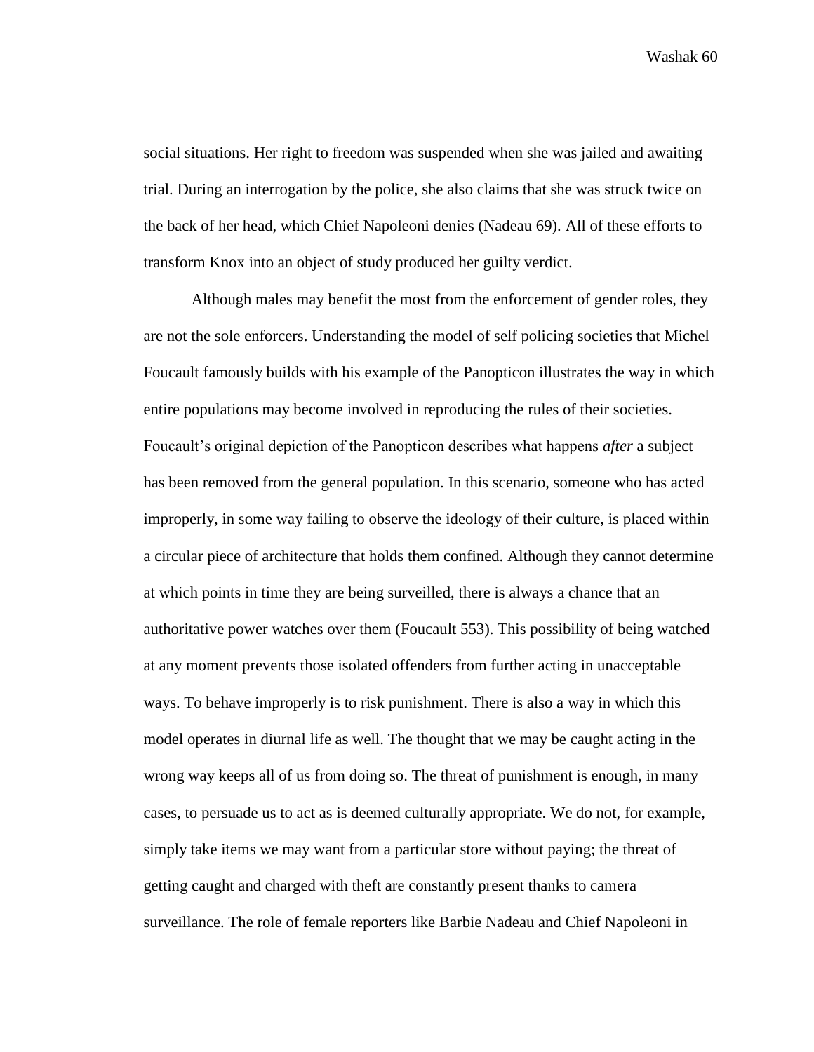social situations. Her right to freedom was suspended when she was jailed and awaiting trial. During an interrogation by the police, she also claims that she was struck twice on the back of her head, which Chief Napoleoni denies (Nadeau 69). All of these efforts to transform Knox into an object of study produced her guilty verdict.

Although males may benefit the most from the enforcement of gender roles, they are not the sole enforcers. Understanding the model of self policing societies that Michel Foucault famously builds with his example of the Panopticon illustrates the way in which entire populations may become involved in reproducing the rules of their societies. Foucault's original depiction of the Panopticon describes what happens *after* a subject has been removed from the general population. In this scenario, someone who has acted improperly, in some way failing to observe the ideology of their culture, is placed within a circular piece of architecture that holds them confined. Although they cannot determine at which points in time they are being surveilled, there is always a chance that an authoritative power watches over them (Foucault 553). This possibility of being watched at any moment prevents those isolated offenders from further acting in unacceptable ways. To behave improperly is to risk punishment. There is also a way in which this model operates in diurnal life as well. The thought that we may be caught acting in the wrong way keeps all of us from doing so. The threat of punishment is enough, in many cases, to persuade us to act as is deemed culturally appropriate. We do not, for example, simply take items we may want from a particular store without paying; the threat of getting caught and charged with theft are constantly present thanks to camera surveillance. The role of female reporters like Barbie Nadeau and Chief Napoleoni in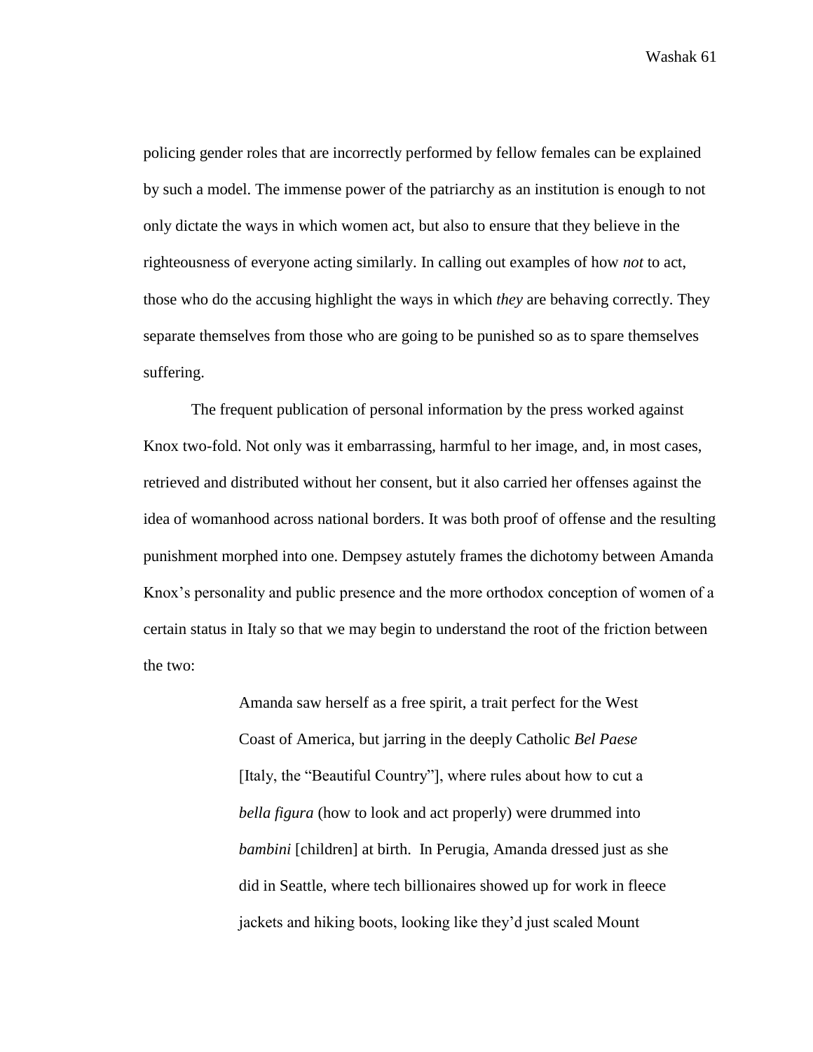policing gender roles that are incorrectly performed by fellow females can be explained by such a model. The immense power of the patriarchy as an institution is enough to not only dictate the ways in which women act, but also to ensure that they believe in the righteousness of everyone acting similarly. In calling out examples of how *not* to act, those who do the accusing highlight the ways in which *they* are behaving correctly. They separate themselves from those who are going to be punished so as to spare themselves suffering.

The frequent publication of personal information by the press worked against Knox two-fold. Not only was it embarrassing, harmful to her image, and, in most cases, retrieved and distributed without her consent, but it also carried her offenses against the idea of womanhood across national borders. It was both proof of offense and the resulting punishment morphed into one. Dempsey astutely frames the dichotomy between Amanda Knox's personality and public presence and the more orthodox conception of women of a certain status in Italy so that we may begin to understand the root of the friction between the two:

> Amanda saw herself as a free spirit, a trait perfect for the West Coast of America, but jarring in the deeply Catholic *Bel Paese* [Italy, the "Beautiful Country"], where rules about how to cut a *bella figura* (how to look and act properly) were drummed into *bambini* [children] at birth. In Perugia, Amanda dressed just as she did in Seattle, where tech billionaires showed up for work in fleece jackets and hiking boots, looking like they'd just scaled Mount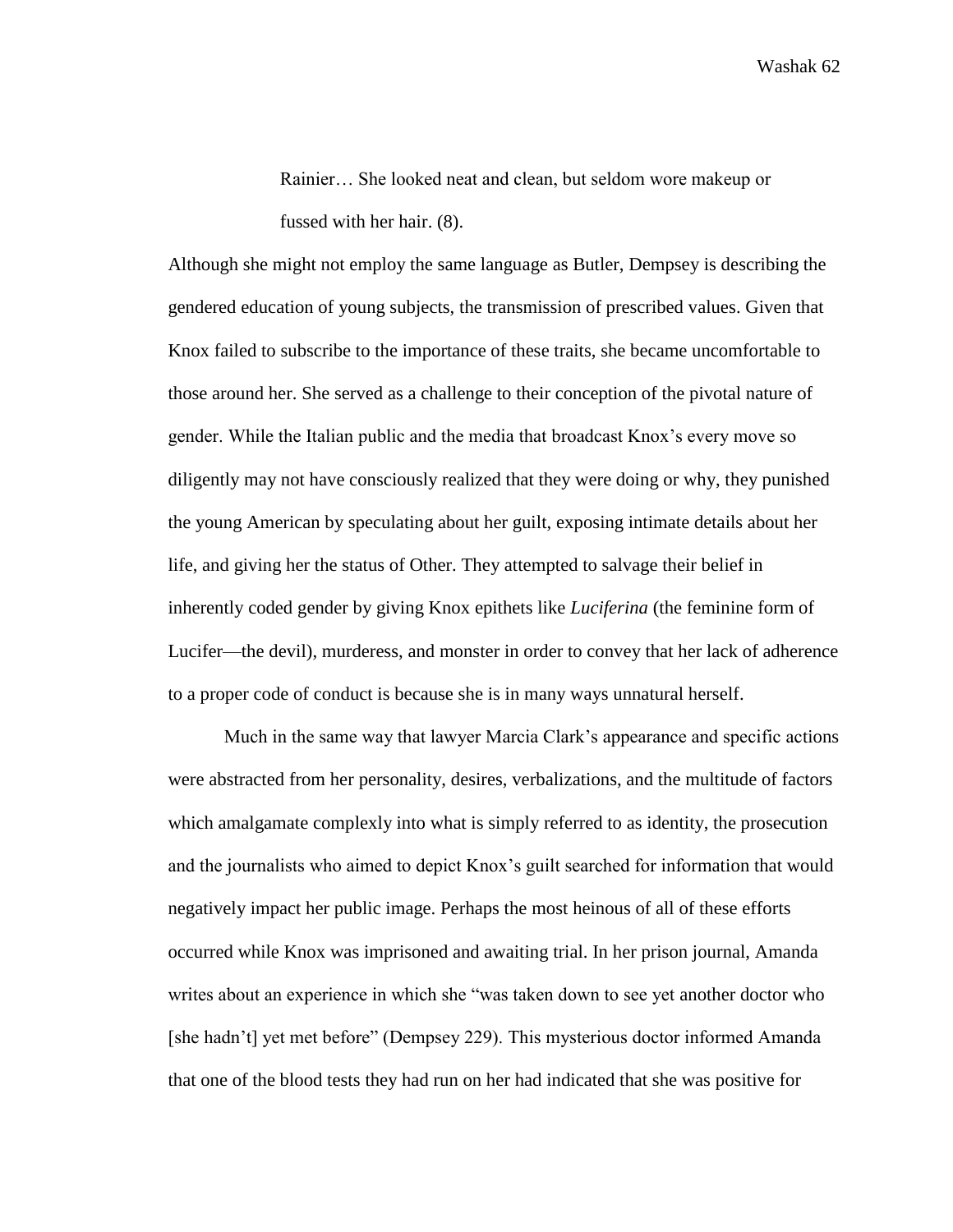> Rainier… She looked neat and clean, but seldom wore makeup or fussed with her hair. (8).

Although she might not employ the same language as Butler, Dempsey is describing the gendered education of young subjects, the transmission of prescribed values. Given that Knox failed to subscribe to the importance of these traits, she became uncomfortable to those around her. She served as a challenge to their conception of the pivotal nature of gender. While the Italian public and the media that broadcast Knox's every move so diligently may not have consciously realized that they were doing or why, they punished the young American by speculating about her guilt, exposing intimate details about her life, and giving her the status of Other. They attempted to salvage their belief in inherently coded gender by giving Knox epithets like *Luciferina* (the feminine form of Lucifer—the devil), murderess, and monster in order to convey that her lack of adherence to a proper code of conduct is because she is in many ways unnatural herself.

Much in the same way that lawyer Marcia Clark's appearance and specific actions were abstracted from her personality, desires, verbalizations, and the multitude of factors which amalgamate complexly into what is simply referred to as identity, the prosecution and the journalists who aimed to depict Knox's guilt searched for information that would negatively impact her public image. Perhaps the most heinous of all of these efforts occurred while Knox was imprisoned and awaiting trial. In her prison journal, Amanda writes about an experience in which she "was taken down to see yet another doctor who [she hadn't] yet met before" (Dempsey 229). This mysterious doctor informed Amanda that one of the blood tests they had run on her had indicated that she was positive for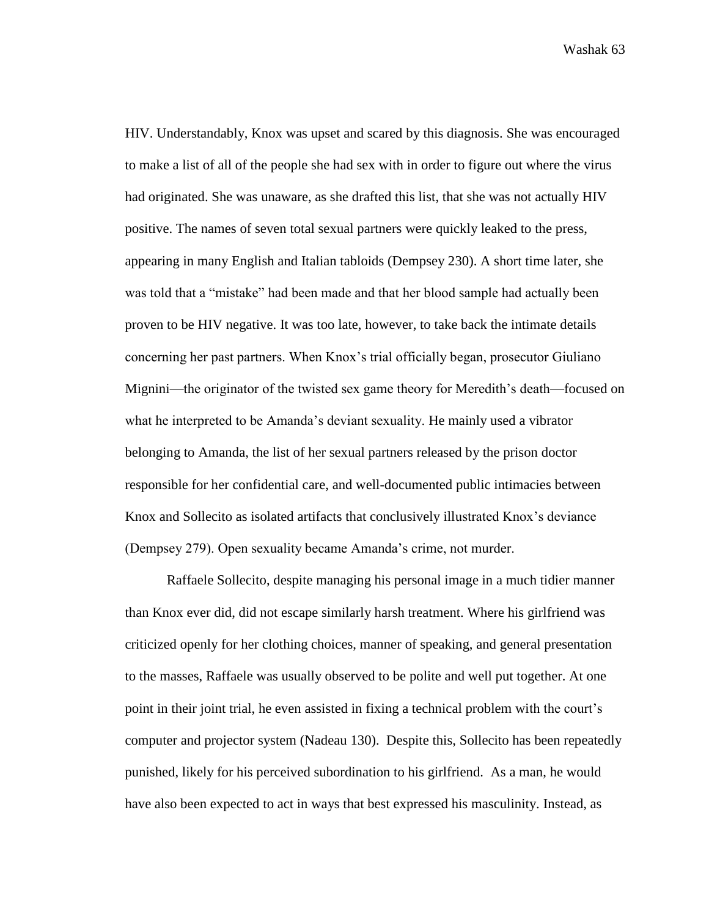HIV. Understandably, Knox was upset and scared by this diagnosis. She was encouraged to make a list of all of the people she had sex with in order to figure out where the virus had originated. She was unaware, as she drafted this list, that she was not actually HIV positive. The names of seven total sexual partners were quickly leaked to the press, appearing in many English and Italian tabloids (Dempsey 230). A short time later, she was told that a "mistake" had been made and that her blood sample had actually been proven to be HIV negative. It was too late, however, to take back the intimate details concerning her past partners. When Knox's trial officially began, prosecutor Giuliano Mignini—the originator of the twisted sex game theory for Meredith's death—focused on what he interpreted to be Amanda's deviant sexuality. He mainly used a vibrator belonging to Amanda, the list of her sexual partners released by the prison doctor responsible for her confidential care, and well-documented public intimacies between Knox and Sollecito as isolated artifacts that conclusively illustrated Knox's deviance (Dempsey 279). Open sexuality became Amanda's crime, not murder.

Raffaele Sollecito, despite managing his personal image in a much tidier manner than Knox ever did, did not escape similarly harsh treatment. Where his girlfriend was criticized openly for her clothing choices, manner of speaking, and general presentation to the masses, Raffaele was usually observed to be polite and well put together. At one point in their joint trial, he even assisted in fixing a technical problem with the court's computer and projector system (Nadeau 130). Despite this, Sollecito has been repeatedly punished, likely for his perceived subordination to his girlfriend. As a man, he would have also been expected to act in ways that best expressed his masculinity. Instead, as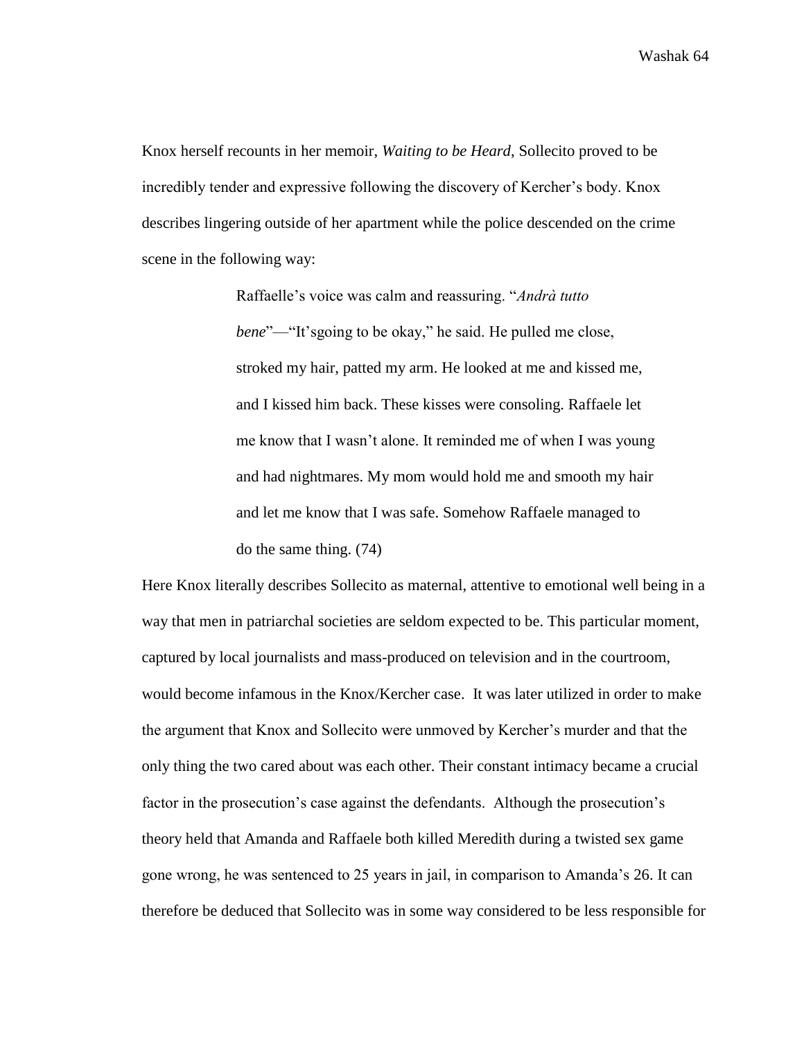Knox herself recounts in her memoir, *Waiting to be Heard*, Sollecito proved to be incredibly tender and expressive following the discovery of Kercher's body. Knox describes lingering outside of her apartment while the police descended on the crime scene in the following way:

> Raffaelle's voice was calm and reassuring. "*Andrà tutto bene*"—"It'sgoing to be okay," he said. He pulled me close, stroked my hair, patted my arm. He looked at me and kissed me, and I kissed him back. These kisses were consoling. Raffaele let me know that I wasn't alone. It reminded me of when I was young and had nightmares. My mom would hold me and smooth my hair and let me know that I was safe. Somehow Raffaele managed to do the same thing. (74)

Here Knox literally describes Sollecito as maternal, attentive to emotional well being in a way that men in patriarchal societies are seldom expected to be. This particular moment, captured by local journalists and mass-produced on television and in the courtroom, would become infamous in the Knox/Kercher case. It was later utilized in order to make the argument that Knox and Sollecito were unmoved by Kercher's murder and that the only thing the two cared about was each other. Their constant intimacy became a crucial factor in the prosecution's case against the defendants. Although the prosecution's theory held that Amanda and Raffaele both killed Meredith during a twisted sex game gone wrong, he was sentenced to 25 years in jail, in comparison to Amanda's 26. It can therefore be deduced that Sollecito was in some way considered to be less responsible for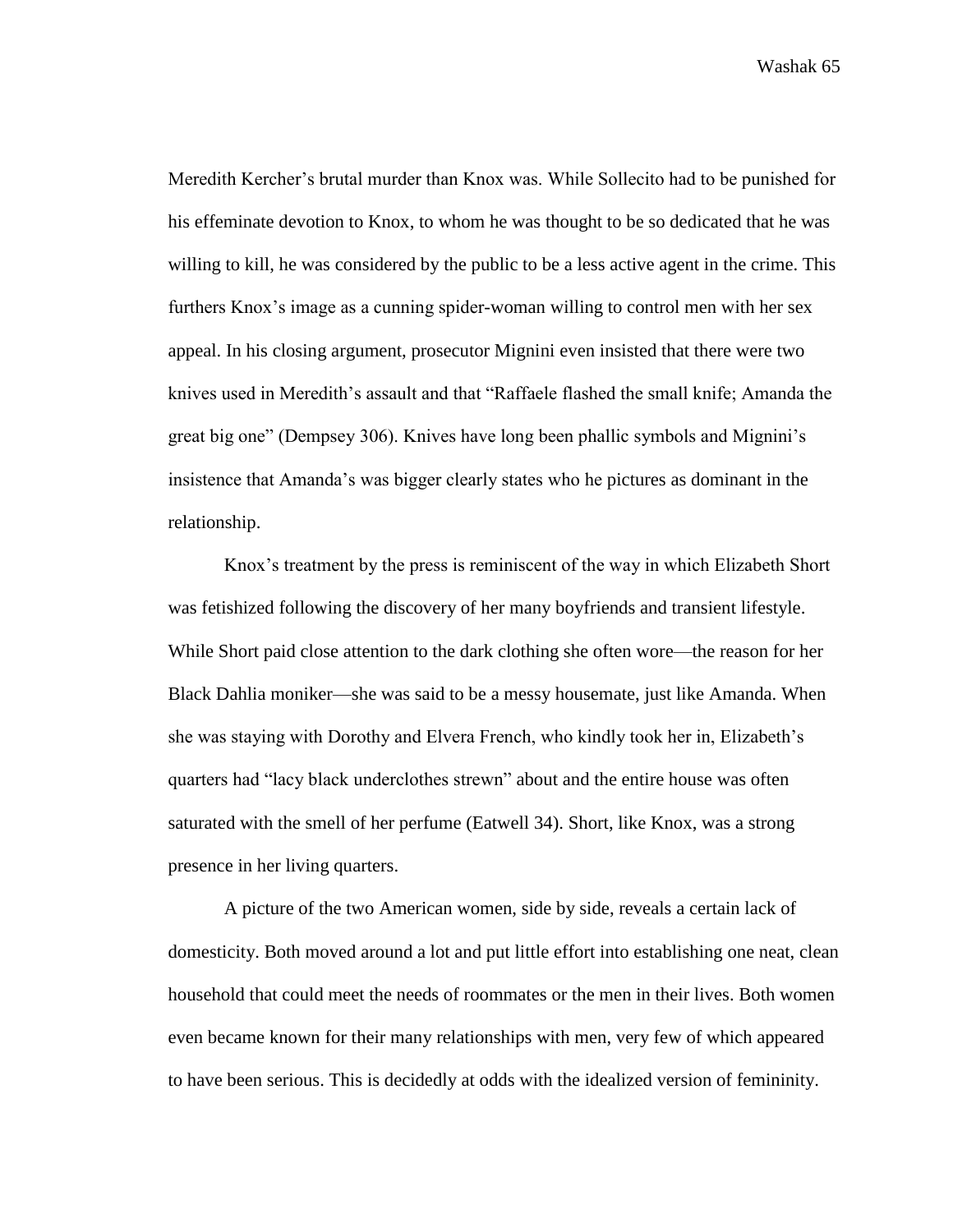Meredith Kercher's brutal murder than Knox was. While Sollecito had to be punished for his effeminate devotion to Knox, to whom he was thought to be so dedicated that he was willing to kill, he was considered by the public to be a less active agent in the crime. This furthers Knox's image as a cunning spider-woman willing to control men with her sex appeal. In his closing argument, prosecutor Mignini even insisted that there were two knives used in Meredith's assault and that "Raffaele flashed the small knife; Amanda the great big one" (Dempsey 306). Knives have long been phallic symbols and Mignini's insistence that Amanda's was bigger clearly states who he pictures as dominant in the relationship.

Knox's treatment by the press is reminiscent of the way in which Elizabeth Short was fetishized following the discovery of her many boyfriends and transient lifestyle. While Short paid close attention to the dark clothing she often wore—the reason for her Black Dahlia moniker—she was said to be a messy housemate, just like Amanda. When she was staying with Dorothy and Elvera French, who kindly took her in, Elizabeth's quarters had "lacy black underclothes strewn" about and the entire house was often saturated with the smell of her perfume (Eatwell 34). Short, like Knox, was a strong presence in her living quarters.

A picture of the two American women, side by side, reveals a certain lack of domesticity. Both moved around a lot and put little effort into establishing one neat, clean household that could meet the needs of roommates or the men in their lives. Both women even became known for their many relationships with men, very few of which appeared to have been serious. This is decidedly at odds with the idealized version of femininity.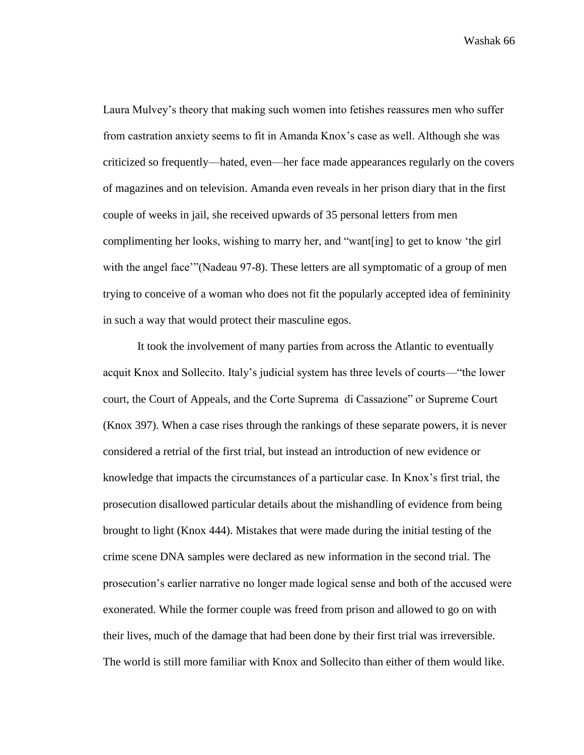Laura Mulvey's theory that making such women into fetishes reassures men who suffer from castration anxiety seems to fit in Amanda Knox's case as well. Although she was criticized so frequently—hated, even—her face made appearances regularly on the covers of magazines and on television. Amanda even reveals in her prison diary that in the first couple of weeks in jail, she received upwards of 35 personal letters from men complimenting her looks, wishing to marry her, and "want[ing] to get to know 'the girl with the angel face'"(Nadeau 97-8). These letters are all symptomatic of a group of men trying to conceive of a woman who does not fit the popularly accepted idea of femininity in such a way that would protect their masculine egos.

It took the involvement of many parties from across the Atlantic to eventually acquit Knox and Sollecito. Italy's judicial system has three levels of courts—"the lower court, the Court of Appeals, and the Corte Suprema di Cassazione" or Supreme Court (Knox 397). When a case rises through the rankings of these separate powers, it is never considered a retrial of the first trial, but instead an introduction of new evidence or knowledge that impacts the circumstances of a particular case. In Knox's first trial, the prosecution disallowed particular details about the mishandling of evidence from being brought to light (Knox 444). Mistakes that were made during the initial testing of the crime scene DNA samples were declared as new information in the second trial. The prosecution's earlier narrative no longer made logical sense and both of the accused were exonerated. While the former couple was freed from prison and allowed to go on with their lives, much of the damage that had been done by their first trial was irreversible. The world is still more familiar with Knox and Sollecito than either of them would like.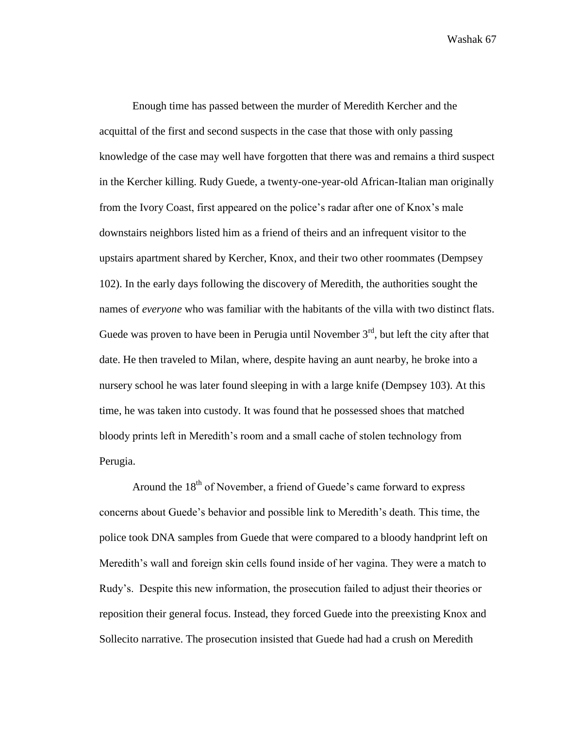Enough time has passed between the murder of Meredith Kercher and the acquittal of the first and second suspects in the case that those with only passing knowledge of the case may well have forgotten that there was and remains a third suspect in the Kercher killing. Rudy Guede, a twenty-one-year-old African-Italian man originally from the Ivory Coast, first appeared on the police's radar after one of Knox's male downstairs neighbors listed him as a friend of theirs and an infrequent visitor to the upstairs apartment shared by Kercher, Knox, and their two other roommates (Dempsey 102). In the early days following the discovery of Meredith, the authorities sought the names of *everyone* who was familiar with the habitants of the villa with two distinct flats. Guede was proven to have been in Perugia until November 3rd, but left the city after that date. He then traveled to Milan, where, despite having an aunt nearby, he broke into a nursery school he was later found sleeping in with a large knife (Dempsey 103). At this time, he was taken into custody. It was found that he possessed shoes that matched bloody prints left in Meredith's room and a small cache of stolen technology from Perugia.

Around the 18th of November, a friend of Guede's came forward to express concerns about Guede's behavior and possible link to Meredith's death. This time, the police took DNA samples from Guede that were compared to a bloody handprint left on Meredith's wall and foreign skin cells found inside of her vagina. They were a match to Rudy's. Despite this new information, the prosecution failed to adjust their theories or reposition their general focus. Instead, they forced Guede into the preexisting Knox and Sollecito narrative. The prosecution insisted that Guede had had a crush on Meredith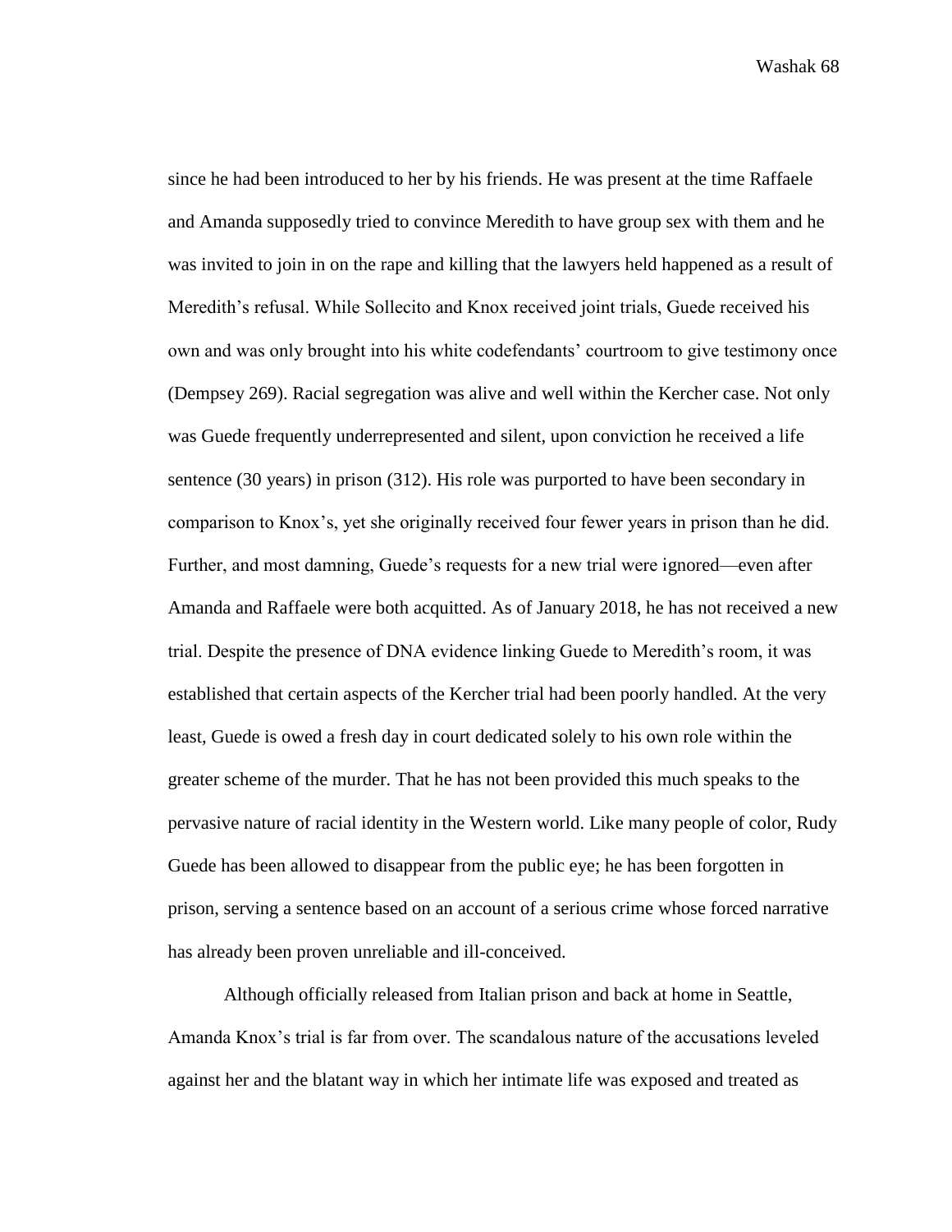since he had been introduced to her by his friends. He was present at the time Raffaele and Amanda supposedly tried to convince Meredith to have group sex with them and he was invited to join in on the rape and killing that the lawyers held happened as a result of Meredith's refusal. While Sollecito and Knox received joint trials, Guede received his own and was only brought into his white codefendants' courtroom to give testimony once (Dempsey 269). Racial segregation was alive and well within the Kercher case. Not only was Guede frequently underrepresented and silent, upon conviction he received a life sentence (30 years) in prison (312). His role was purported to have been secondary in comparison to Knox's, yet she originally received four fewer years in prison than he did. Further, and most damning, Guede's requests for a new trial were ignored—even after Amanda and Raffaele were both acquitted. As of January 2018, he has not received a new trial. Despite the presence of DNA evidence linking Guede to Meredith's room, it was established that certain aspects of the Kercher trial had been poorly handled. At the very least, Guede is owed a fresh day in court dedicated solely to his own role within the greater scheme of the murder. That he has not been provided this much speaks to the pervasive nature of racial identity in the Western world. Like many people of color, Rudy Guede has been allowed to disappear from the public eye; he has been forgotten in prison, serving a sentence based on an account of a serious crime whose forced narrative has already been proven unreliable and ill-conceived.

Although officially released from Italian prison and back at home in Seattle, Amanda Knox's trial is far from over. The scandalous nature of the accusations leveled against her and the blatant way in which her intimate life was exposed and treated as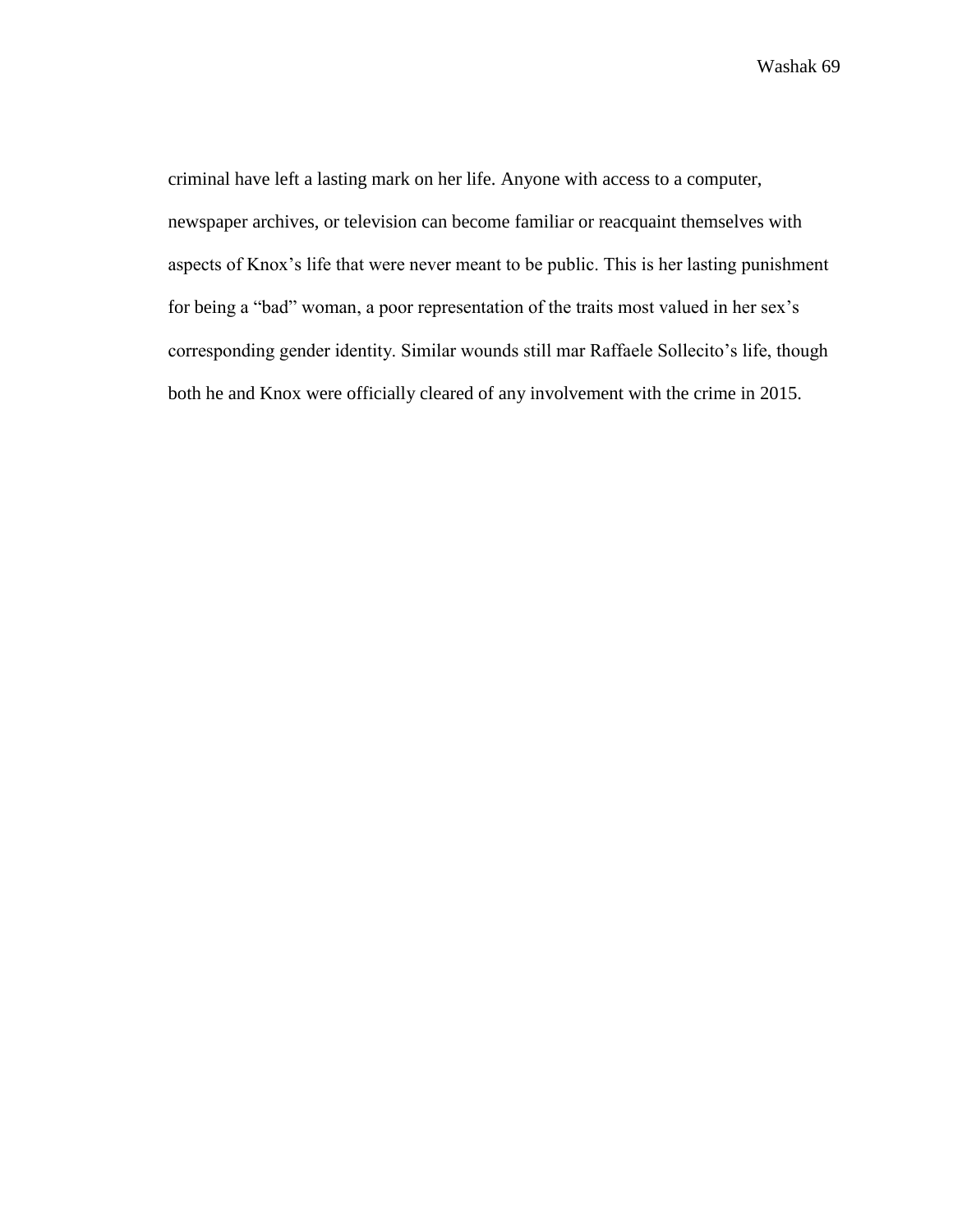criminal have left a lasting mark on her life. Anyone with access to a computer, newspaper archives, or television can become familiar or reacquaint themselves with aspects of Knox's life that were never meant to be public. This is her lasting punishment for being a "bad" woman, a poor representation of the traits most valued in her sex's corresponding gender identity. Similar wounds still mar Raffaele Sollecito's life, though both he and Knox were officially cleared of any involvement with the crime in 2015.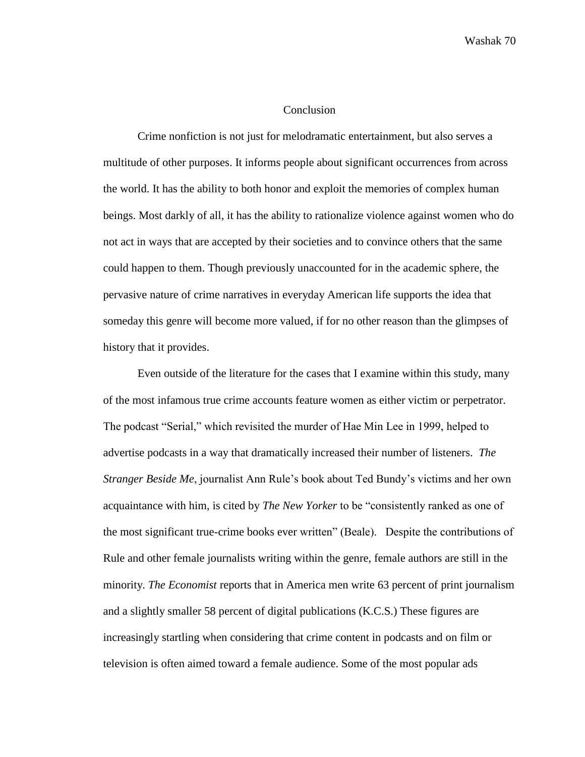## Conclusion

Crime nonfiction is not just for melodramatic entertainment, but also serves a multitude of other purposes. It informs people about significant occurrences from across the world. It has the ability to both honor and exploit the memories of complex human beings. Most darkly of all, it has the ability to rationalize violence against women who do not act in ways that are accepted by their societies and to convince others that the same could happen to them. Though previously unaccounted for in the academic sphere, the pervasive nature of crime narratives in everyday American life supports the idea that someday this genre will become more valued, if for no other reason than the glimpses of history that it provides.

Even outside of the literature for the cases that I examine within this study, many of the most infamous true crime accounts feature women as either victim or perpetrator. The podcast "Serial," which revisited the murder of Hae Min Lee in 1999, helped to advertise podcasts in a way that dramatically increased their number of listeners. *The Stranger Beside Me*, journalist Ann Rule's book about Ted Bundy's victims and her own acquaintance with him, is cited by *The New Yorker* to be "consistently ranked as one of the most significant true-crime books ever written" (Beale). Despite the contributions of Rule and other female journalists writing within the genre, female authors are still in the minority. *The Economist* reports that in America men write 63 percent of print journalism and a slightly smaller 58 percent of digital publications (K.C.S.) These figures are increasingly startling when considering that crime content in podcasts and on film or television is often aimed toward a female audience. Some of the most popular ads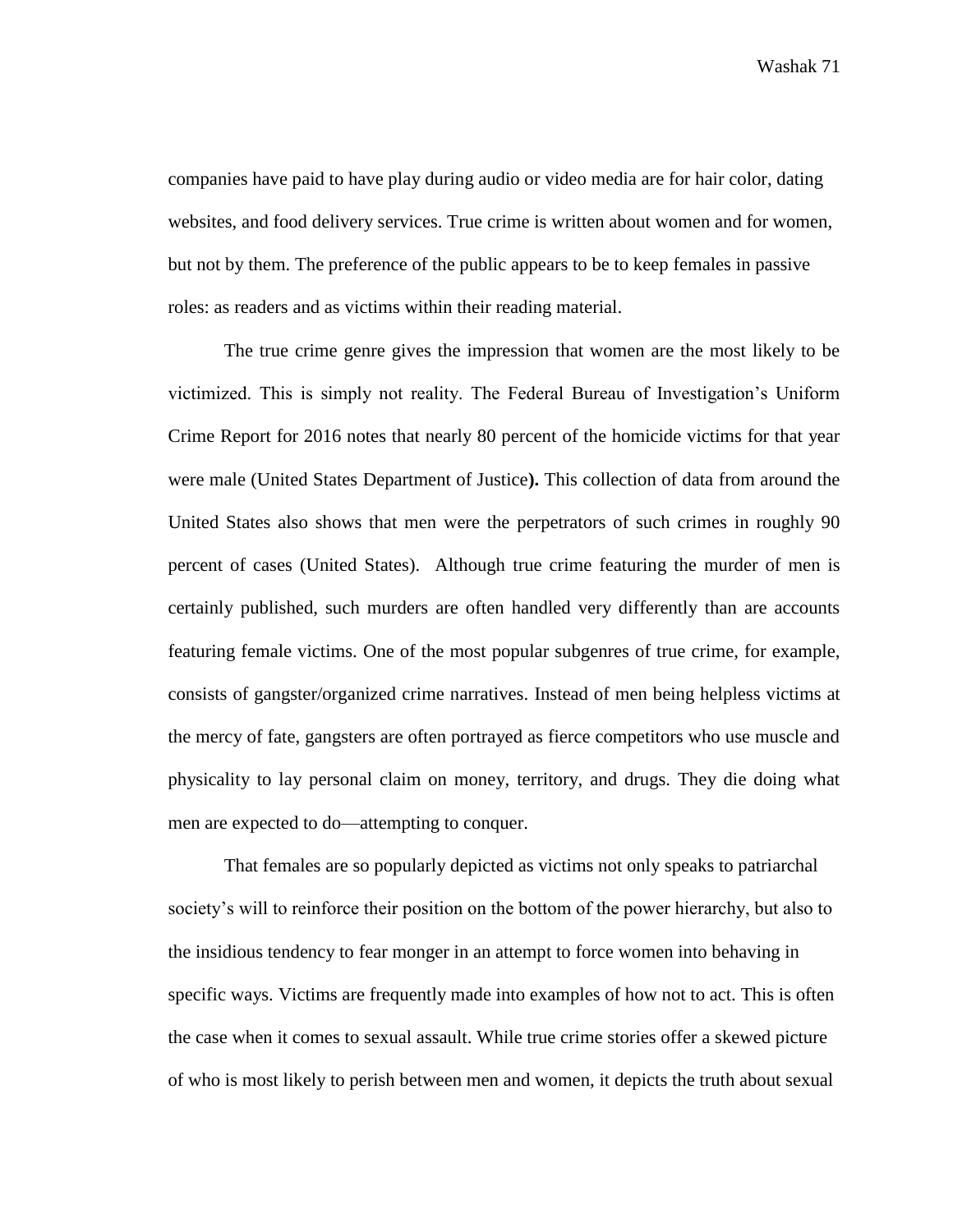companies have paid to have play during audio or video media are for hair color, dating websites, and food delivery services. True crime is written about women and for women, but not by them. The preference of the public appears to be to keep females in passive roles: as readers and as victims within their reading material.

The true crime genre gives the impression that women are the most likely to be victimized. This is simply not reality. The Federal Bureau of Investigation's Uniform Crime Report for 2016 notes that nearly 80 percent of the homicide victims for that year were male (United States Department of Justice**).** This collection of data from around the United States also shows that men were the perpetrators of such crimes in roughly 90 percent of cases (United States). Although true crime featuring the murder of men is certainly published, such murders are often handled very differently than are accounts featuring female victims. One of the most popular subgenres of true crime, for example, consists of gangster/organized crime narratives. Instead of men being helpless victims at the mercy of fate, gangsters are often portrayed as fierce competitors who use muscle and physicality to lay personal claim on money, territory, and drugs. They die doing what men are expected to do—attempting to conquer.

That females are so popularly depicted as victims not only speaks to patriarchal society's will to reinforce their position on the bottom of the power hierarchy, but also to the insidious tendency to fear monger in an attempt to force women into behaving in specific ways. Victims are frequently made into examples of how not to act. This is often the case when it comes to sexual assault. While true crime stories offer a skewed picture of who is most likely to perish between men and women, it depicts the truth about sexual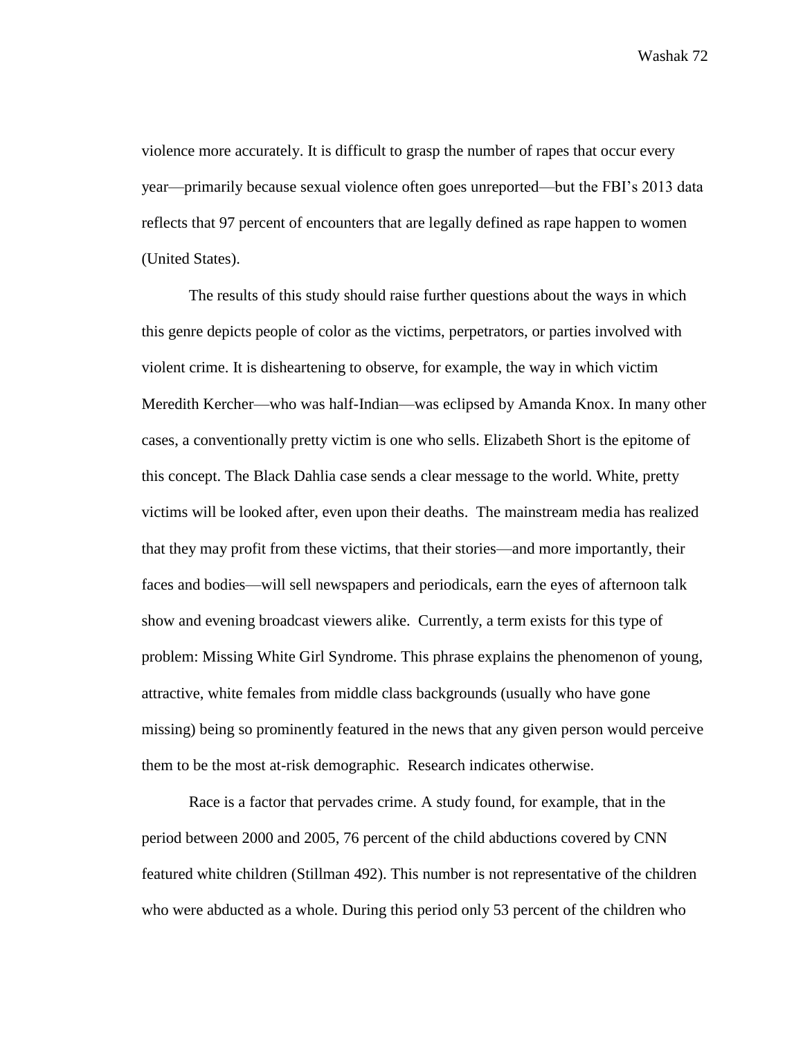violence more accurately. It is difficult to grasp the number of rapes that occur every year—primarily because sexual violence often goes unreported—but the FBI's 2013 data reflects that 97 percent of encounters that are legally defined as rape happen to women (United States).

The results of this study should raise further questions about the ways in which this genre depicts people of color as the victims, perpetrators, or parties involved with violent crime. It is disheartening to observe, for example, the way in which victim Meredith Kercher—who was half-Indian—was eclipsed by Amanda Knox. In many other cases, a conventionally pretty victim is one who sells. Elizabeth Short is the epitome of this concept. The Black Dahlia case sends a clear message to the world. White, pretty victims will be looked after, even upon their deaths. The mainstream media has realized that they may profit from these victims, that their stories—and more importantly, their faces and bodies—will sell newspapers and periodicals, earn the eyes of afternoon talk show and evening broadcast viewers alike. Currently, a term exists for this type of problem: Missing White Girl Syndrome. This phrase explains the phenomenon of young, attractive, white females from middle class backgrounds (usually who have gone missing) being so prominently featured in the news that any given person would perceive them to be the most at-risk demographic. Research indicates otherwise.

Race is a factor that pervades crime. A study found, for example, that in the period between 2000 and 2005, 76 percent of the child abductions covered by CNN featured white children (Stillman 492). This number is not representative of the children who were abducted as a whole. During this period only 53 percent of the children who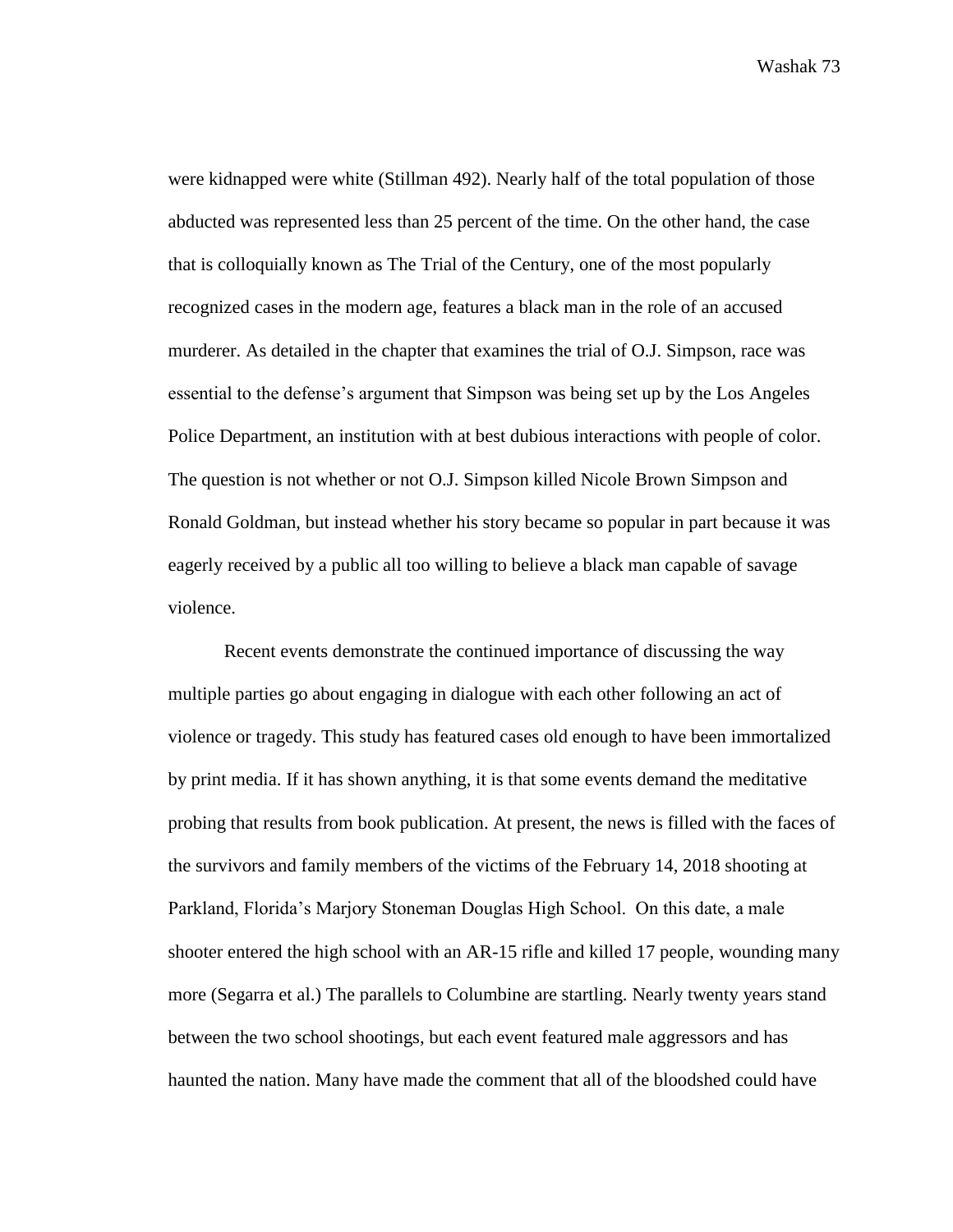were kidnapped were white (Stillman 492). Nearly half of the total population of those abducted was represented less than 25 percent of the time. On the other hand, the case that is colloquially known as The Trial of the Century, one of the most popularly recognized cases in the modern age, features a black man in the role of an accused murderer. As detailed in the chapter that examines the trial of O.J. Simpson, race was essential to the defense's argument that Simpson was being set up by the Los Angeles Police Department, an institution with at best dubious interactions with people of color. The question is not whether or not O.J. Simpson killed Nicole Brown Simpson and Ronald Goldman, but instead whether his story became so popular in part because it was eagerly received by a public all too willing to believe a black man capable of savage violence.

Recent events demonstrate the continued importance of discussing the way multiple parties go about engaging in dialogue with each other following an act of violence or tragedy. This study has featured cases old enough to have been immortalized by print media. If it has shown anything, it is that some events demand the meditative probing that results from book publication. At present, the news is filled with the faces of the survivors and family members of the victims of the February 14, 2018 shooting at Parkland, Florida's Marjory Stoneman Douglas High School. On this date, a male shooter entered the high school with an AR-15 rifle and killed 17 people, wounding many more (Segarra et al.) The parallels to Columbine are startling. Nearly twenty years stand between the two school shootings, but each event featured male aggressors and has haunted the nation. Many have made the comment that all of the bloodshed could have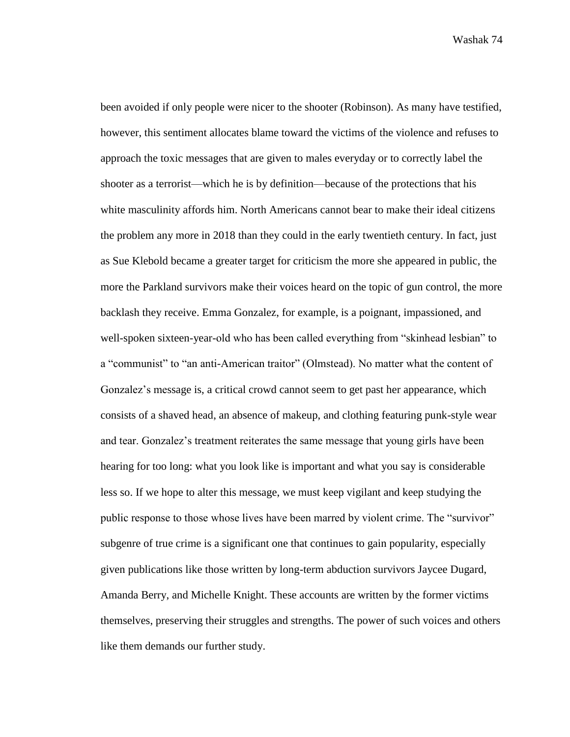been avoided if only people were nicer to the shooter (Robinson). As many have testified, however, this sentiment allocates blame toward the victims of the violence and refuses to approach the toxic messages that are given to males everyday or to correctly label the shooter as a terrorist—which he is by definition—because of the protections that his white masculinity affords him. North Americans cannot bear to make their ideal citizens the problem any more in 2018 than they could in the early twentieth century. In fact, just as Sue Klebold became a greater target for criticism the more she appeared in public, the more the Parkland survivors make their voices heard on the topic of gun control, the more backlash they receive. Emma Gonzalez, for example, is a poignant, impassioned, and well-spoken sixteen-year-old who has been called everything from "skinhead lesbian" to a "communist" to "an anti-American traitor" (Olmstead). No matter what the content of Gonzalez's message is, a critical crowd cannot seem to get past her appearance, which consists of a shaved head, an absence of makeup, and clothing featuring punk-style wear and tear. Gonzalez's treatment reiterates the same message that young girls have been hearing for too long: what you look like is important and what you say is considerable less so. If we hope to alter this message, we must keep vigilant and keep studying the public response to those whose lives have been marred by violent crime. The "survivor" subgenre of true crime is a significant one that continues to gain popularity, especially given publications like those written by long-term abduction survivors Jaycee Dugard, Amanda Berry, and Michelle Knight. These accounts are written by the former victims themselves, preserving their struggles and strengths. The power of such voices and others like them demands our further study.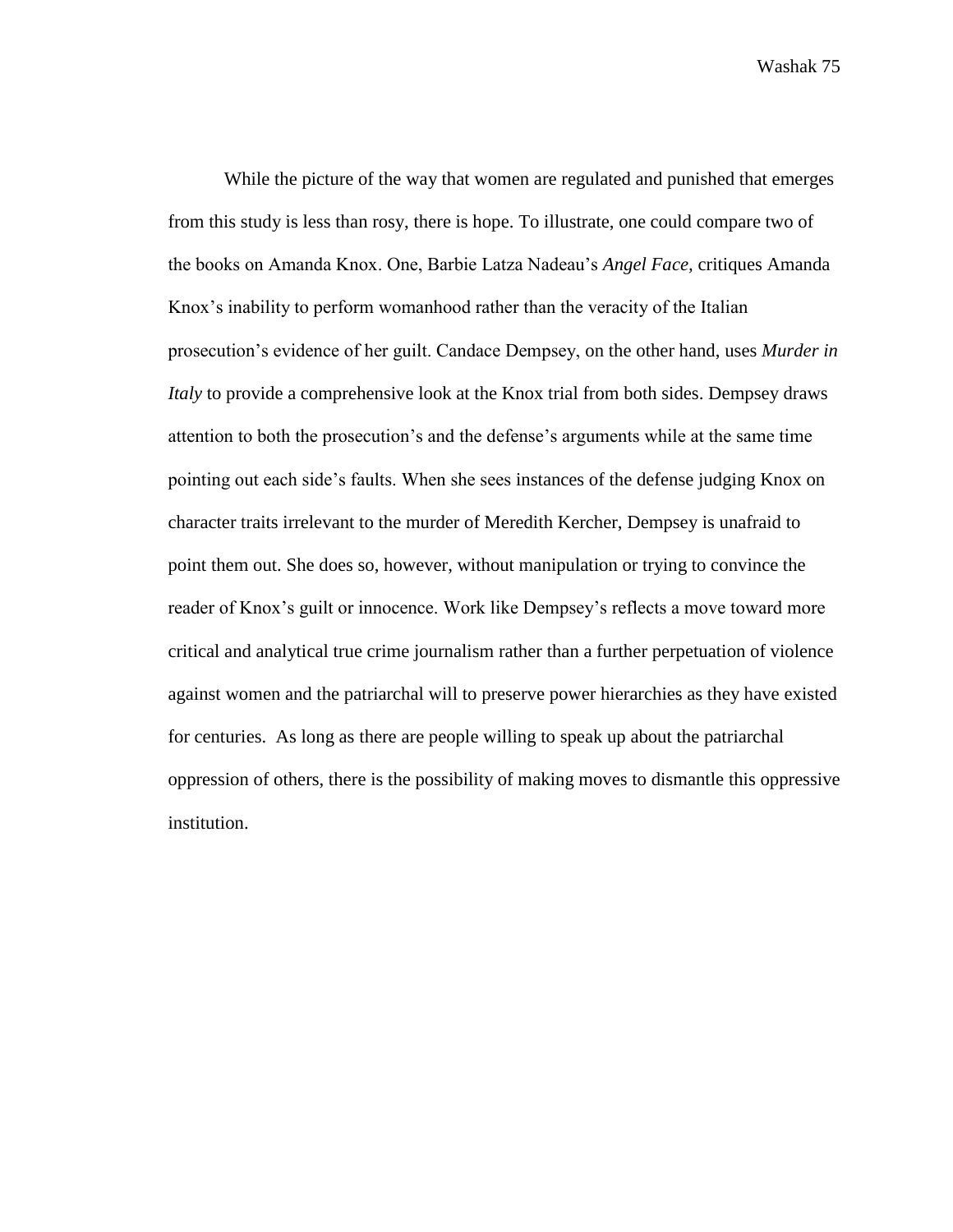While the picture of the way that women are regulated and punished that emerges from this study is less than rosy, there is hope. To illustrate, one could compare two of the books on Amanda Knox. One, Barbie Latza Nadeau's *Angel Face,* critiques Amanda Knox's inability to perform womanhood rather than the veracity of the Italian prosecution's evidence of her guilt. Candace Dempsey, on the other hand, uses *Murder in Italy* to provide a comprehensive look at the Knox trial from both sides. Dempsey draws attention to both the prosecution's and the defense's arguments while at the same time pointing out each side's faults. When she sees instances of the defense judging Knox on character traits irrelevant to the murder of Meredith Kercher, Dempsey is unafraid to point them out. She does so, however, without manipulation or trying to convince the reader of Knox's guilt or innocence. Work like Dempsey's reflects a move toward more critical and analytical true crime journalism rather than a further perpetuation of violence against women and the patriarchal will to preserve power hierarchies as they have existed for centuries. As long as there are people willing to speak up about the patriarchal oppression of others, there is the possibility of making moves to dismantle this oppressive institution.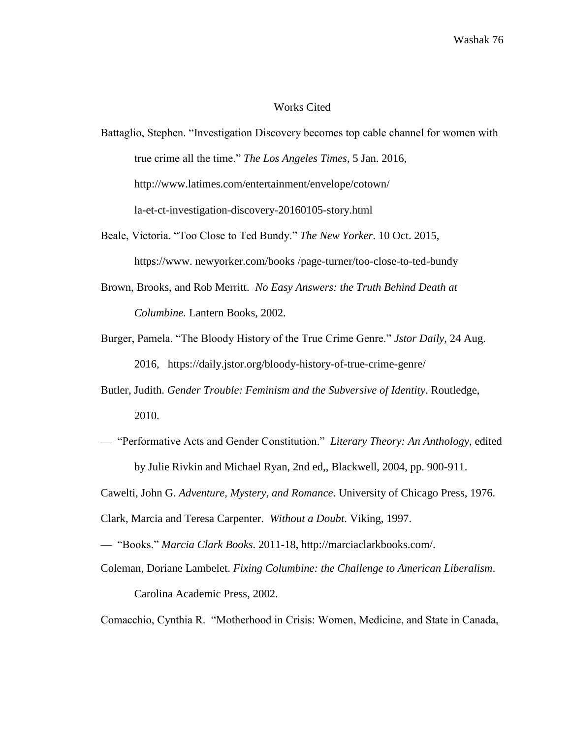# Works Cited

Battaglio, Stephen. "Investigation Discovery becomes top cable channel for women with true crime all the time." *The Los Angeles Times*, 5 Jan. 2016, http://www.latimes.com/entertainment/envelope/cotown/ la-et-ct-investigation-discovery-20160105-story.html

Beale, Victoria. "Too Close to Ted Bundy." *The New Yorker*. 10 Oct. 2015, https://www. newyorker.com/books /page-turner/too-close-to-ted-bundy

Brown, Brooks, and Rob Merritt. *No Easy Answers: the Truth Behind Death at Columbine.* Lantern Books, 2002.

Burger, Pamela. "The Bloody History of the True Crime Genre." *Jstor Daily,* 24 Aug. 2016, https://daily.jstor.org/bloody-history-of-true-crime-genre/

Butler, Judith. *Gender Trouble: Feminism and the Subversive of Identity*. Routledge, 2010.

— "Performative Acts and Gender Constitution." *Literary Theory: An Anthology,* edited by Julie Rivkin and Michael Ryan, 2nd ed,, Blackwell, 2004, pp. 900-911.

Cawelti, John G. *Adventure, Mystery, and Romance*. University of Chicago Press, 1976.

Clark, Marcia and Teresa Carpenter. *Without a Doubt*. Viking, 1997.

— "Books." *Marcia Clark Books*. 2011-18, http://marciaclarkbooks.com/.

Coleman, Doriane Lambelet. *Fixing Columbine: the Challenge to American Liberalism*. Carolina Academic Press, 2002.

Comacchio, Cynthia R. "Motherhood in Crisis: Women, Medicine, and State in Canada,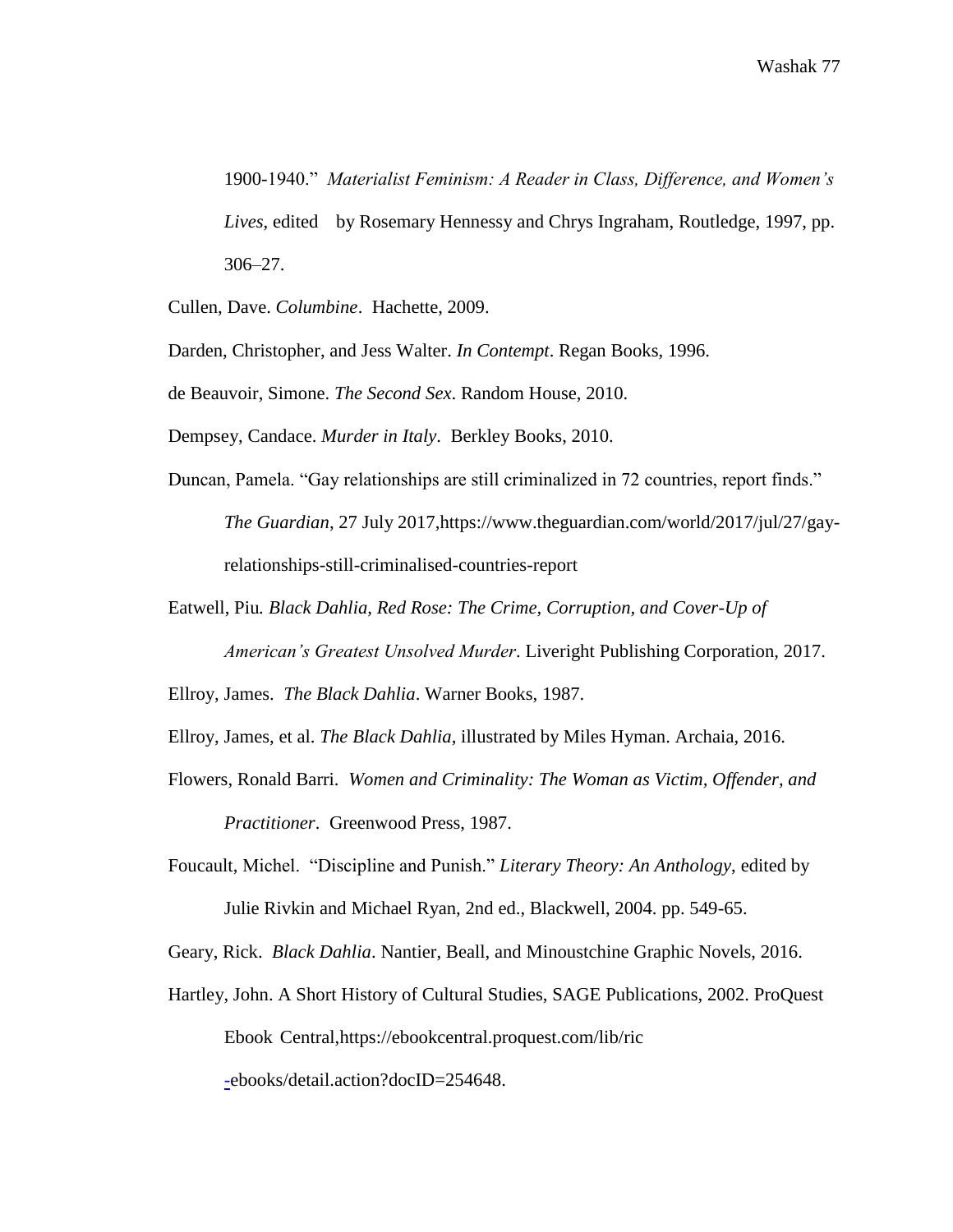1900-1940." *Materialist Feminism: A Reader in Class, Difference, and Women's Lives*, edited by Rosemary Hennessy and Chrys Ingraham, Routledge, 1997, pp. 306–27.

Cullen, Dave. *Columbine*. Hachette, 2009.

Darden, Christopher, and Jess Walter. *In Contempt*. Regan Books, 1996.

de Beauvoir, Simone. *The Second Sex*. Random House, 2010.

Dempsey, Candace. *Murder in Italy*. Berkley Books, 2010.

Duncan, Pamela. "Gay relationships are still criminalized in 72 countries, report finds." *The Guardian*, 27 July 2017,https://www.theguardian.com/world/2017/jul/27/gay-relationships-still-criminalised-countries-report

Eatwell, Piu. *Black Dahlia, Red Rose: The Crime, Corruption, and Cover-Up of American's Greatest Unsolved Murder*. Liveright Publishing Corporation, 2017.

Ellroy, James. *The Black Dahlia*. Warner Books, 1987.

Ellroy, James, et al. *The Black Dahlia*, illustrated by Miles Hyman. Archaia, 2016.

Flowers, Ronald Barri. *Women and Criminality: The Woman as Victim, Offender, and Practitioner*. Greenwood Press, 1987.

Foucault, Michel. "Discipline and Punish." *Literary Theory: An Anthology*, edited by Julie Rivkin and Michael Ryan, 2nd ed., Blackwell, 2004. pp. 549-65.

Geary, Rick. *Black Dahlia*. Nantier, Beall, and Minoustchine Graphic Novels, 2016.

Hartley, John. A Short History of Cultural Studies, SAGE Publications, 2002. ProQuest Ebook Central,https://ebookcentral.proquest.com/lib/ric-ebooks/detail.action?docID=254648.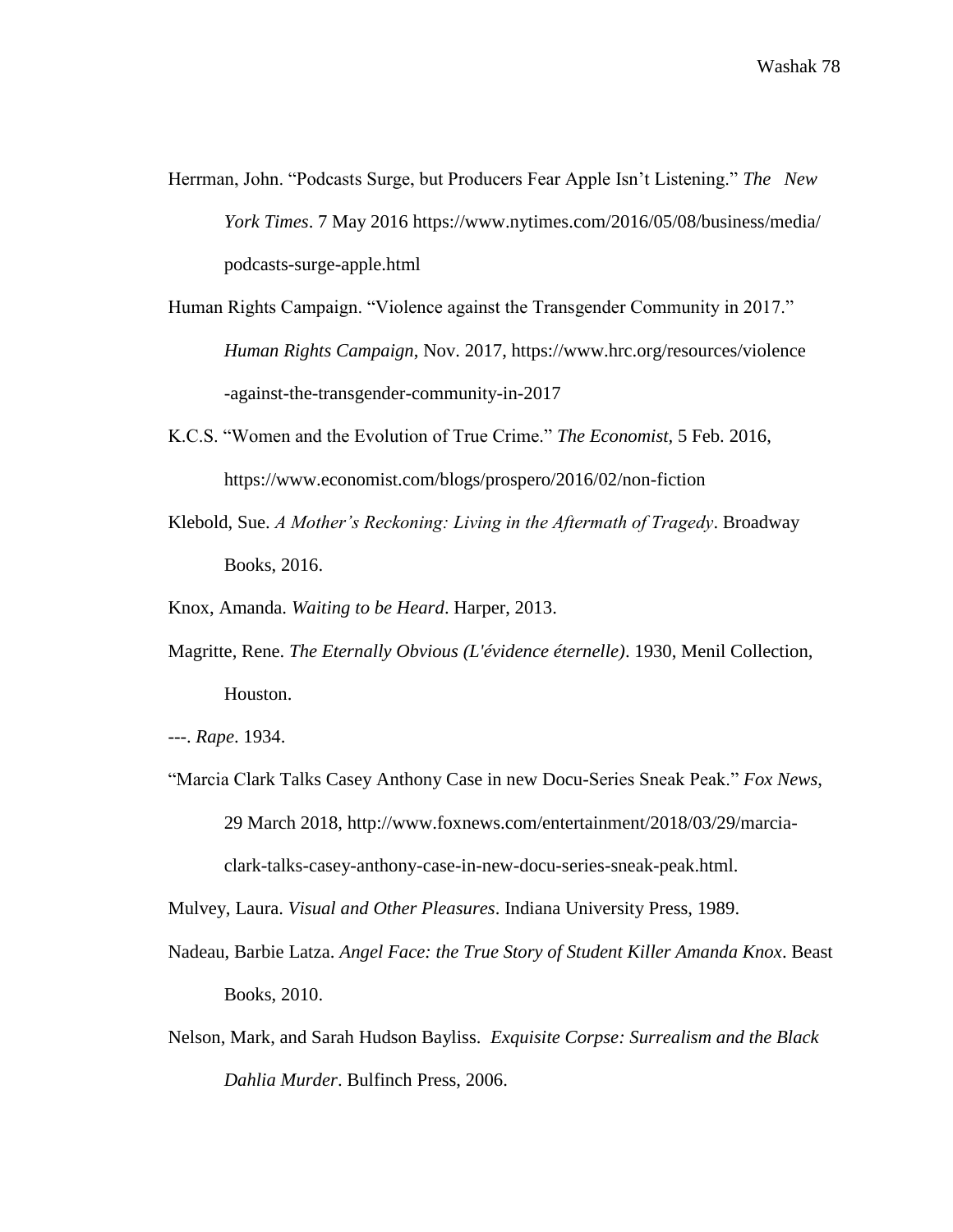Herrman, John. "Podcasts Surge, but Producers Fear Apple Isn't Listening." *The New York Times*. 7 May 2016 https://www.nytimes.com/2016/05/08/business/media/podcasts-surge-apple.html

Human Rights Campaign. "Violence against the Transgender Community in 2017." *Human Rights Campaign*, Nov. 2017, https://www.hrc.org/resources/violence-against-the-transgender-community-in-2017

K.C.S. "Women and the Evolution of True Crime." *The Economist*, 5 Feb. 2016, https://www.economist.com/blogs/prospero/2016/02/non-fiction

Klebold, Sue. *A Mother's Reckoning: Living in the Aftermath of Tragedy*. Broadway Books, 2016.

Knox, Amanda. *Waiting to be Heard*. Harper, 2013.

Magritte, Rene. *The Eternally Obvious (L'évidence éternelle)*. 1930, Menil Collection, Houston.

---. *Rape*. 1934.

"Marcia Clark Talks Casey Anthony Case in new Docu-Series Sneak Peak." *Fox News*, 29 March 2018, http://www.foxnews.com/entertainment/2018/03/29/marcia-clark-talks-casey-anthony-case-in-new-docu-series-sneak-peak.html.

Mulvey, Laura. *Visual and Other Pleasures*. Indiana University Press, 1989.

Nadeau, Barbie Latza. *Angel Face: the True Story of Student Killer Amanda Knox*. Beast Books, 2010.

Nelson, Mark, and Sarah Hudson Bayliss. *Exquisite Corpse: Surrealism and the Black Dahlia Murder*. Bulfinch Press, 2006.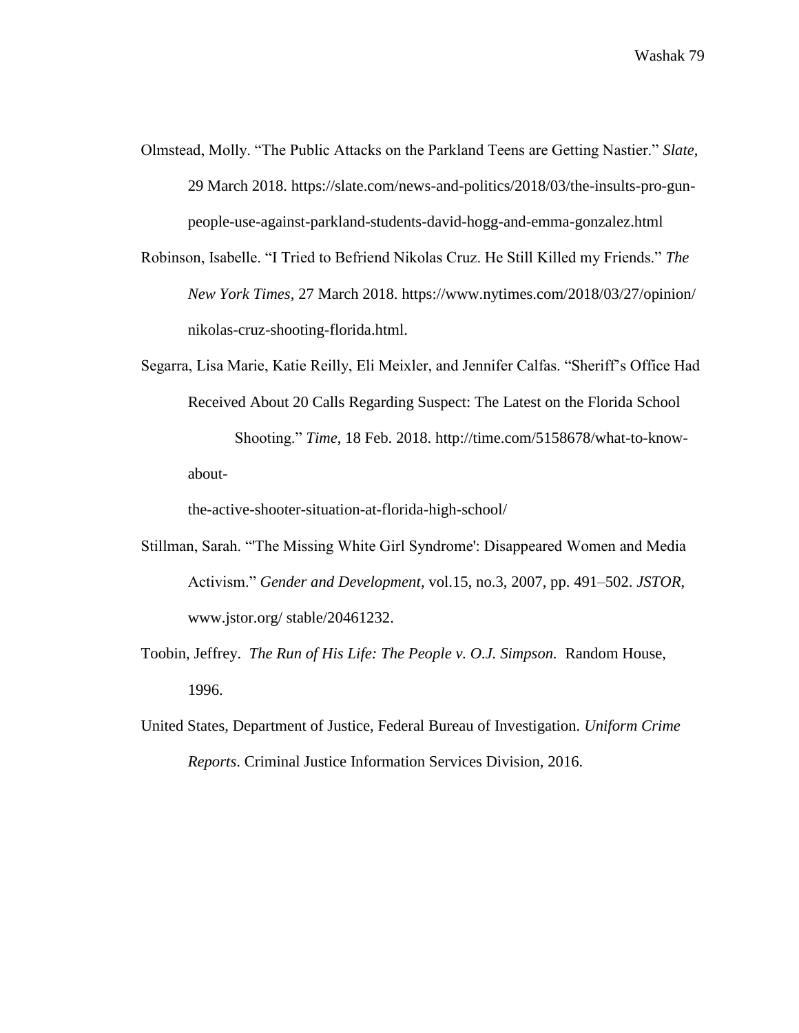Olmstead, Molly. "The Public Attacks on the Parkland Teens are Getting Nastier." *Slate*, 29 March 2018. https://slate.com/news-and-politics/2018/03/the-insults-pro-gun-people-use-against-parkland-students-david-hogg-and-emma-gonzalez.html

Robinson, Isabelle. "I Tried to Befriend Nikolas Cruz. He Still Killed my Friends." *The New York Times*, 27 March 2018. https://www.nytimes.com/2018/03/27/opinion/nikolas-cruz-shooting-florida.html.

Segarra, Lisa Marie, Katie Reilly, Eli Meixler, and Jennifer Calfas. "Sheriff's Office Had Received About 20 Calls Regarding Suspect: The Latest on the Florida School Shooting." *Time*, 18 Feb. 2018. http://time.com/5158678/what-to-know-about-the-active-shooter-situation-at-florida-high-school/

Stillman, Sarah. "'The Missing White Girl Syndrome': Disappeared Women and Media Activism." *Gender and Development*, vol.15, no.3, 2007, pp. 491–502. *JSTOR*, www.jstor.org/ stable/20461232.

Toobin, Jeffrey. *The Run of His Life: The People v. O.J. Simpson.* Random House, 1996.

United States, Department of Justice, Federal Bureau of Investigation. *Uniform Crime Reports*. Criminal Justice Information Services Division, 2016.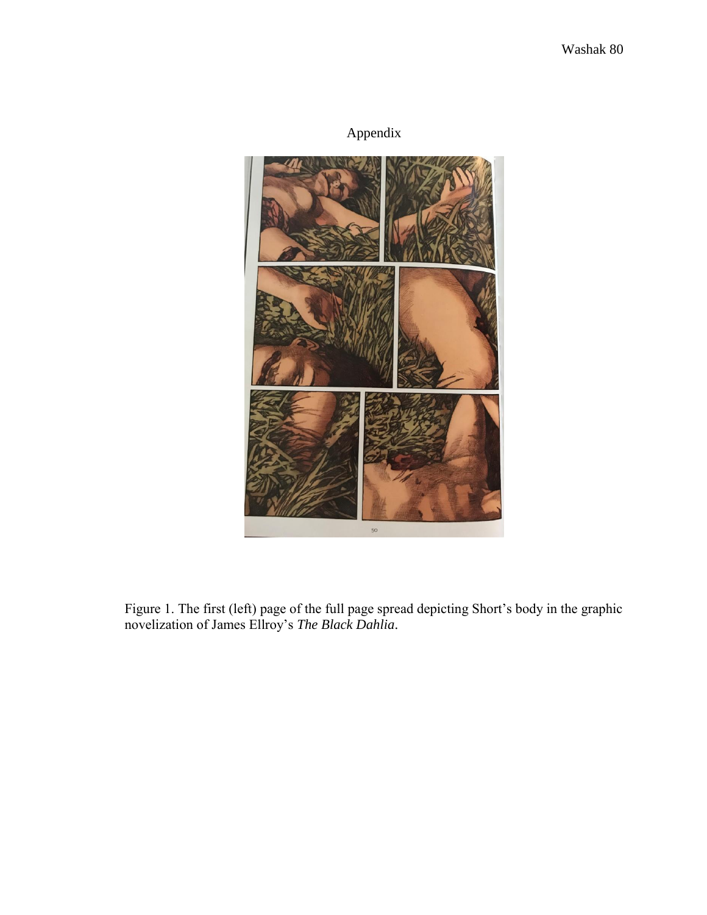# Appendix

Figure 1. The first (left) page of the full page spread depicting Short's body in the graphic novelization of James Ellroy's *The Black Dahlia*.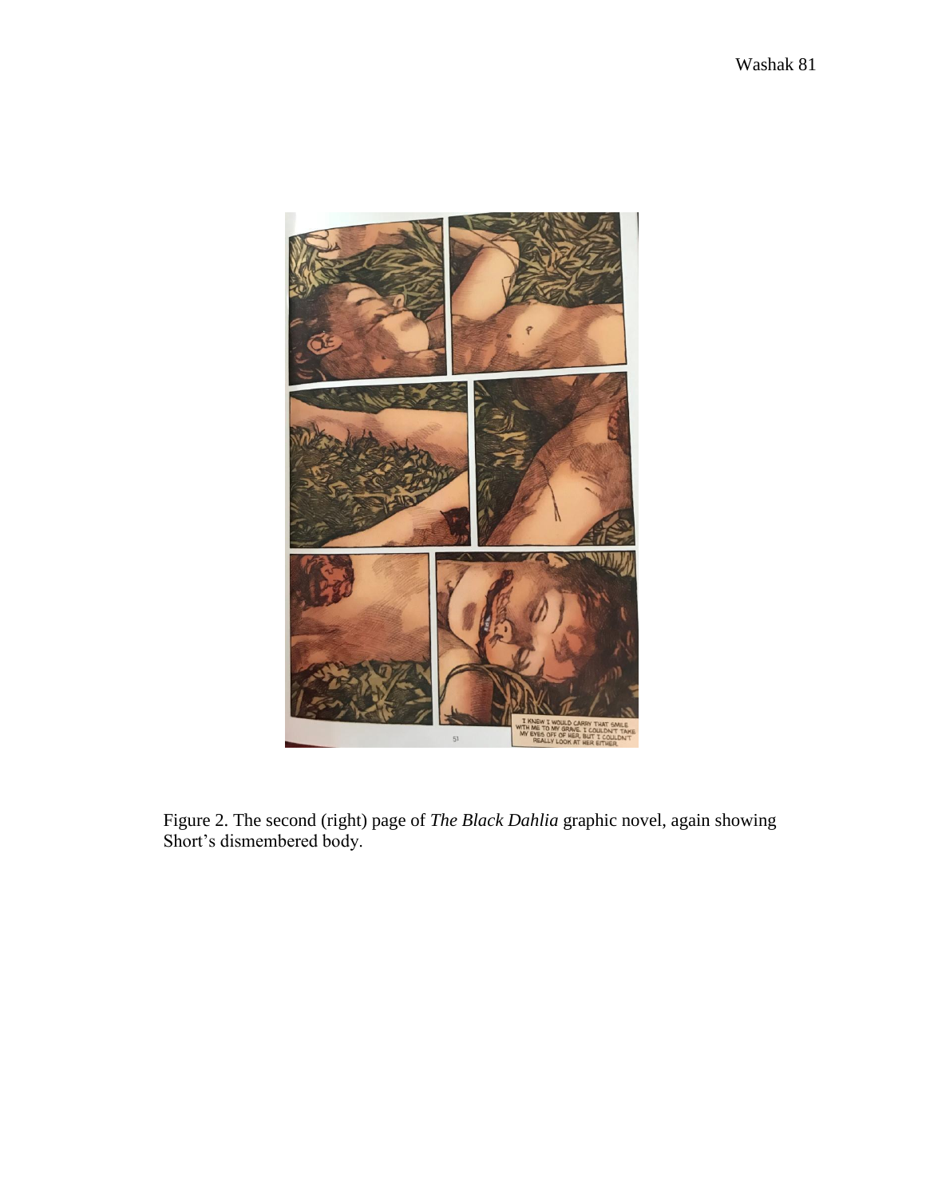Figure 2. The second (right) page of *The Black Dahlia* graphic novel, again showing Short's dismembered body.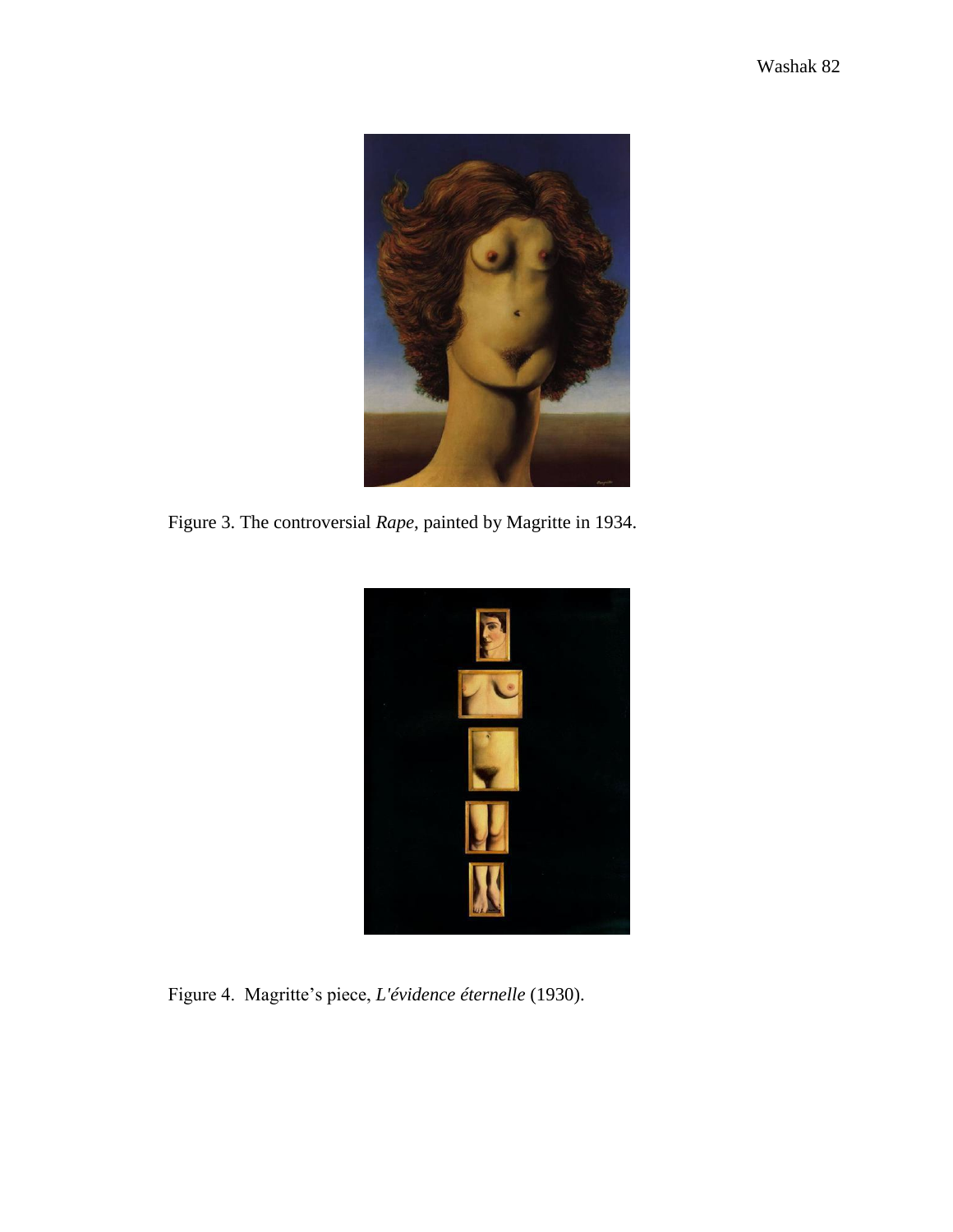Figure 3. The controversial *Rape*, painted by Magritte in 1934.

Figure 4.  Magritte's piece, *L'évidence éternelle* (1930).